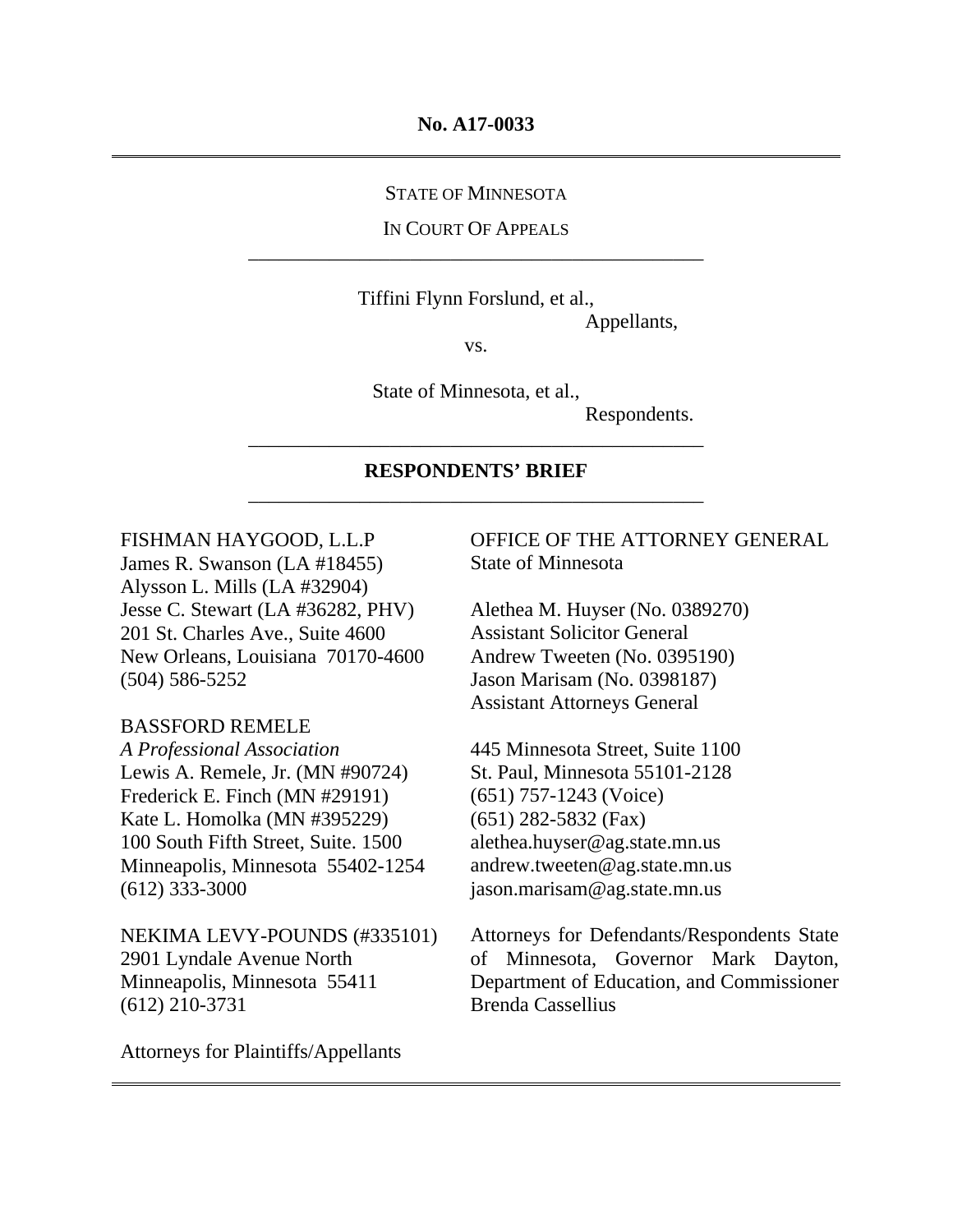**No. A17-0033**

---

STATE OF MINNESOTA

IN COURT OF APPEALS

---

Tiffini Flynn Forslund, et al.,

Appellants,

vs.

State of Minnesota, et al.,

Respondents.

---

**RESPONDENTS' BRIEF**

---

FISHMAN HAYGOOD, L.L.P
James R. Swanson (LA #18455)
Alysson L. Mills (LA #32904)
Jesse C. Stewart (LA #36282, PHV)
201 St. Charles Ave., Suite 4600
New Orleans, Louisiana 70170-4600
(504) 586-5252

BASSFORD REMELE
*A Professional Association*
Lewis A. Remele, Jr. (MN #90724)
Frederick E. Finch (MN #29191)
Kate L. Homolka (MN #395229)
100 South Fifth Street, Suite. 1500
Minneapolis, Minnesota 55402-1254
(612) 333-3000

NEKIMA LEVY-POUNDS (#335101)
2901 Lyndale Avenue North
Minneapolis, Minnesota 55411
(612) 210-3731

Attorneys for Plaintiffs/Appellants

OFFICE OF THE ATTORNEY GENERAL
State of Minnesota

Alethea M. Huyser (No. 0389270)
Assistant Solicitor General
Andrew Tweeten (No. 0395190)
Jason Marisam (No. 0398187)
Assistant Attorneys General

445 Minnesota Street, Suite 1100
St. Paul, Minnesota 55101-2128
(651) 757-1243 (Voice)
(651) 282-5832 (Fax)
alethea.huyser@ag.state.mn.us
andrew.tweeten@ag.state.mn.us
jason.marisam@ag.state.mn.us

Attorneys for Defendants/Respondents State of Minnesota, Governor Mark Dayton, Department of Education, and Commissioner Brenda Cassellius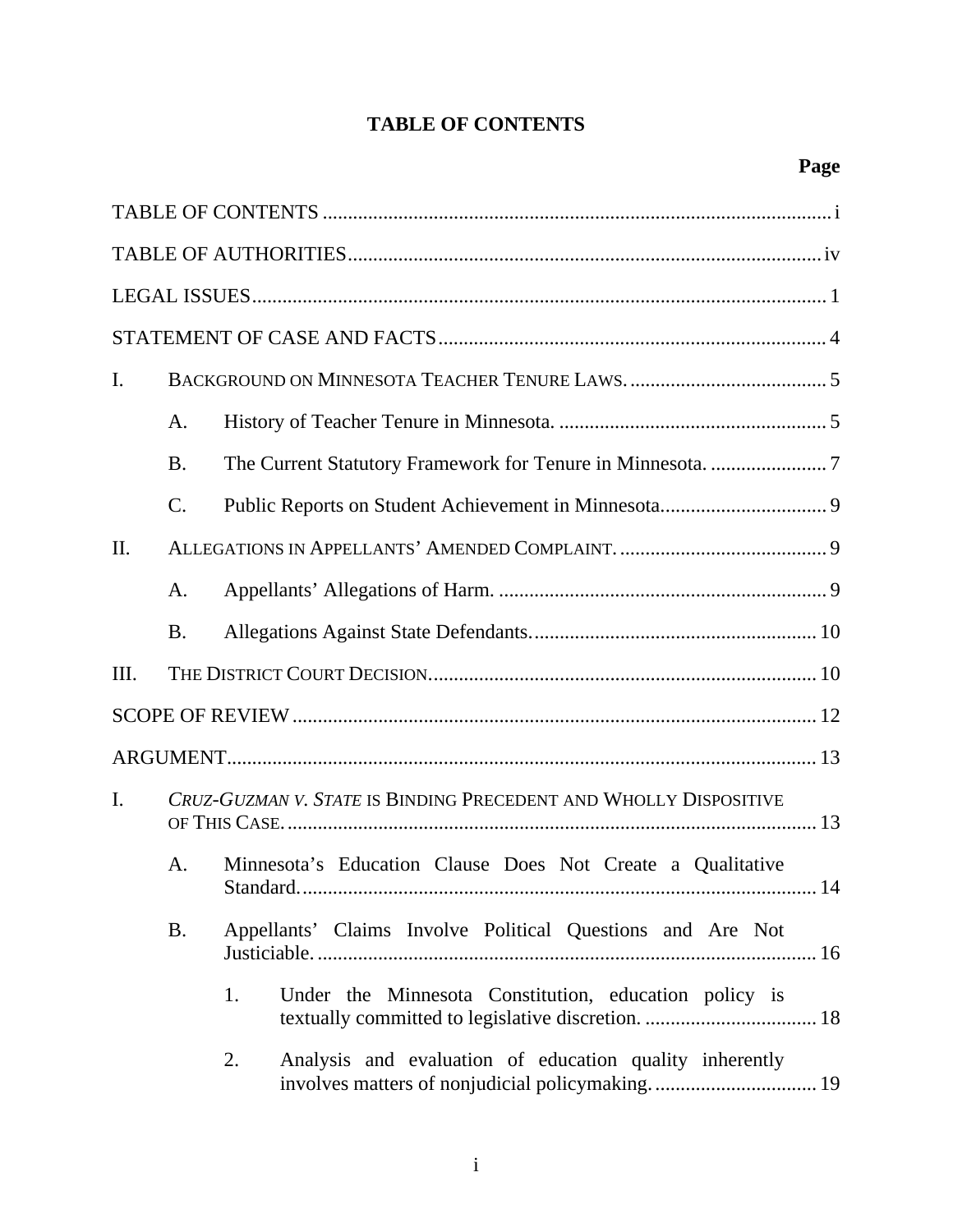# TABLE OF CONTENTS

**Page**

TABLE OF CONTENTS ..................................................................................................... i

TABLE OF AUTHORITIES .............................................................................................. iv

LEGAL ISSUES ................................................................................................................. 1

STATEMENT OF CASE AND FACTS ............................................................................ 4

I. BACKGROUND ON MINNESOTA TEACHER TENURE LAWS. ....................................... 5

- A. History of Teacher Tenure in Minnesota. ..................................................... 5
- B. The Current Statutory Framework for Tenure in Minnesota. ....................... 7
- C. Public Reports on Student Achievement in Minnesota................................. 9

II. ALLEGATIONS IN APPELLANTS' AMENDED COMPLAINT. ......................................... 9

- A. Appellants' Allegations of Harm. ................................................................. 9
- B. Allegations Against State Defendants. ........................................................ 10

III. THE DISTRICT COURT DECISION. ............................................................................ 10

SCOPE OF REVIEW ....................................................................................................... 12

ARGUMENT .................................................................................................................... 13

I. *CRUZ-GUZMAN V. STATE* IS BINDING PRECEDENT AND WHOLLY DISPOSITIVE OF THIS CASE. ......................................................................................................... 13

- A. Minnesota's Education Clause Does Not Create a Qualitative Standard. ...................................................................................................... 14
- B. Appellants' Claims Involve Political Questions and Are Not Justiciable. .................................................................................................. 16
  1. Under the Minnesota Constitution, education policy is textually committed to legislative discretion. .................................. 18
  2. Analysis and evaluation of education quality inherently involves matters of nonjudicial policymaking. ................................ 19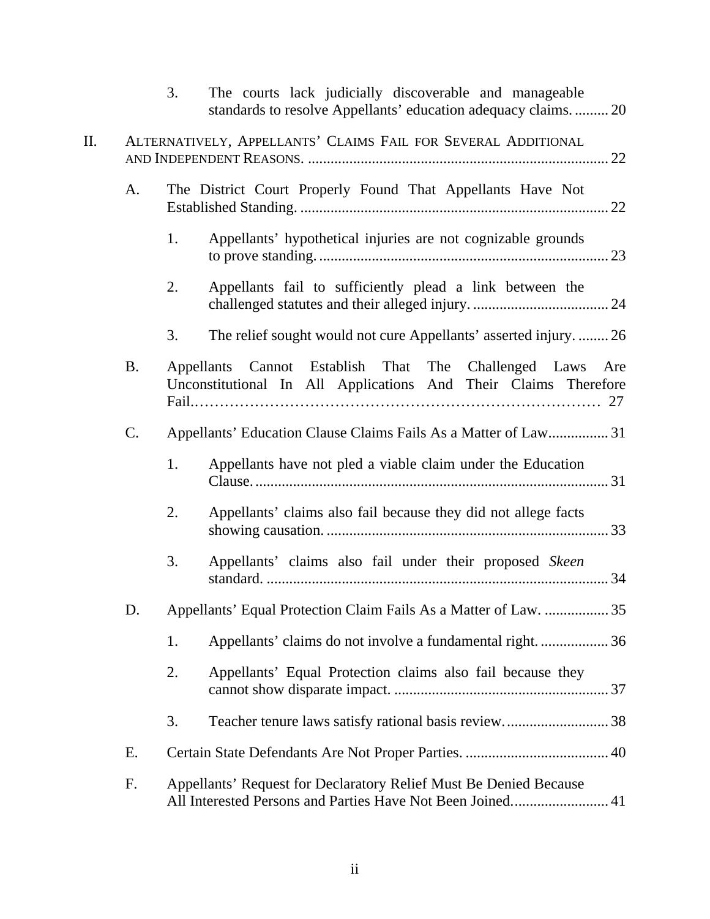3. The courts lack judicially discoverable and manageable standards to resolve Appellants' education adequacy claims. ......... 20

II. ALTERNATIVELY, APPELLANTS' CLAIMS FAIL FOR SEVERAL ADDITIONAL AND INDEPENDENT REASONS. ............................................................................... 22

A. The District Court Properly Found That Appellants Have Not Established Standing. ................................................................................. 22

1. Appellants' hypothetical injuries are not cognizable grounds to prove standing. ............................................................................ 23

2. Appellants fail to sufficiently plead a link between the challenged statutes and their alleged injury. .................................... 24

3. The relief sought would not cure Appellants' asserted injury. ........ 26

B. Appellants Cannot Establish That The Challenged Laws Are Unconstitutional In All Applications And Their Claims Therefore Fail.…………………………………………………………………… 27

C. Appellants' Education Clause Claims Fails As a Matter of Law................ 31

1. Appellants have not pled a viable claim under the Education Clause. ............................................................................................. 31

2. Appellants' claims also fail because they did not allege facts showing causation. .......................................................................... 33

3. Appellants' claims also fail under their proposed *Skeen* standard. .......................................................................................... 34

D. Appellants' Equal Protection Claim Fails As a Matter of Law. ................. 35

1. Appellants' claims do not involve a fundamental right. .................. 36

2. Appellants' Equal Protection claims also fail because they cannot show disparate impact. ......................................................... 37

3. Teacher tenure laws satisfy rational basis review. ........................... 38

E. Certain State Defendants Are Not Proper Parties. ...................................... 40

F. Appellants' Request for Declaratory Relief Must Be Denied Because All Interested Persons and Parties Have Not Been Joined......................... 41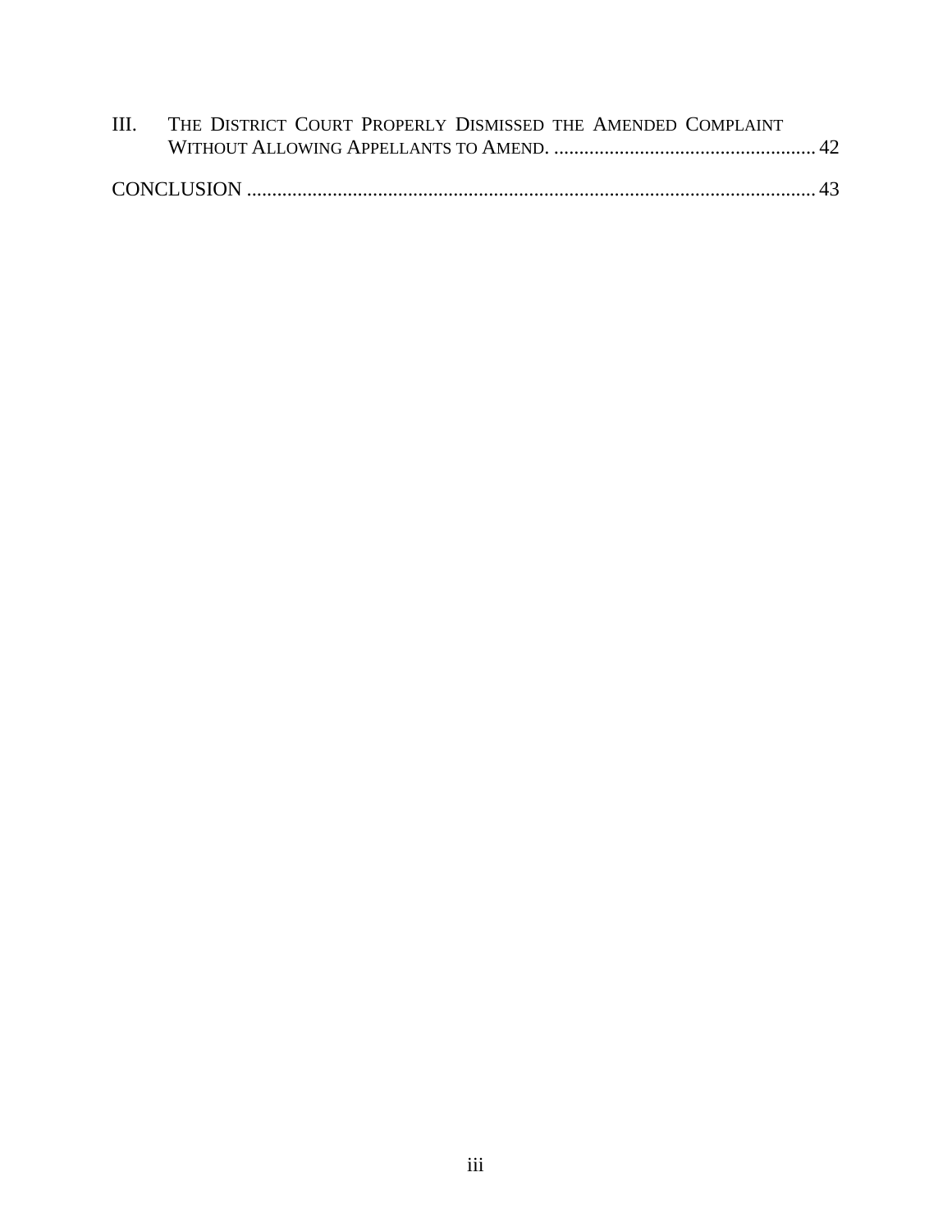III. THE DISTRICT COURT PROPERLY DISMISSED THE AMENDED COMPLAINT WITHOUT ALLOWING APPELLANTS TO AMEND. .................................................... 42

CONCLUSION ................................................................................................................ 43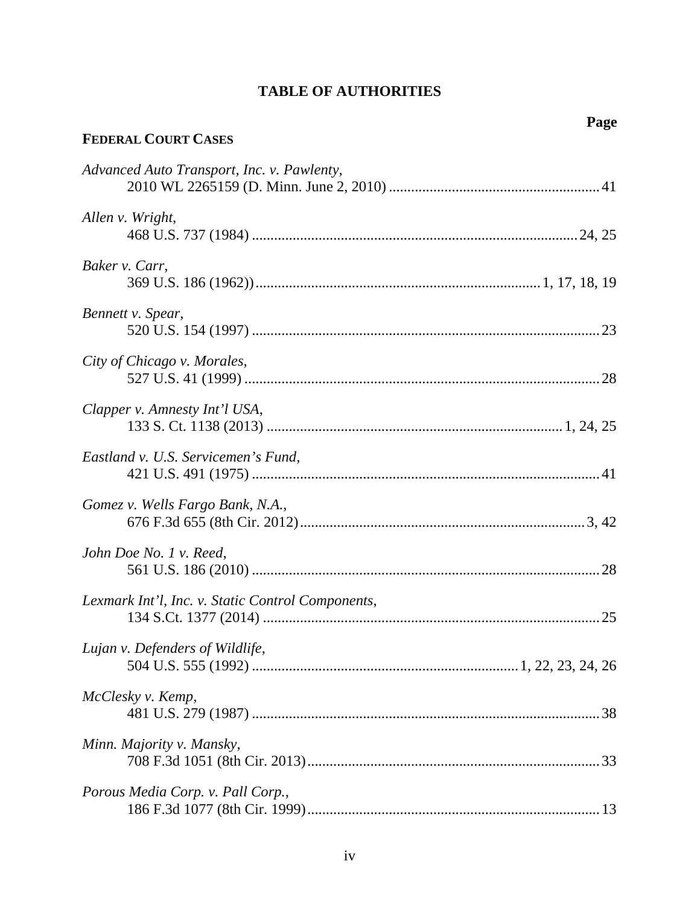# TABLE OF AUTHORITIES

**Page**

**FEDERAL COURT CASES**

*Advanced Auto Transport, Inc. v. Pawlenty*,
2010 WL 2265159 (D. Minn. June 2, 2010) ........................................................ 41

*Allen v. Wright*,
468 U.S. 737 (1984) ....................................................................................... 24, 25

*Baker v. Carr*,
369 U.S. 186 (1962)) ........................................................................... 1, 17, 18, 19

*Bennett v. Spear*,
520 U.S. 154 (1997) ............................................................................................ 23

*City of Chicago v. Morales*,
527 U.S. 41 (1999) .............................................................................................. 28

*Clapper v. Amnesty Int'l USA*,
133 S. Ct. 1138 (2013) .............................................................................. 1, 24, 25

*Eastland v. U.S. Servicemen's Fund*,
421 U.S. 491 (1975) ............................................................................................ 41

*Gomez v. Wells Fargo Bank, N.A.*,
676 F.3d 655 (8th Cir. 2012) ............................................................................ 3, 42

*John Doe No. 1 v. Reed*,
561 U.S. 186 (2010) ............................................................................................ 28

*Lexmark Int'l, Inc. v. Static Control Components*,
134 S.Ct. 1377 (2014) ......................................................................................... 25

*Lujan v. Defenders of Wildlife*,
504 U.S. 555 (1992) ....................................................................... 1, 22, 23, 24, 26

*McClesky v. Kemp*,
481 U.S. 279 (1987) ............................................................................................ 38

*Minn. Majority v. Mansky*,
708 F.3d 1051 (8th Cir. 2013) ............................................................................. 33

*Porous Media Corp. v. Pall Corp.*,
186 F.3d 1077 (8th Cir. 1999) ............................................................................. 13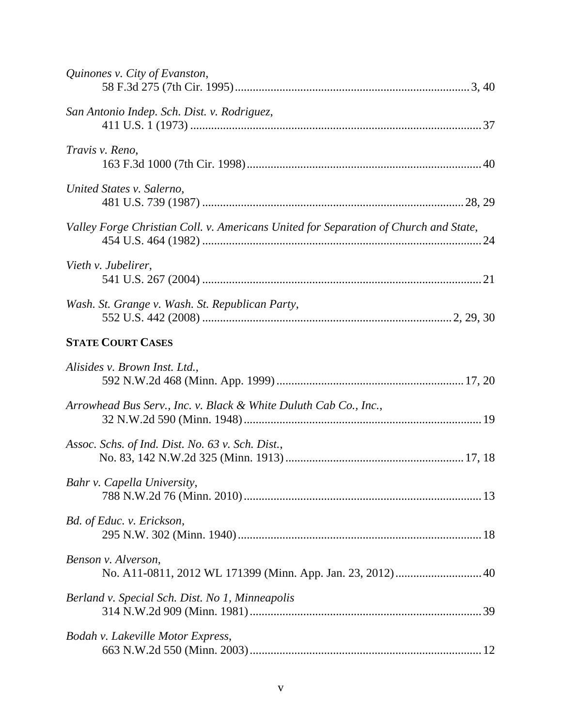*Quinones v. City of Evanston*,
58 F.3d 275 (7th Cir. 1995) ............................................................................. 3, 40

*San Antonio Indep. Sch. Dist. v. Rodriguez*,
411 U.S. 1 (1973) ................................................................................................ 37

*Travis v. Reno*,
163 F.3d 1000 (7th Cir. 1998) ............................................................................. 40

*United States v. Salerno*,
481 U.S. 739 (1987) ....................................................................................... 28, 29

*Valley Forge Christian Coll. v. Americans United for Separation of Church and State*,
454 U.S. 464 (1982) ............................................................................................ 24

*Vieth v. Jubelirer*,
541 U.S. 267 (2004) ............................................................................................ 21

*Wash. St. Grange v. Wash. St. Republican Party*,
552 U.S. 442 (2008) ................................................................................. 2, 29, 30

**STATE COURT CASES**

*Alisides v. Brown Inst. Ltd.*,
592 N.W.2d 468 (Minn. App. 1999) ............................................................ 17, 20

*Arrowhead Bus Serv., Inc. v. Black & White Duluth Cab Co., Inc.*,
32 N.W.2d 590 (Minn. 1948) .............................................................................. 19

*Assoc. Schs. of Ind. Dist. No. 63 v. Sch. Dist.*,
No. 83, 142 N.W.2d 325 (Minn. 1913) ........................................................... 17, 18

*Bahr v. Capella University*,
788 N.W.2d 76 (Minn. 2010) .............................................................................. 13

*Bd. of Educ. v. Erickson*,
295 N.W. 302 (Minn. 1940) ................................................................................ 18

*Benson v. Alverson*,
No. A11-0811, 2012 WL 171399 (Minn. App. Jan. 23, 2012) ............................ 40

*Berland v. Special Sch. Dist. No 1, Minneapolis*
314 N.W.2d 909 (Minn. 1981) ............................................................................ 39

*Bodah v. Lakeville Motor Express*,
663 N.W.2d 550 (Minn. 2003) ............................................................................ 12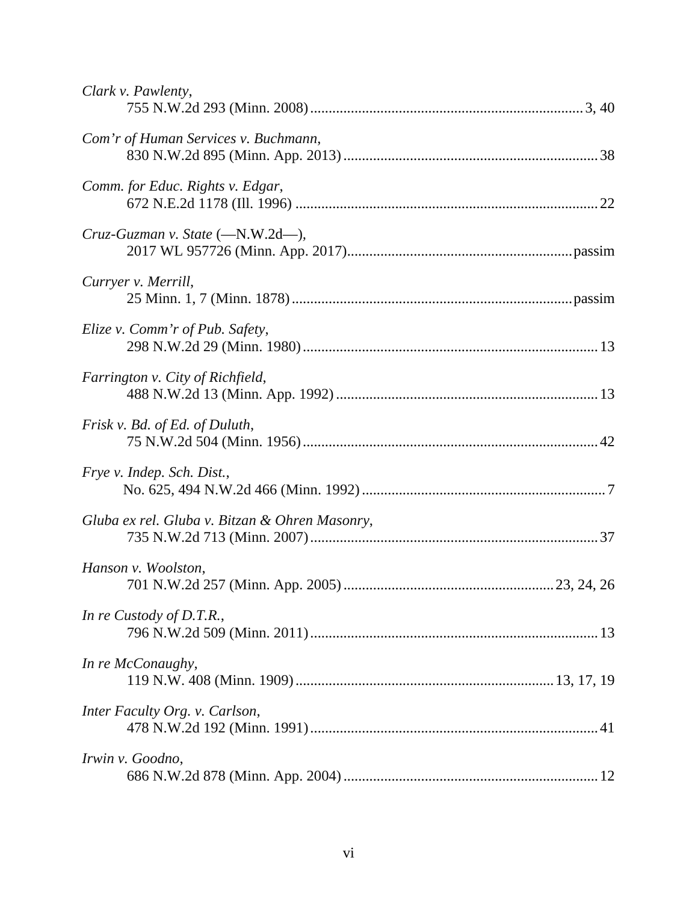*Clark v. Pawlenty*,
755 N.W.2d 293 (Minn. 2008) ........................................................................ 3, 40

*Com'r of Human Services v. Buchmann*,
830 N.W.2d 895 (Minn. App. 2013) .................................................................. 38

*Comm. for Educ. Rights v. Edgar*,
672 N.E.2d 1178 (Ill. 1996) .............................................................................. 22

*Cruz-Guzman v. State* (—N.W.2d—),
2017 WL 957726 (Minn. App. 2017) ........................................................... passim

*Curryer v. Merrill*,
25 Minn. 1, 7 (Minn. 1878) ........................................................................ passim

*Elize v. Comm'r of Pub. Safety*,
298 N.W.2d 29 (Minn. 1980) ............................................................................ 13

*Farrington v. City of Richfield*,
488 N.W.2d 13 (Minn. App. 1992) .................................................................... 13

*Frisk v. Bd. of Ed. of Duluth*,
75 N.W.2d 504 (Minn. 1956) ............................................................................ 42

*Frye v. Indep. Sch. Dist.*,
No. 625, 494 N.W.2d 466 (Minn. 1992) .............................................................. 7

*Gluba ex rel. Gluba v. Bitzan & Ohren Masonry*,
735 N.W.2d 713 (Minn. 2007) .......................................................................... 37

*Hanson v. Woolston*,
701 N.W.2d 257 (Minn. App. 2005) ...................................................... 23, 24, 26

*In re Custody of D.T.R.*,
796 N.W.2d 509 (Minn. 2011) .......................................................................... 13

*In re McConaughy*,
119 N.W. 408 (Minn. 1909) ................................................................... 13, 17, 19

*Inter Faculty Org. v. Carlson*,
478 N.W.2d 192 (Minn. 1991) .......................................................................... 41

*Irwin v. Goodno*,
686 N.W.2d 878 (Minn. App. 2004) .................................................................. 12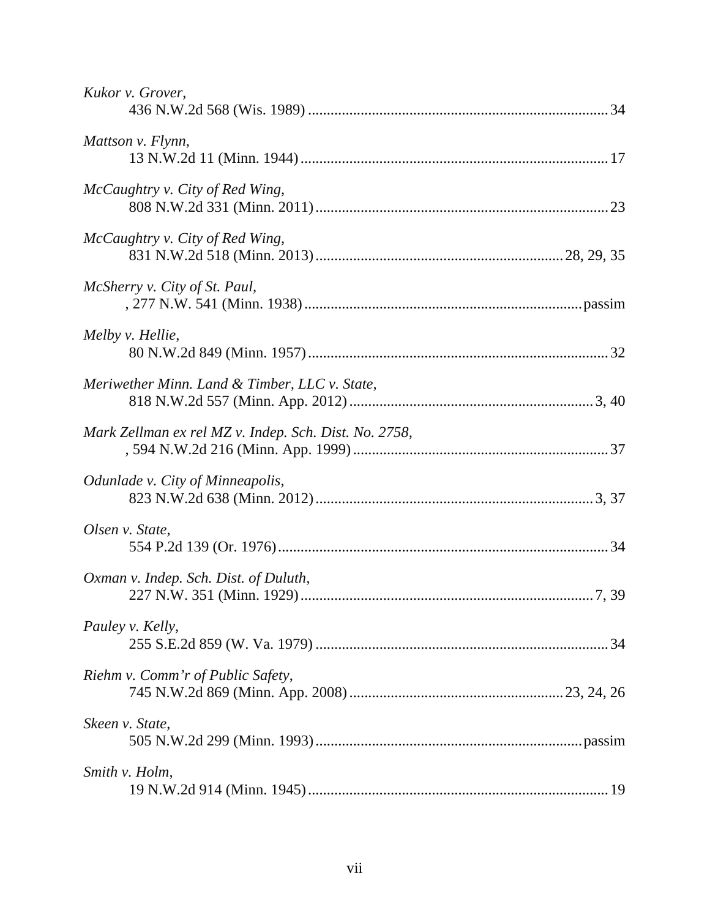*Kukor v. Grover*,
436 N.W.2d 568 (Wis. 1989) ........................................................................... 34

*Mattson v. Flynn*,
13 N.W.2d 11 (Minn. 1944) ............................................................................. 17

*McCaughtry v. City of Red Wing*,
808 N.W.2d 331 (Minn. 2011) ......................................................................... 23

*McCaughtry v. City of Red Wing*,
831 N.W.2d 518 (Minn. 2013) ............................................................... 28, 29, 35

*McSherry v. City of St. Paul*,
, 277 N.W. 541 (Minn. 1938) ...................................................................... passim

*Melby v. Hellie*,
80 N.W.2d 849 (Minn. 1957) ........................................................................... 32

*Meriwether Minn. Land & Timber, LLC v. State*,
818 N.W.2d 557 (Minn. App. 2012) ............................................................. 3, 40

*Mark Zellman ex rel MZ v. Indep. Sch. Dist. No. 2758*,
, 594 N.W.2d 216 (Minn. App. 1999) ................................................................ 37

*Odunlade v. City of Minneapolis*,
823 N.W.2d 638 (Minn. 2012) ...................................................................... 3, 37

*Olsen v. State*,
554 P.2d 139 (Or. 1976) .................................................................................... 34

*Oxman v. Indep. Sch. Dist. of Duluth*,
227 N.W. 351 (Minn. 1929) .......................................................................... 7, 39

*Pauley v. Kelly*,
255 S.E.2d 859 (W. Va. 1979) .......................................................................... 34

*Riehm v. Comm'r of Public Safety*,
745 N.W.2d 869 (Minn. App. 2008) ..................................................... 23, 24, 26

*Skeen v. State*,
505 N.W.2d 299 (Minn. 1993) ................................................................... passim

*Smith v. Holm*,
19 N.W.2d 914 (Minn. 1945) ............................................................................ 19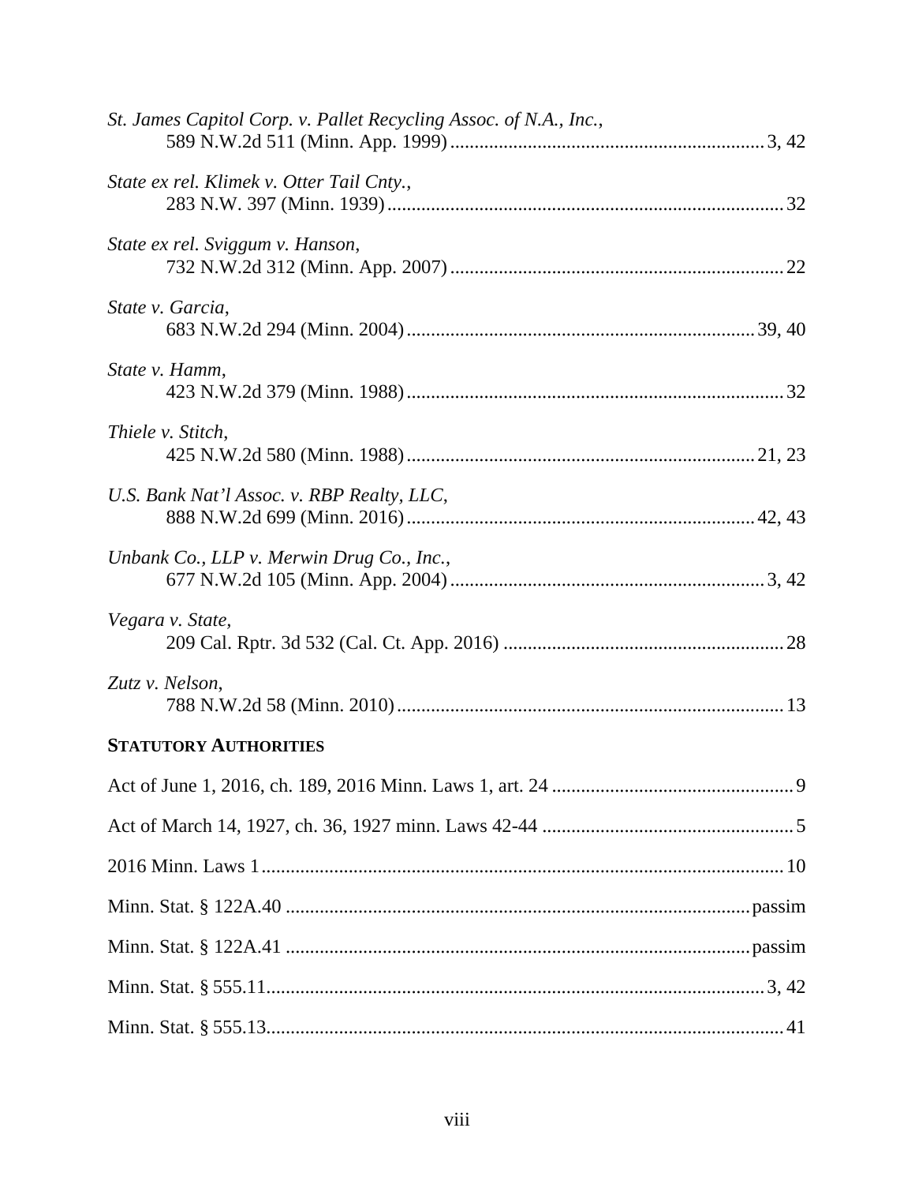*St. James Capitol Corp. v. Pallet Recycling Assoc. of N.A., Inc.*,
589 N.W.2d 511 (Minn. App. 1999) ................................................................ 3, 42

*State ex rel. Klimek v. Otter Tail Cnty.*,
283 N.W. 397 (Minn. 1939) ................................................................................ 32

*State ex rel. Sviggum v. Hanson*,
732 N.W.2d 312 (Minn. App. 2007) ................................................................... 22

*State v. Garcia*,
683 N.W.2d 294 (Minn. 2004) ....................................................................... 39, 40

*State v. Hamm*,
423 N.W.2d 379 (Minn. 1988) ............................................................................ 32

*Thiele v. Stitch*,
425 N.W.2d 580 (Minn. 1988) ....................................................................... 21, 23

*U.S. Bank Nat'l Assoc. v. RBP Realty, LLC*,
888 N.W.2d 699 (Minn. 2016) ....................................................................... 42, 43

*Unbank Co., LLP v. Merwin Drug Co., Inc.*,
677 N.W.2d 105 (Minn. App. 2004) ................................................................ 3, 42

*Vegara v. State*,
209 Cal. Rptr. 3d 532 (Cal. Ct. App. 2016) ......................................................... 28

*Zutz v. Nelson*,
788 N.W.2d 58 (Minn. 2010) .............................................................................. 13

**STATUTORY AUTHORITIES**

Act of June 1, 2016, ch. 189, 2016 Minn. Laws 1, art. 24 ................................................. 9

Act of March 14, 1927, ch. 36, 1927 minn. Laws 42-44 ................................................... 5

2016 Minn. Laws 1 ........................................................................................................... 10

Minn. Stat. § 122A.40 ................................................................................................ passim

Minn. Stat. § 122A.41 ................................................................................................ passim

Minn. Stat. § 555.11 ...................................................................................................... 3, 42

Minn. Stat. § 555.13 ......................................................................................................... 41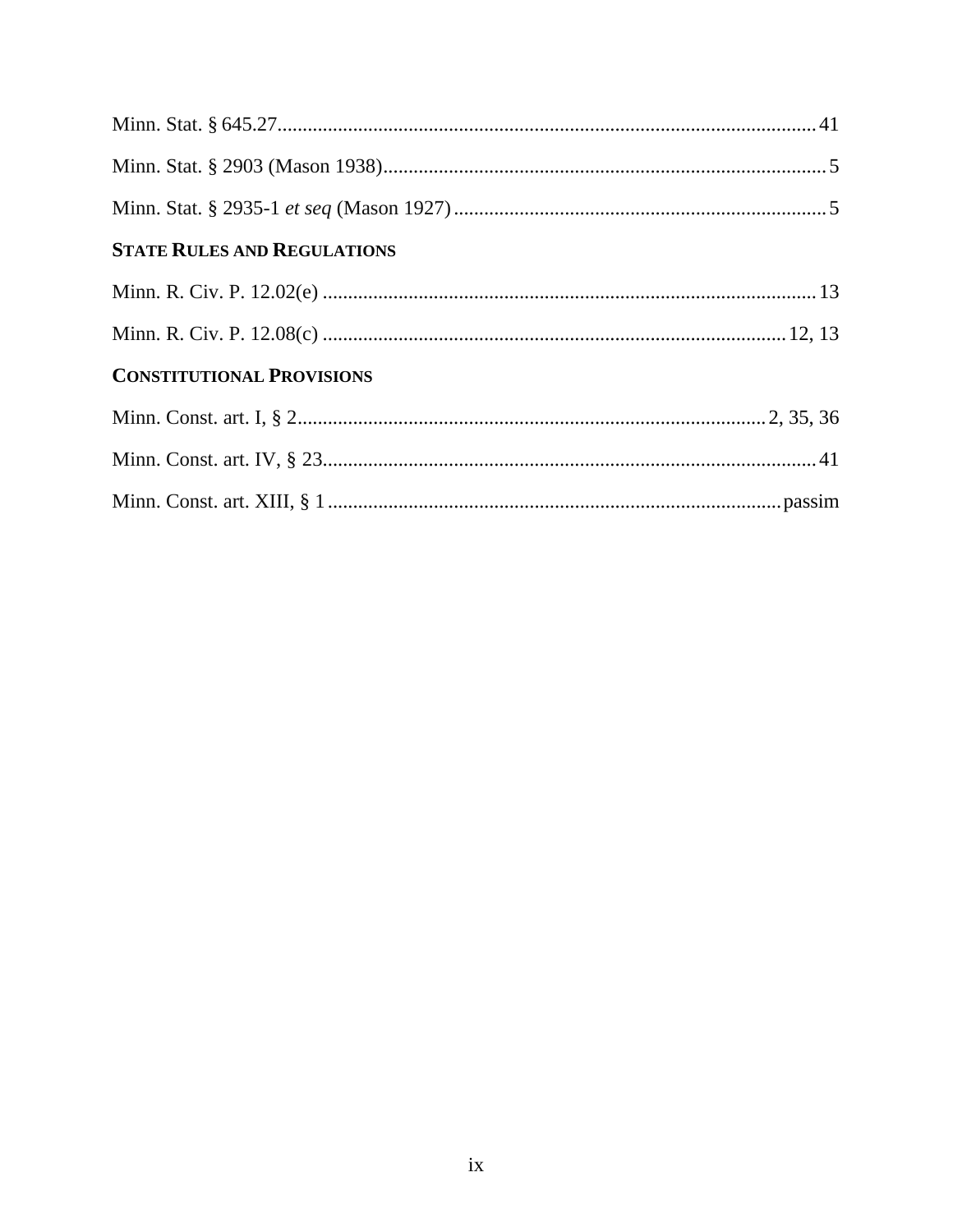Minn. Stat. § 645.27 .......................................................................................................... 41

Minn. Stat. § 2903 (Mason 1938) ....................................................................................... 5

Minn. Stat. § 2935-1 *et seq* (Mason 1927) ......................................................................... 5

**STATE RULES AND REGULATIONS**

Minn. R. Civ. P. 12.02(e) ................................................................................................. 13

Minn. R. Civ. P. 12.08(c) .......................................................................................... 12, 13

**CONSTITUTIONAL PROVISIONS**

Minn. Const. art. I, § 2 ............................................................................................ 2, 35, 36

Minn. Const. art. IV, § 23 ................................................................................................ 41

Minn. Const. art. XIII, § 1 ........................................................................................ passim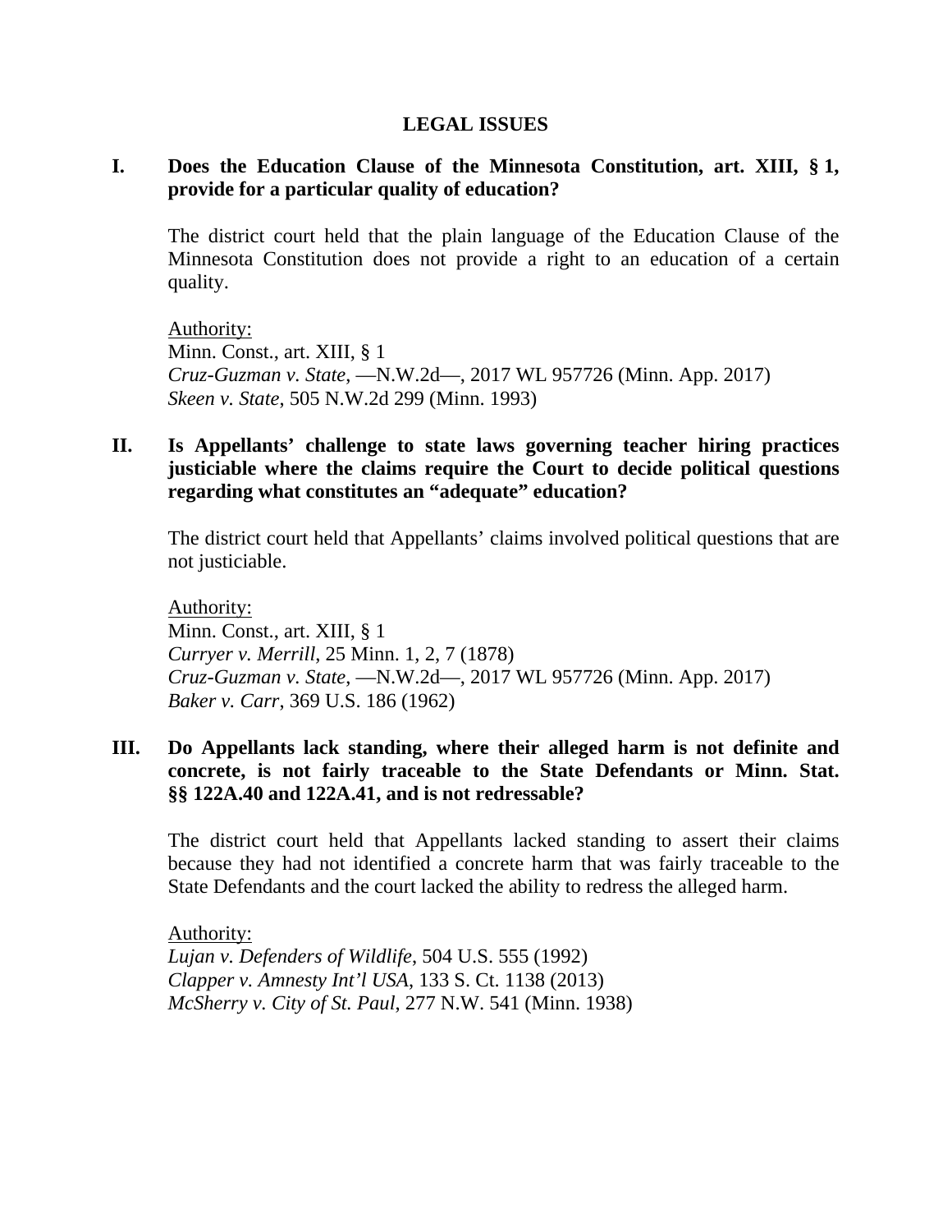## LEGAL ISSUES

**I. Does the Education Clause of the Minnesota Constitution, art. XIII, § 1, provide for a particular quality of education?**

The district court held that the plain language of the Education Clause of the Minnesota Constitution does not provide a right to an education of a certain quality.

Authority:
Minn. Const., art. XIII, § 1
*Cruz-Guzman v. State*, —N.W.2d—, 2017 WL 957726 (Minn. App. 2017)
*Skeen v. State*, 505 N.W.2d 299 (Minn. 1993)

**II. Is Appellants' challenge to state laws governing teacher hiring practices justiciable where the claims require the Court to decide political questions regarding what constitutes an "adequate" education?**

The district court held that Appellants' claims involved political questions that are not justiciable.

Authority:
Minn. Const., art. XIII, § 1
*Curryer v. Merrill*, 25 Minn. 1, 2, 7 (1878)
*Cruz-Guzman v. State*, —N.W.2d—, 2017 WL 957726 (Minn. App. 2017)
*Baker v. Carr*, 369 U.S. 186 (1962)

**III. Do Appellants lack standing, where their alleged harm is not definite and concrete, is not fairly traceable to the State Defendants or Minn. Stat. §§ 122A.40 and 122A.41, and is not redressable?**

The district court held that Appellants lacked standing to assert their claims because they had not identified a concrete harm that was fairly traceable to the State Defendants and the court lacked the ability to redress the alleged harm.

Authority:
*Lujan v. Defenders of Wildlife*, 504 U.S. 555 (1992)
*Clapper v. Amnesty Int'l USA*, 133 S. Ct. 1138 (2013)
*McSherry v. City of St. Paul*, 277 N.W. 541 (Minn. 1938)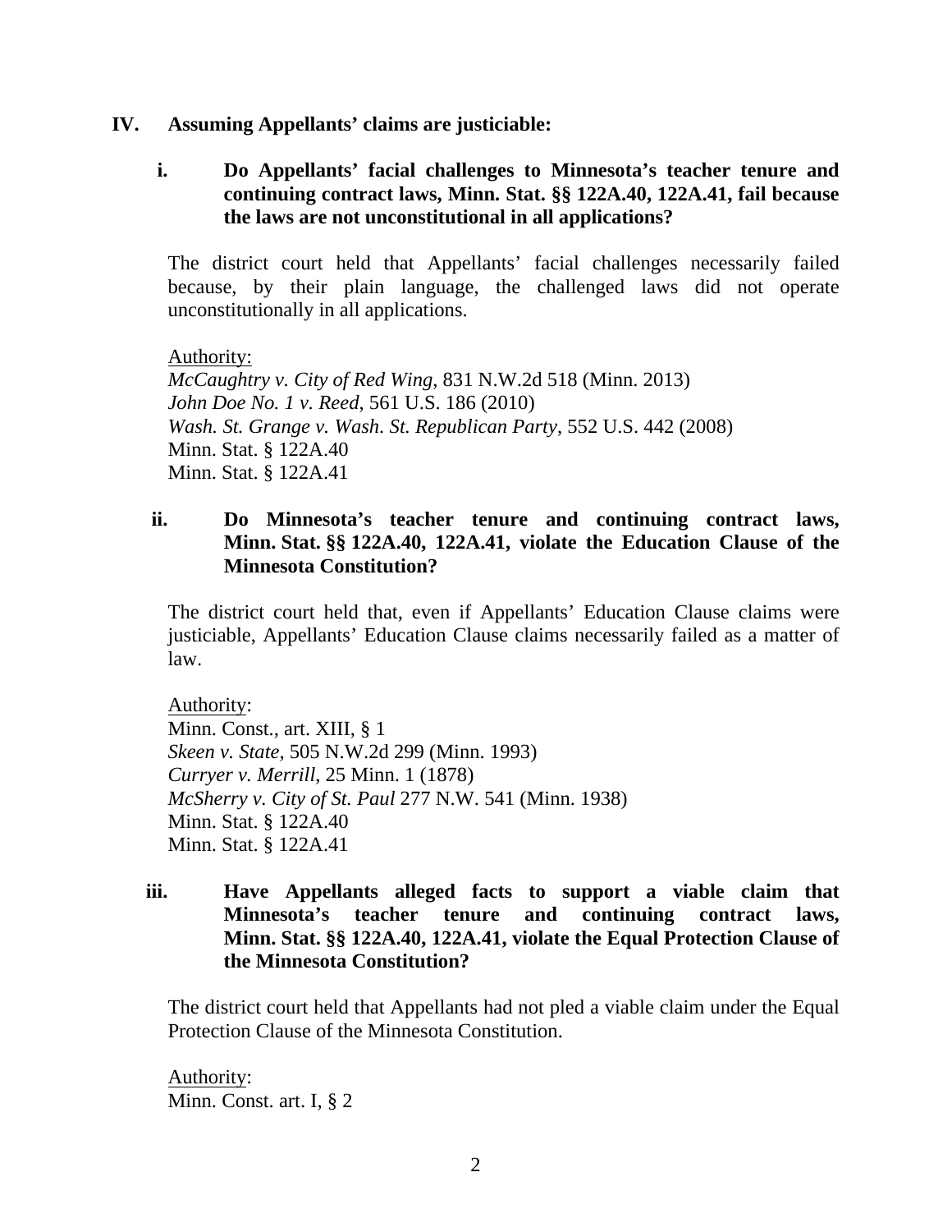**IV. Assuming Appellants' claims are justiciable:**

**i. Do Appellants' facial challenges to Minnesota's teacher tenure and continuing contract laws, Minn. Stat. §§ 122A.40, 122A.41, fail because the laws are not unconstitutional in all applications?**

The district court held that Appellants' facial challenges necessarily failed because, by their plain language, the challenged laws did not operate unconstitutionally in all applications.

Authority:
*McCaughtry v. City of Red Wing*, 831 N.W.2d 518 (Minn. 2013)
*John Doe No. 1 v. Reed*, 561 U.S. 186 (2010)
*Wash. St. Grange v. Wash. St. Republican Party*, 552 U.S. 442 (2008)
Minn. Stat. § 122A.40
Minn. Stat. § 122A.41

**ii. Do Minnesota's teacher tenure and continuing contract laws, Minn. Stat. §§ 122A.40, 122A.41, violate the Education Clause of the Minnesota Constitution?**

The district court held that, even if Appellants' Education Clause claims were justiciable, Appellants' Education Clause claims necessarily failed as a matter of law.

Authority:
Minn. Const., art. XIII, § 1
*Skeen v. State*, 505 N.W.2d 299 (Minn. 1993)
*Curryer v. Merrill*, 25 Minn. 1 (1878)
*McSherry v. City of St. Paul* 277 N.W. 541 (Minn. 1938)
Minn. Stat. § 122A.40
Minn. Stat. § 122A.41

**iii. Have Appellants alleged facts to support a viable claim that Minnesota's teacher tenure and continuing contract laws, Minn. Stat. §§ 122A.40, 122A.41, violate the Equal Protection Clause of the Minnesota Constitution?**

The district court held that Appellants had not pled a viable claim under the Equal Protection Clause of the Minnesota Constitution.

Authority:
Minn. Const. art. I, § 2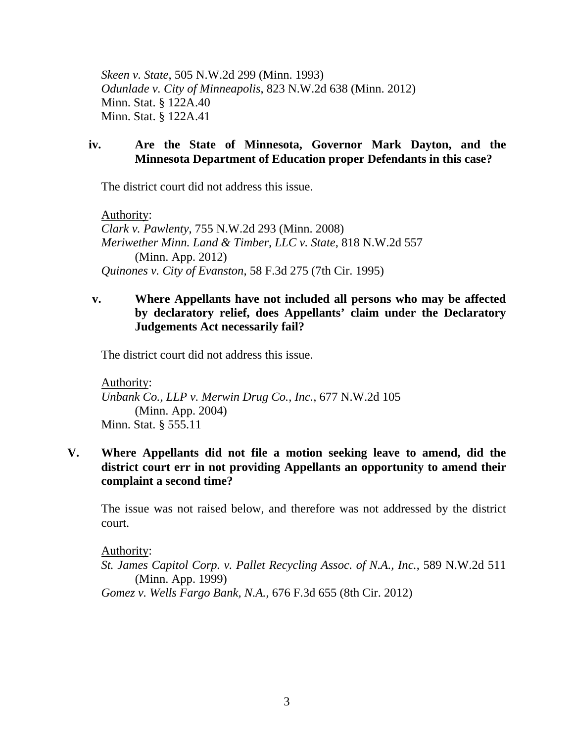*Skeen v. State*, 505 N.W.2d 299 (Minn. 1993)
*Odunlade v. City of Minneapolis*, 823 N.W.2d 638 (Minn. 2012)
Minn. Stat. § 122A.40
Minn. Stat. § 122A.41

**iv. Are the State of Minnesota, Governor Mark Dayton, and the Minnesota Department of Education proper Defendants in this case?**

The district court did not address this issue.

Authority:
*Clark v. Pawlenty*, 755 N.W.2d 293 (Minn. 2008)
*Meriwether Minn. Land & Timber, LLC v. State*, 818 N.W.2d 557 (Minn. App. 2012)
*Quinones v. City of Evanston*, 58 F.3d 275 (7th Cir. 1995)

**v. Where Appellants have not included all persons who may be affected by declaratory relief, does Appellants' claim under the Declaratory Judgements Act necessarily fail?**

The district court did not address this issue.

Authority:
*Unbank Co., LLP v. Merwin Drug Co., Inc.*, 677 N.W.2d 105 (Minn. App. 2004)
Minn. Stat. § 555.11

**V. Where Appellants did not file a motion seeking leave to amend, did the district court err in not providing Appellants an opportunity to amend their complaint a second time?**

The issue was not raised below, and therefore was not addressed by the district court.

Authority:
*St. James Capitol Corp. v. Pallet Recycling Assoc. of N.A., Inc.*, 589 N.W.2d 511 (Minn. App. 1999)
*Gomez v. Wells Fargo Bank, N.A.*, 676 F.3d 655 (8th Cir. 2012)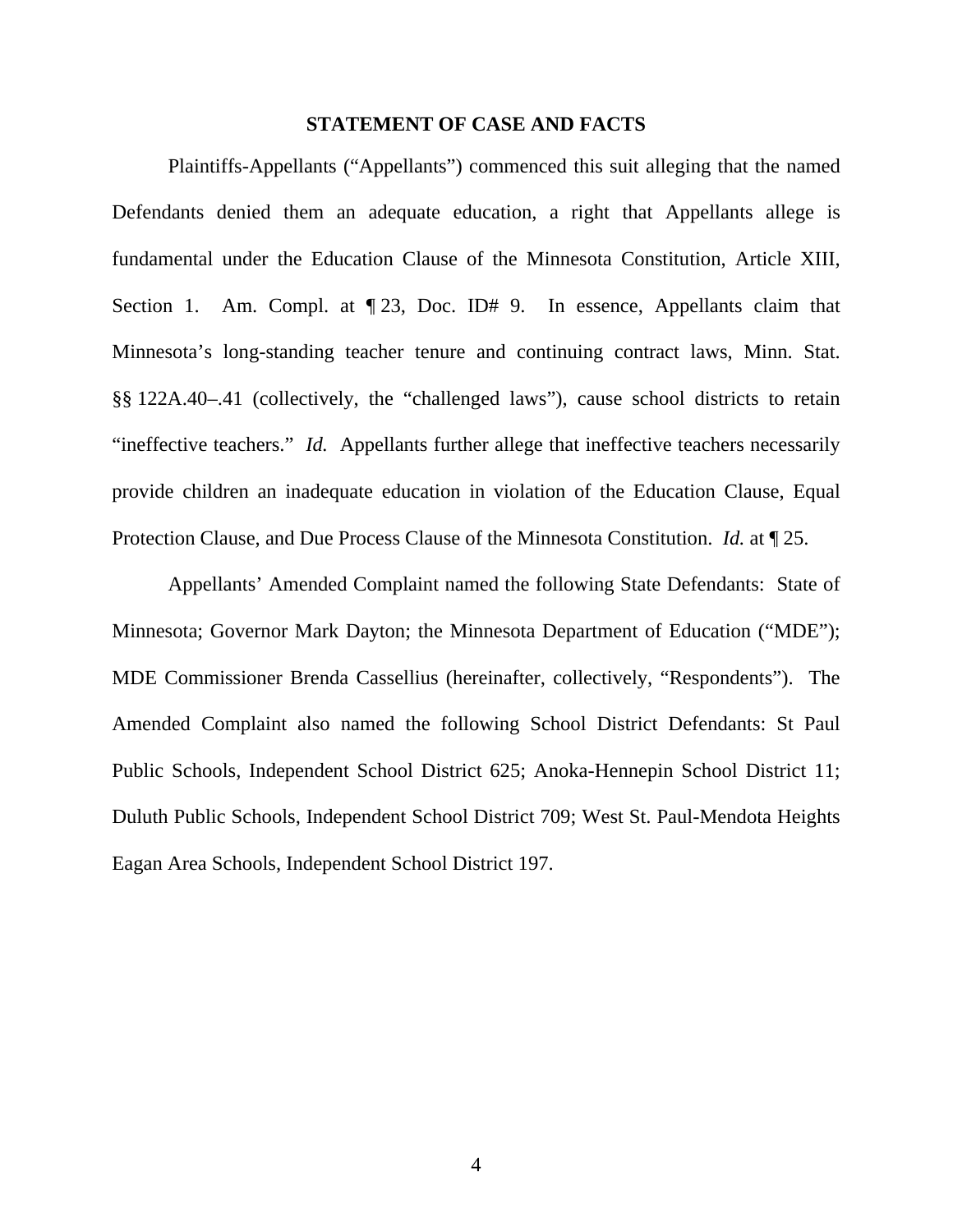## STATEMENT OF CASE AND FACTS

Plaintiffs-Appellants ("Appellants") commenced this suit alleging that the named Defendants denied them an adequate education, a right that Appellants allege is fundamental under the Education Clause of the Minnesota Constitution, Article XIII, Section 1. Am. Compl. at ¶ 23, Doc. ID# 9. In essence, Appellants claim that Minnesota's long-standing teacher tenure and continuing contract laws, Minn. Stat. §§ 122A.40–.41 (collectively, the "challenged laws"), cause school districts to retain "ineffective teachers." *Id.* Appellants further allege that ineffective teachers necessarily provide children an inadequate education in violation of the Education Clause, Equal Protection Clause, and Due Process Clause of the Minnesota Constitution. *Id.* at ¶ 25.

Appellants' Amended Complaint named the following State Defendants: State of Minnesota; Governor Mark Dayton; the Minnesota Department of Education ("MDE"); MDE Commissioner Brenda Cassellius (hereinafter, collectively, "Respondents"). The Amended Complaint also named the following School District Defendants: St Paul Public Schools, Independent School District 625; Anoka-Hennepin School District 11; Duluth Public Schools, Independent School District 709; West St. Paul-Mendota Heights Eagan Area Schools, Independent School District 197.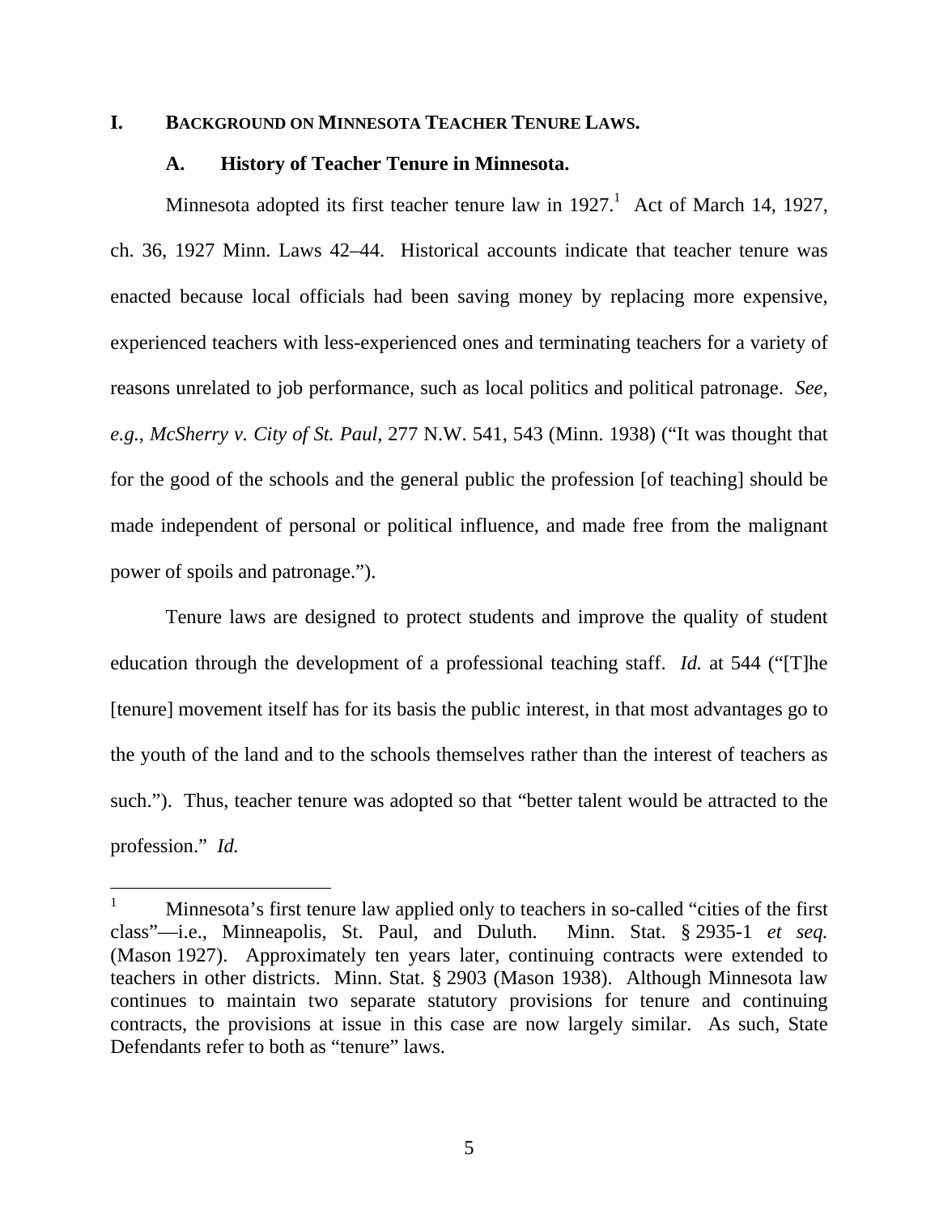# I. BACKGROUND ON MINNESOTA TEACHER TENURE LAWS.

## A. History of Teacher Tenure in Minnesota.

Minnesota adopted its first teacher tenure law in 1927.[1] Act of March 14, 1927, ch. 36, 1927 Minn. Laws 42–44. Historical accounts indicate that teacher tenure was enacted because local officials had been saving money by replacing more expensive, experienced teachers with less-experienced ones and terminating teachers for a variety of reasons unrelated to job performance, such as local politics and political patronage. *See, e.g.*, *McSherry v. City of St. Paul*, 277 N.W. 541, 543 (Minn. 1938) ("It was thought that for the good of the schools and the general public the profession [of teaching] should be made independent of personal or political influence, and made free from the malignant power of spoils and patronage.").

Tenure laws are designed to protect students and improve the quality of student education through the development of a professional teaching staff. *Id.* at 544 ("[T]he [tenure] movement itself has for its basis the public interest, in that most advantages go to the youth of the land and to the schools themselves rather than the interest of teachers as such."). Thus, teacher tenure was adopted so that "better talent would be attracted to the profession." *Id.*

---

[1] Minnesota's first tenure law applied only to teachers in so-called "cities of the first class"—i.e., Minneapolis, St. Paul, and Duluth. Minn. Stat. § 2935-1 *et seq.* (Mason 1927). Approximately ten years later, continuing contracts were extended to teachers in other districts. Minn. Stat. § 2903 (Mason 1938). Although Minnesota law continues to maintain two separate statutory provisions for tenure and continuing contracts, the provisions at issue in this case are now largely similar. As such, State Defendants refer to both as "tenure" laws.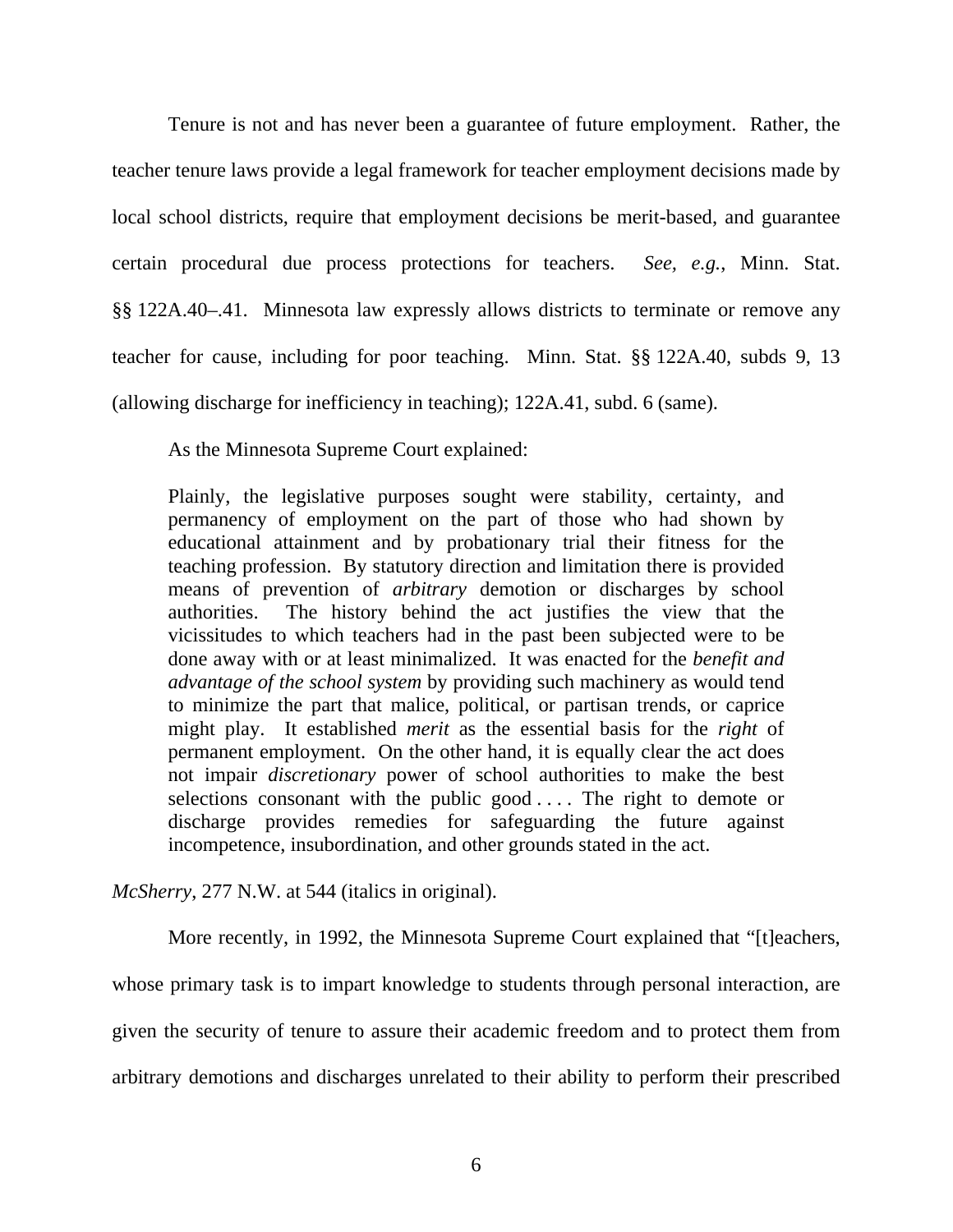Tenure is not and has never been a guarantee of future employment. Rather, the teacher tenure laws provide a legal framework for teacher employment decisions made by local school districts, require that employment decisions be merit-based, and guarantee certain procedural due process protections for teachers. *See, e.g.*, Minn. Stat. §§ 122A.40–.41. Minnesota law expressly allows districts to terminate or remove any teacher for cause, including for poor teaching. Minn. Stat. §§ 122A.40, subds 9, 13 (allowing discharge for inefficiency in teaching); 122A.41, subd. 6 (same).

As the Minnesota Supreme Court explained:

> Plainly, the legislative purposes sought were stability, certainty, and permanency of employment on the part of those who had shown by educational attainment and by probationary trial their fitness for the teaching profession. By statutory direction and limitation there is provided means of prevention of *arbitrary* demotion or discharges by school authorities. The history behind the act justifies the view that the vicissitudes to which teachers had in the past been subjected were to be done away with or at least minimalized. It was enacted for the *benefit and advantage of the school system* by providing such machinery as would tend to minimize the part that malice, political, or partisan trends, or caprice might play. It established *merit* as the essential basis for the *right* of permanent employment. On the other hand, it is equally clear the act does not impair *discretionary* power of school authorities to make the best selections consonant with the public good . . . . The right to demote or discharge provides remedies for safeguarding the future against incompetence, insubordination, and other grounds stated in the act.

*McSherry*, 277 N.W. at 544 (italics in original).

More recently, in 1992, the Minnesota Supreme Court explained that "[t]eachers, whose primary task is to impart knowledge to students through personal interaction, are given the security of tenure to assure their academic freedom and to protect them from arbitrary demotions and discharges unrelated to their ability to perform their prescribed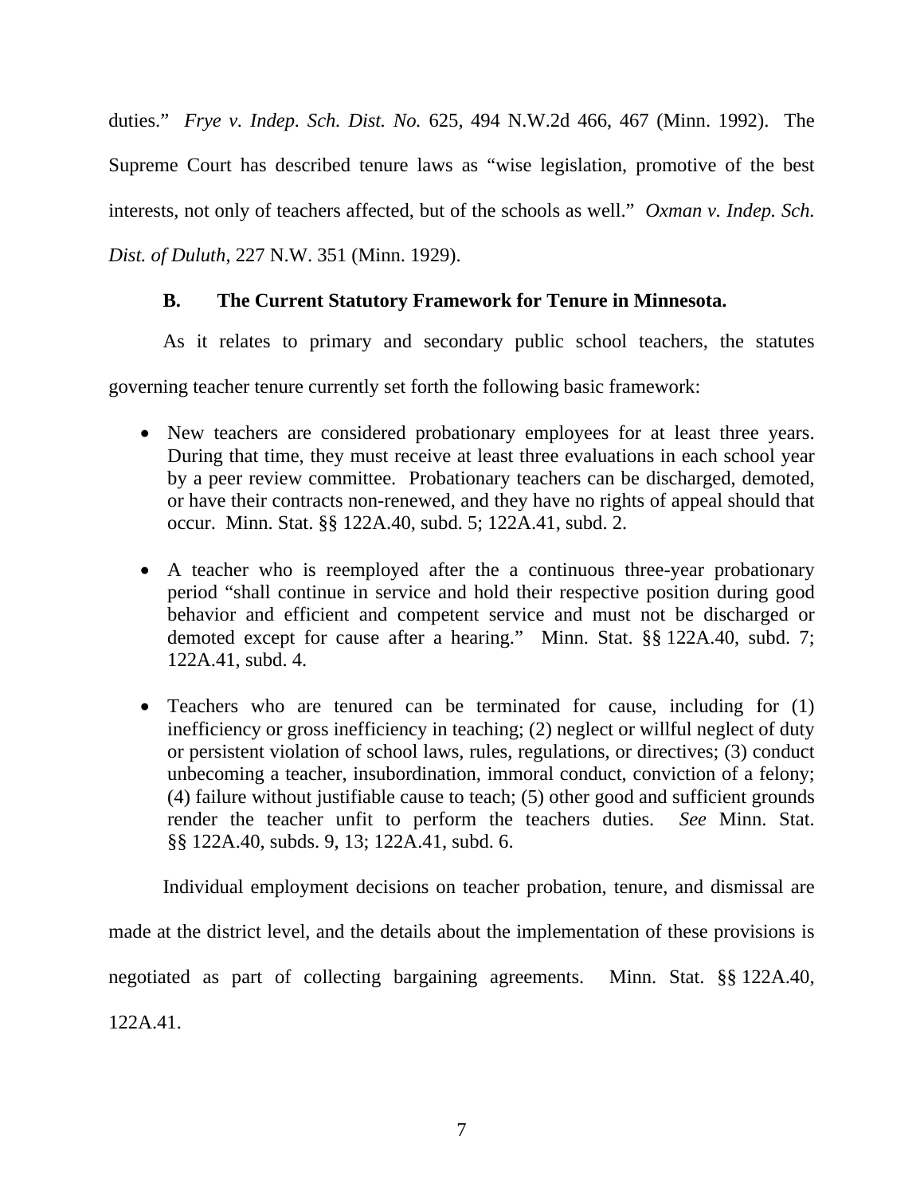duties." *Frye v. Indep. Sch. Dist. No.* 625, 494 N.W.2d 466, 467 (Minn. 1992). The Supreme Court has described tenure laws as "wise legislation, promotive of the best interests, not only of teachers affected, but of the schools as well." *Oxman v. Indep. Sch. Dist. of Duluth*, 227 N.W. 351 (Minn. 1929).

### B. The Current Statutory Framework for Tenure in Minnesota.

As it relates to primary and secondary public school teachers, the statutes governing teacher tenure currently set forth the following basic framework:

- New teachers are considered probationary employees for at least three years. During that time, they must receive at least three evaluations in each school year by a peer review committee. Probationary teachers can be discharged, demoted, or have their contracts non-renewed, and they have no rights of appeal should that occur. Minn. Stat. §§ 122A.40, subd. 5; 122A.41, subd. 2.

- A teacher who is reemployed after the a continuous three-year probationary period "shall continue in service and hold their respective position during good behavior and efficient and competent service and must not be discharged or demoted except for cause after a hearing." Minn. Stat. §§ 122A.40, subd. 7; 122A.41, subd. 4.

- Teachers who are tenured can be terminated for cause, including for (1) inefficiency or gross inefficiency in teaching; (2) neglect or willful neglect of duty or persistent violation of school laws, rules, regulations, or directives; (3) conduct unbecoming a teacher, insubordination, immoral conduct, conviction of a felony; (4) failure without justifiable cause to teach; (5) other good and sufficient grounds render the teacher unfit to perform the teachers duties. *See* Minn. Stat. §§ 122A.40, subds. 9, 13; 122A.41, subd. 6.

Individual employment decisions on teacher probation, tenure, and dismissal are made at the district level, and the details about the implementation of these provisions is negotiated as part of collecting bargaining agreements. Minn. Stat. §§ 122A.40, 122A.41.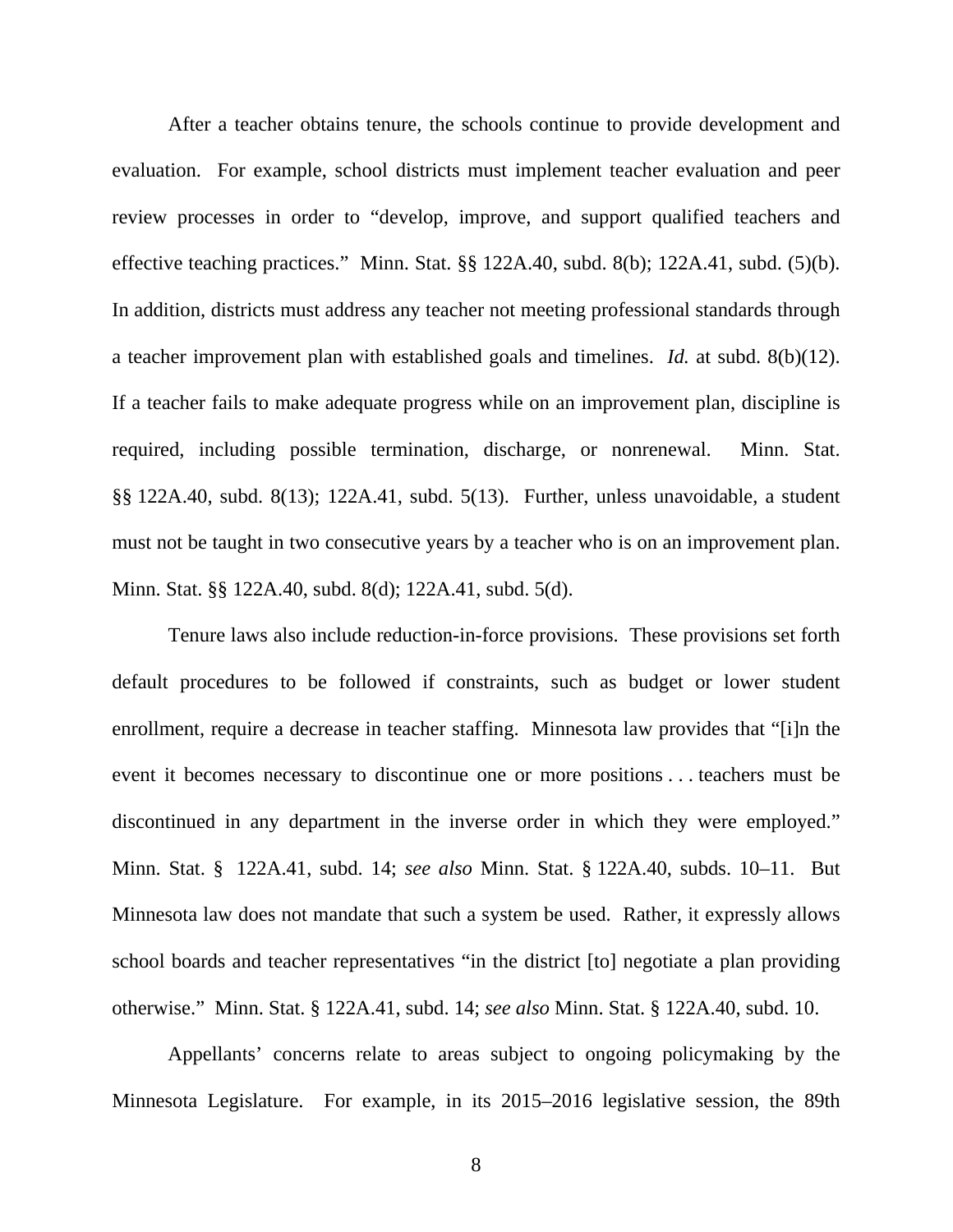After a teacher obtains tenure, the schools continue to provide development and evaluation. For example, school districts must implement teacher evaluation and peer review processes in order to "develop, improve, and support qualified teachers and effective teaching practices." Minn. Stat. §§ 122A.40, subd. 8(b); 122A.41, subd. (5)(b). In addition, districts must address any teacher not meeting professional standards through a teacher improvement plan with established goals and timelines. *Id.* at subd. 8(b)(12). If a teacher fails to make adequate progress while on an improvement plan, discipline is required, including possible termination, discharge, or nonrenewal. Minn. Stat. §§ 122A.40, subd. 8(13); 122A.41, subd. 5(13). Further, unless unavoidable, a student must not be taught in two consecutive years by a teacher who is on an improvement plan. Minn. Stat. §§ 122A.40, subd. 8(d); 122A.41, subd. 5(d).

Tenure laws also include reduction-in-force provisions. These provisions set forth default procedures to be followed if constraints, such as budget or lower student enrollment, require a decrease in teacher staffing. Minnesota law provides that "[i]n the event it becomes necessary to discontinue one or more positions . . . teachers must be discontinued in any department in the inverse order in which they were employed." Minn. Stat. § 122A.41, subd. 14; *see also* Minn. Stat. § 122A.40, subds. 10–11. But Minnesota law does not mandate that such a system be used. Rather, it expressly allows school boards and teacher representatives "in the district [to] negotiate a plan providing otherwise." Minn. Stat. § 122A.41, subd. 14; *see also* Minn. Stat. § 122A.40, subd. 10.

Appellants' concerns relate to areas subject to ongoing policymaking by the Minnesota Legislature. For example, in its 2015–2016 legislative session, the 89th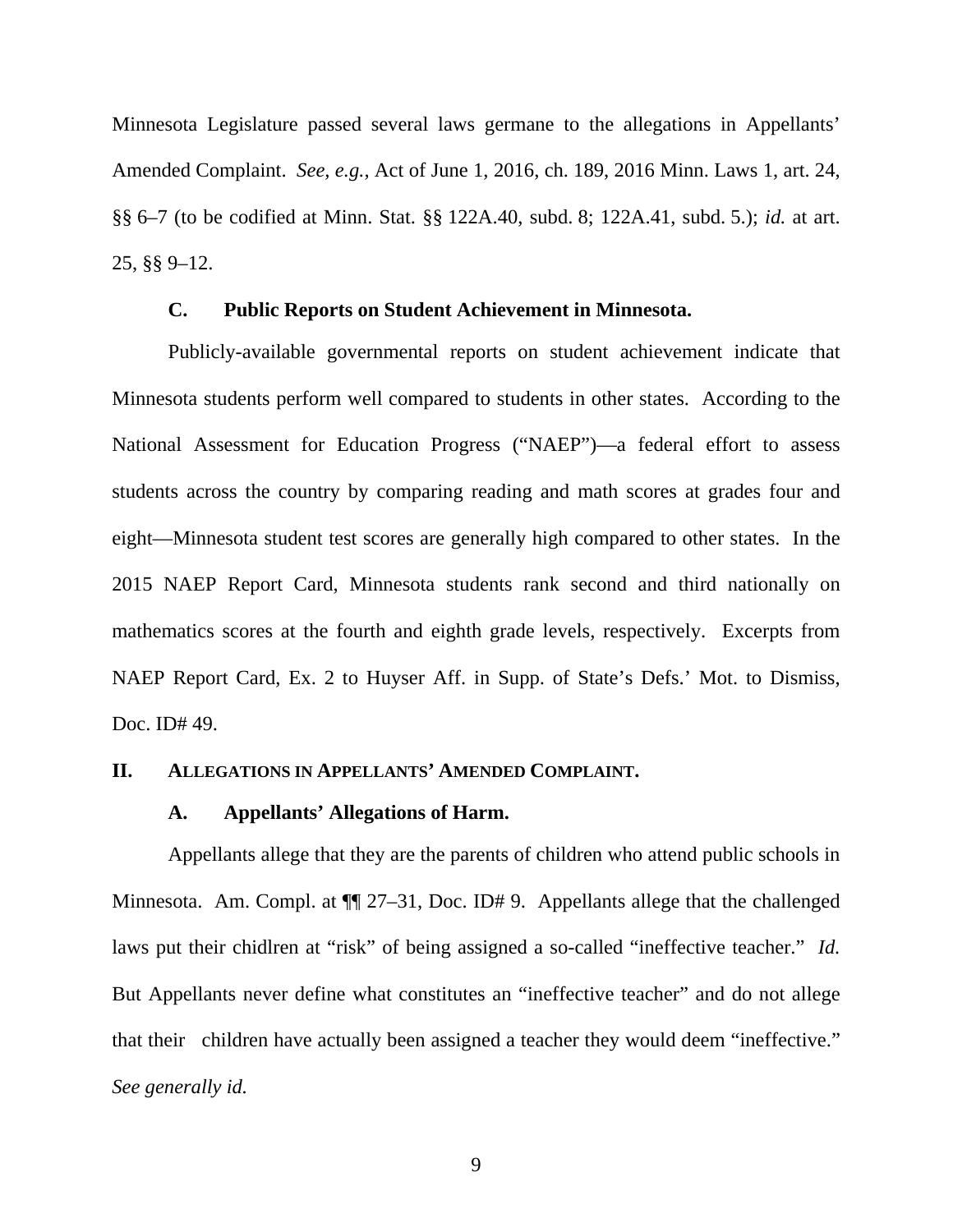Minnesota Legislature passed several laws germane to the allegations in Appellants' Amended Complaint. *See, e.g.*, Act of June 1, 2016, ch. 189, 2016 Minn. Laws 1, art. 24, §§ 6–7 (to be codified at Minn. Stat. §§ 122A.40, subd. 8; 122A.41, subd. 5.); *id.* at art. 25, §§ 9–12.

### C. Public Reports on Student Achievement in Minnesota.

Publicly-available governmental reports on student achievement indicate that Minnesota students perform well compared to students in other states. According to the National Assessment for Education Progress ("NAEP")—a federal effort to assess students across the country by comparing reading and math scores at grades four and eight—Minnesota student test scores are generally high compared to other states. In the 2015 NAEP Report Card, Minnesota students rank second and third nationally on mathematics scores at the fourth and eighth grade levels, respectively. Excerpts from NAEP Report Card, Ex. 2 to Huyser Aff. in Supp. of State's Defs.' Mot. to Dismiss, Doc. ID# 49.

## II. Allegations in Appellants' Amended Complaint.

### A. Appellants' Allegations of Harm.

Appellants allege that they are the parents of children who attend public schools in Minnesota. Am. Compl. at ¶¶ 27–31, Doc. ID# 9. Appellants allege that the challenged laws put their chidlren at "risk" of being assigned a so-called "ineffective teacher." *Id.* But Appellants never define what constitutes an "ineffective teacher" and do not allege that their children have actually been assigned a teacher they would deem "ineffective." *See generally id.*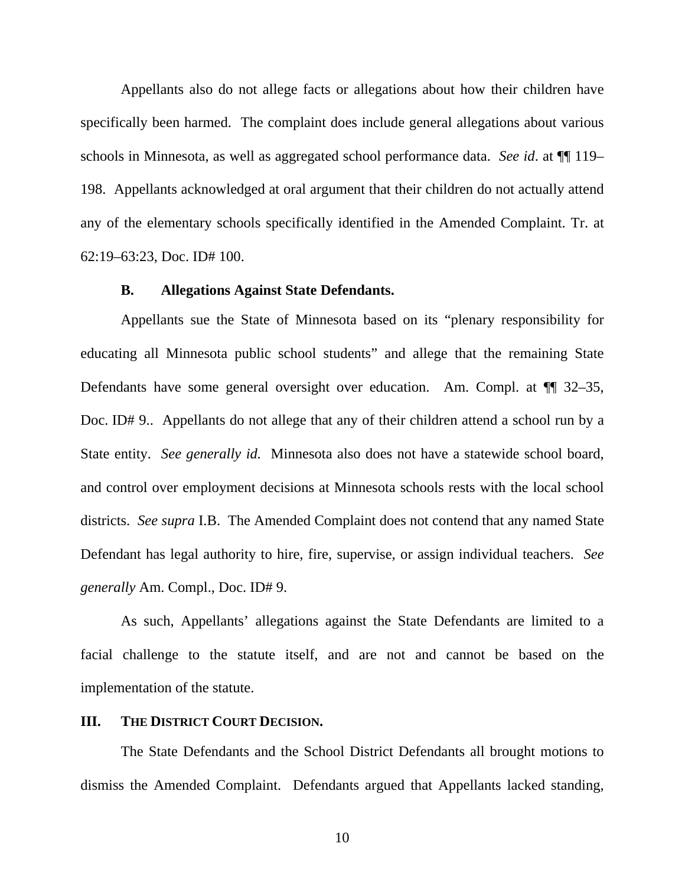Appellants also do not allege facts or allegations about how their children have specifically been harmed. The complaint does include general allegations about various schools in Minnesota, as well as aggregated school performance data. *See id*. at ¶¶ 119–198. Appellants acknowledged at oral argument that their children do not actually attend any of the elementary schools specifically identified in the Amended Complaint. Tr. at 62:19–63:23, Doc. ID# 100.

### B. Allegations Against State Defendants.

Appellants sue the State of Minnesota based on its "plenary responsibility for educating all Minnesota public school students" and allege that the remaining State Defendants have some general oversight over education. Am. Compl. at ¶¶ 32–35, Doc. ID# 9.. Appellants do not allege that any of their children attend a school run by a State entity. *See generally id.* Minnesota also does not have a statewide school board, and control over employment decisions at Minnesota schools rests with the local school districts. *See supra* I.B. The Amended Complaint does not contend that any named State Defendant has legal authority to hire, fire, supervise, or assign individual teachers. *See generally* Am. Compl., Doc. ID# 9.

As such, Appellants' allegations against the State Defendants are limited to a facial challenge to the statute itself, and are not and cannot be based on the implementation of the statute.

## III. THE DISTRICT COURT DECISION.

The State Defendants and the School District Defendants all brought motions to dismiss the Amended Complaint. Defendants argued that Appellants lacked standing,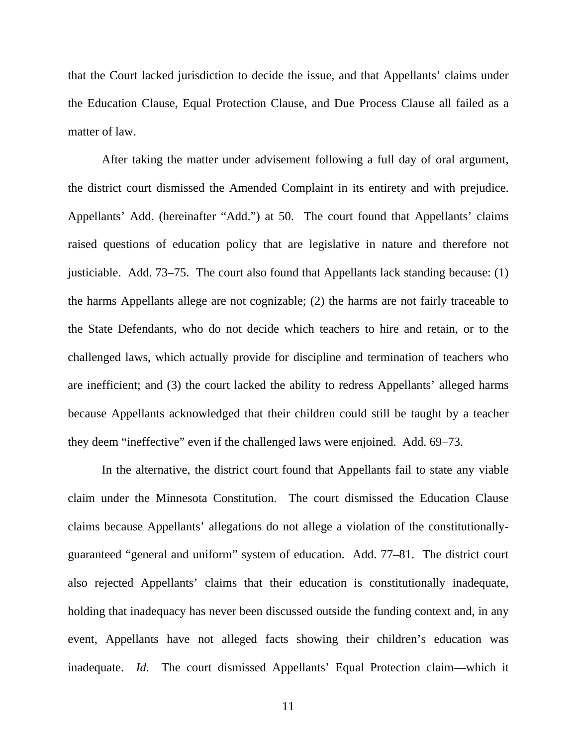that the Court lacked jurisdiction to decide the issue, and that Appellants' claims under the Education Clause, Equal Protection Clause, and Due Process Clause all failed as a matter of law.

After taking the matter under advisement following a full day of oral argument, the district court dismissed the Amended Complaint in its entirety and with prejudice. Appellants' Add. (hereinafter "Add.") at 50. The court found that Appellants' claims raised questions of education policy that are legislative in nature and therefore not justiciable. Add. 73–75. The court also found that Appellants lack standing because: (1) the harms Appellants allege are not cognizable; (2) the harms are not fairly traceable to the State Defendants, who do not decide which teachers to hire and retain, or to the challenged laws, which actually provide for discipline and termination of teachers who are inefficient; and (3) the court lacked the ability to redress Appellants' alleged harms because Appellants acknowledged that their children could still be taught by a teacher they deem "ineffective" even if the challenged laws were enjoined. Add. 69–73.

In the alternative, the district court found that Appellants fail to state any viable claim under the Minnesota Constitution. The court dismissed the Education Clause claims because Appellants' allegations do not allege a violation of the constitutionally-guaranteed "general and uniform" system of education. Add. 77–81. The district court also rejected Appellants' claims that their education is constitutionally inadequate, holding that inadequacy has never been discussed outside the funding context and, in any event, Appellants have not alleged facts showing their children's education was inadequate. *Id.* The court dismissed Appellants' Equal Protection claim—which it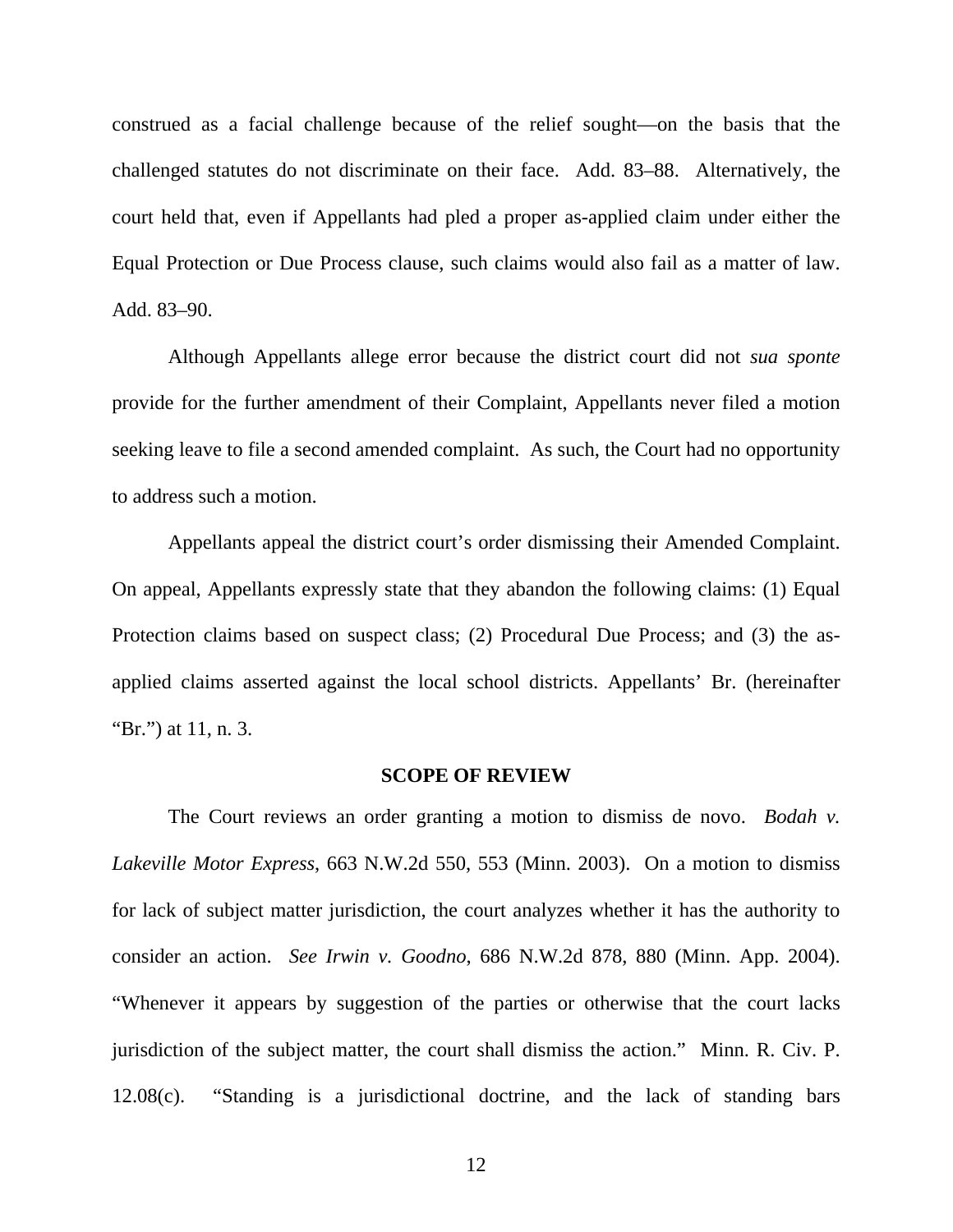construed as a facial challenge because of the relief sought—on the basis that the challenged statutes do not discriminate on their face. Add. 83–88. Alternatively, the court held that, even if Appellants had pled a proper as-applied claim under either the Equal Protection or Due Process clause, such claims would also fail as a matter of law. Add. 83–90.

Although Appellants allege error because the district court did not *sua sponte* provide for the further amendment of their Complaint, Appellants never filed a motion seeking leave to file a second amended complaint. As such, the Court had no opportunity to address such a motion.

Appellants appeal the district court's order dismissing their Amended Complaint. On appeal, Appellants expressly state that they abandon the following claims: (1) Equal Protection claims based on suspect class; (2) Procedural Due Process; and (3) the as-applied claims asserted against the local school districts. Appellants' Br. (hereinafter "Br.") at 11, n. 3.

## SCOPE OF REVIEW

The Court reviews an order granting a motion to dismiss de novo. *Bodah v. Lakeville Motor Express*, 663 N.W.2d 550, 553 (Minn. 2003). On a motion to dismiss for lack of subject matter jurisdiction, the court analyzes whether it has the authority to consider an action. *See Irwin v. Goodno*, 686 N.W.2d 878, 880 (Minn. App. 2004). "Whenever it appears by suggestion of the parties or otherwise that the court lacks jurisdiction of the subject matter, the court shall dismiss the action." Minn. R. Civ. P. 12.08(c). "Standing is a jurisdictional doctrine, and the lack of standing bars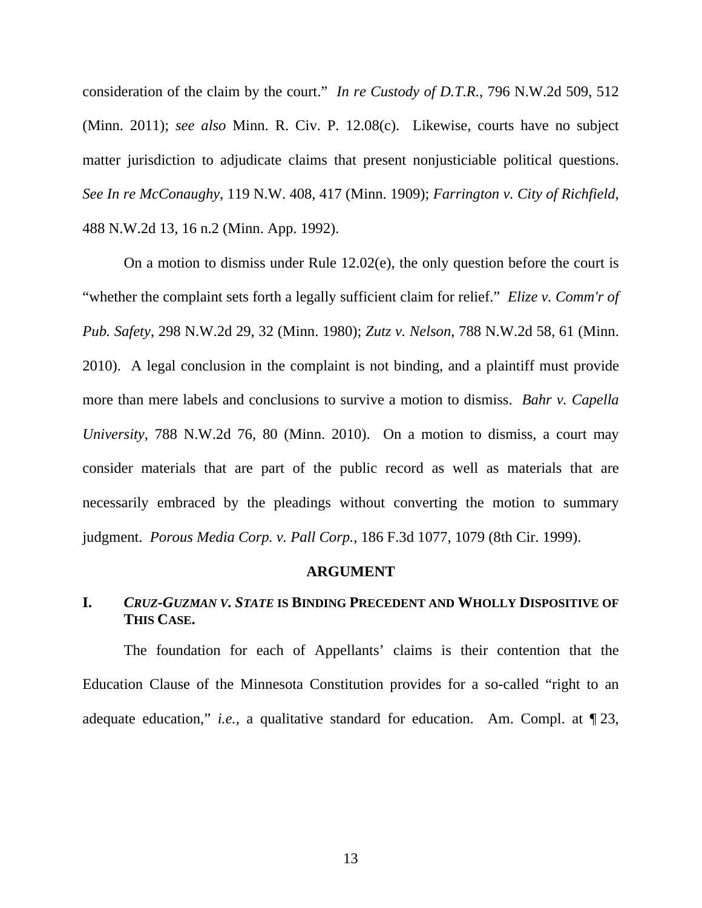consideration of the claim by the court." *In re Custody of D.T.R.*, 796 N.W.2d 509, 512 (Minn. 2011); *see also* Minn. R. Civ. P. 12.08(c). Likewise, courts have no subject matter jurisdiction to adjudicate claims that present nonjusticiable political questions. *See In re McConaughy*, 119 N.W. 408, 417 (Minn. 1909); *Farrington v. City of Richfield*, 488 N.W.2d 13, 16 n.2 (Minn. App. 1992).

On a motion to dismiss under Rule 12.02(e), the only question before the court is "whether the complaint sets forth a legally sufficient claim for relief." *Elize v. Comm'r of Pub. Safety*, 298 N.W.2d 29, 32 (Minn. 1980); *Zutz v. Nelson*, 788 N.W.2d 58, 61 (Minn. 2010). A legal conclusion in the complaint is not binding, and a plaintiff must provide more than mere labels and conclusions to survive a motion to dismiss. *Bahr v. Capella University*, 788 N.W.2d 76, 80 (Minn. 2010). On a motion to dismiss, a court may consider materials that are part of the public record as well as materials that are necessarily embraced by the pleadings without converting the motion to summary judgment. *Porous Media Corp. v. Pall Corp.*, 186 F.3d 1077, 1079 (8th Cir. 1999).

## ARGUMENT

### I. *CRUZ-GUZMAN V. STATE* IS BINDING PRECEDENT AND WHOLLY DISPOSITIVE OF THIS CASE.

The foundation for each of Appellants' claims is their contention that the Education Clause of the Minnesota Constitution provides for a so-called "right to an adequate education," *i.e.*, a qualitative standard for education. Am. Compl. at ¶ 23,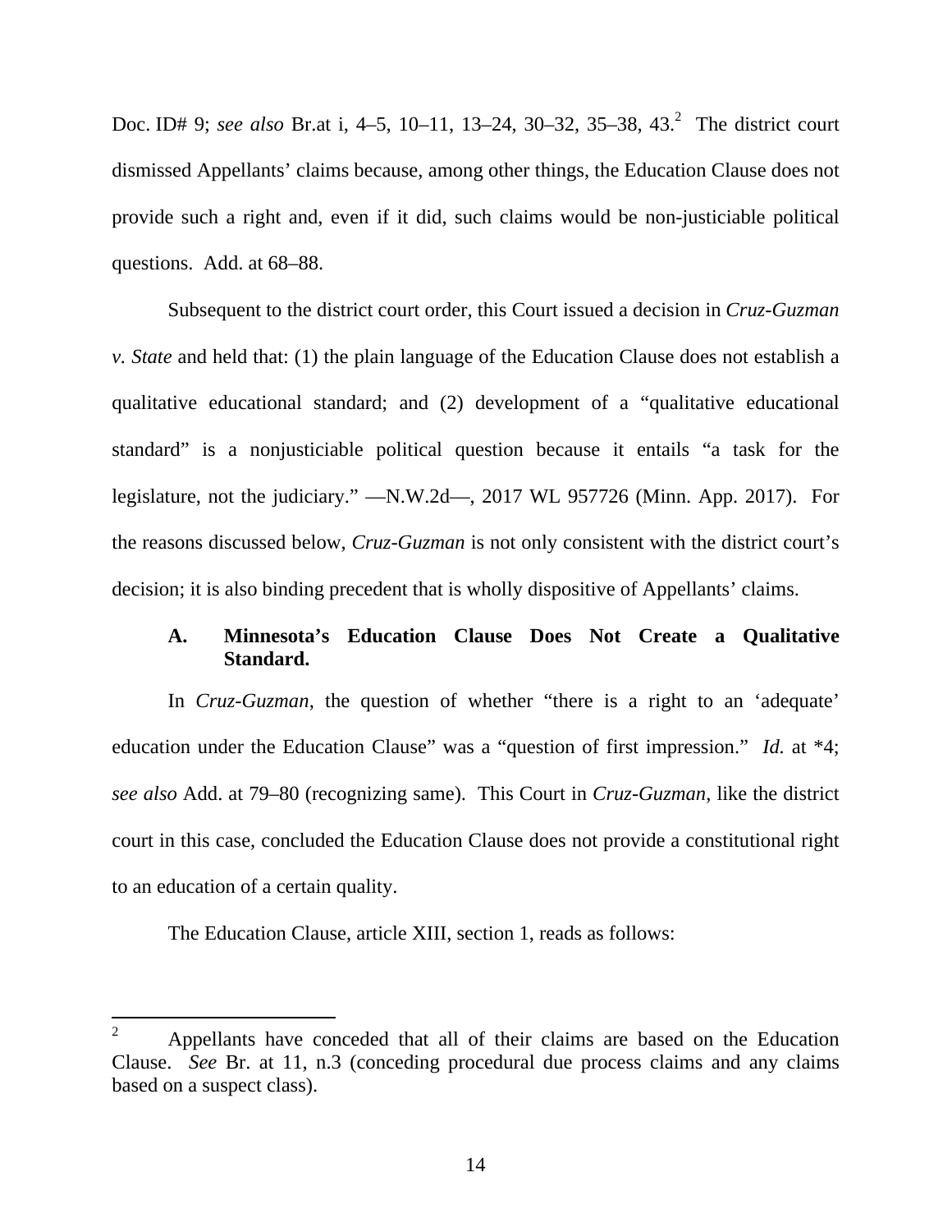Doc. ID# 9; *see also* Br.at i, 4–5, 10–11, 13–24, 30–32, 35–38, 43.[2] The district court dismissed Appellants' claims because, among other things, the Education Clause does not provide such a right and, even if it did, such claims would be non-justiciable political questions. Add. at 68–88.

Subsequent to the district court order, this Court issued a decision in *Cruz-Guzman v. State* and held that: (1) the plain language of the Education Clause does not establish a qualitative educational standard; and (2) development of a "qualitative educational standard" is a nonjusticiable political question because it entails "a task for the legislature, not the judiciary." —N.W.2d—, 2017 WL 957726 (Minn. App. 2017). For the reasons discussed below, *Cruz-Guzman* is not only consistent with the district court's decision; it is also binding precedent that is wholly dispositive of Appellants' claims.

### A. Minnesota's Education Clause Does Not Create a Qualitative Standard.

In *Cruz-Guzman*, the question of whether "there is a right to an 'adequate' education under the Education Clause" was a "question of first impression." *Id.* at *4; *see also* Add. at 79–80 (recognizing same). This Court in *Cruz-Guzman*, like the district court in this case, concluded the Education Clause does not provide a constitutional right to an education of a certain quality.

The Education Clause, article XIII, section 1, reads as follows:

---

[2] Appellants have conceded that all of their claims are based on the Education Clause. *See* Br. at 11, n.3 (conceding procedural due process claims and any claims based on a suspect class).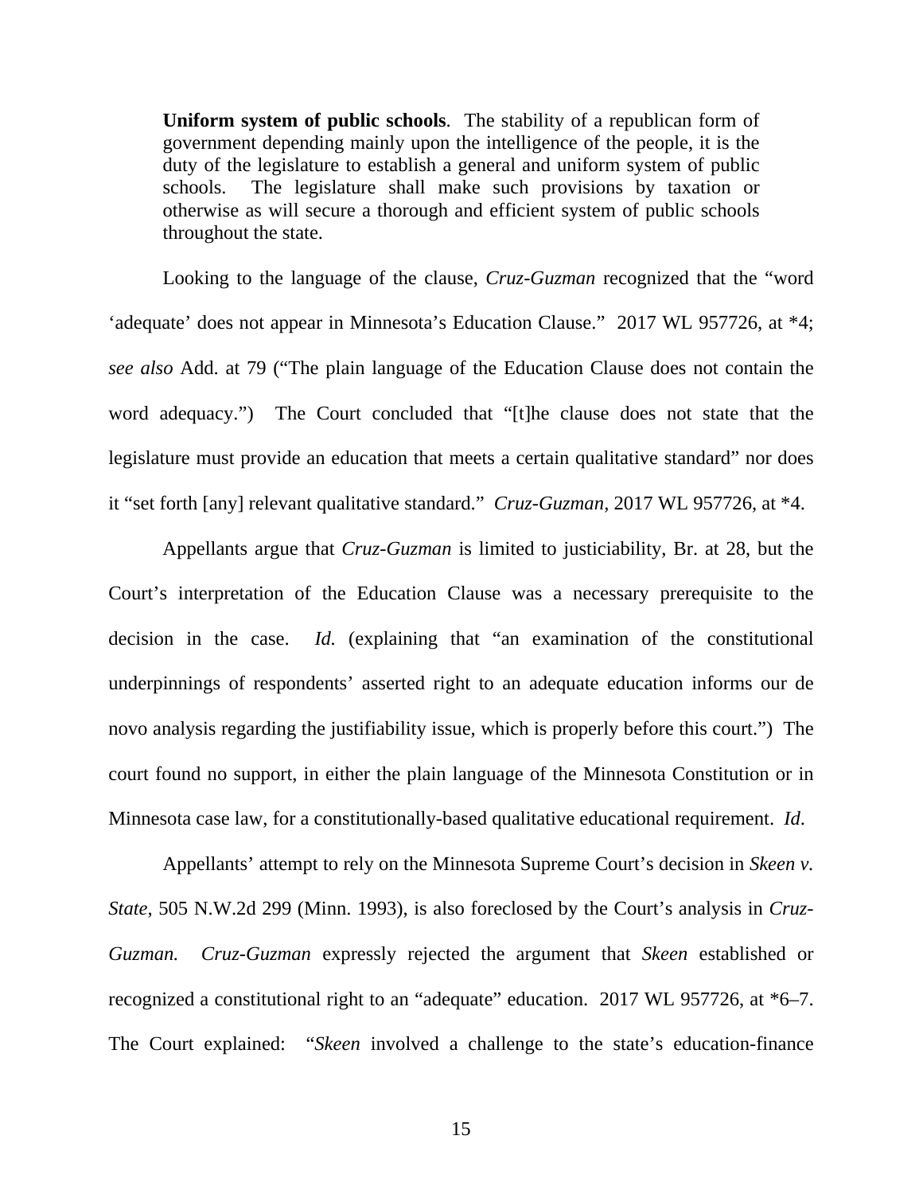> **Uniform system of public schools**. The stability of a republican form of government depending mainly upon the intelligence of the people, it is the duty of the legislature to establish a general and uniform system of public schools. The legislature shall make such provisions by taxation or otherwise as will secure a thorough and efficient system of public schools throughout the state.

Looking to the language of the clause, *Cruz-Guzman* recognized that the "word 'adequate' does not appear in Minnesota's Education Clause." 2017 WL 957726, at *4; *see also* Add. at 79 ("The plain language of the Education Clause does not contain the word adequacy.") The Court concluded that "[t]he clause does not state that the legislature must provide an education that meets a certain qualitative standard" nor does it "set forth [any] relevant qualitative standard." *Cruz-Guzman*, 2017 WL 957726, at *4.

Appellants argue that *Cruz-Guzman* is limited to justiciability, Br. at 28, but the Court's interpretation of the Education Clause was a necessary prerequisite to the decision in the case. *Id.* (explaining that "an examination of the constitutional underpinnings of respondents' asserted right to an adequate education informs our de novo analysis regarding the justifiability issue, which is properly before this court.") The court found no support, in either the plain language of the Minnesota Constitution or in Minnesota case law, for a constitutionally-based qualitative educational requirement. *Id*.

Appellants' attempt to rely on the Minnesota Supreme Court's decision in *Skeen v. State*, 505 N.W.2d 299 (Minn. 1993), is also foreclosed by the Court's analysis in *Cruz-Guzman.* *Cruz-Guzman* expressly rejected the argument that *Skeen* established or recognized a constitutional right to an "adequate" education. 2017 WL 957726, at *6–7. The Court explained: "*Skeen* involved a challenge to the state's education-finance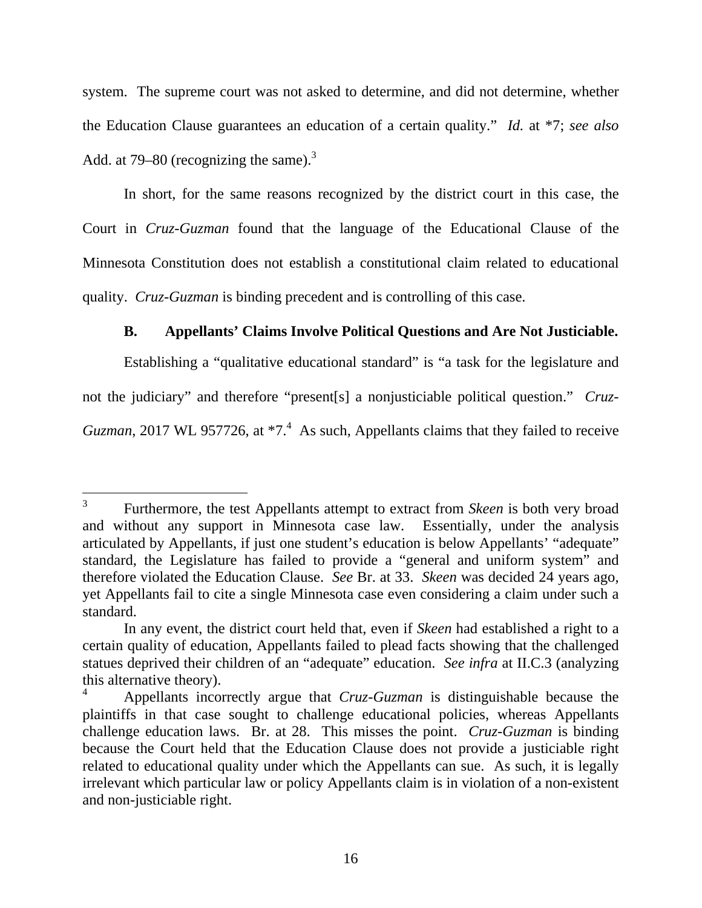system. The supreme court was not asked to determine, and did not determine, whether the Education Clause guarantees an education of a certain quality." *Id.* at *7; *see also* Add. at 79–80 (recognizing the same).[3]

In short, for the same reasons recognized by the district court in this case, the Court in *Cruz-Guzman* found that the language of the Educational Clause of the Minnesota Constitution does not establish a constitutional claim related to educational quality. *Cruz-Guzman* is binding precedent and is controlling of this case.

### B. Appellants' Claims Involve Political Questions and Are Not Justiciable.

Establishing a "qualitative educational standard" is "a task for the legislature and not the judiciary" and therefore "present[s] a nonjusticiable political question." *Cruz-Guzman*, 2017 WL 957726, at *7.[4] As such, Appellants claims that they failed to receive

---

[3] Furthermore, the test Appellants attempt to extract from *Skeen* is both very broad and without any support in Minnesota case law. Essentially, under the analysis articulated by Appellants, if just one student's education is below Appellants' "adequate" standard, the Legislature has failed to provide a "general and uniform system" and therefore violated the Education Clause. *See* Br. at 33. *Skeen* was decided 24 years ago, yet Appellants fail to cite a single Minnesota case even considering a claim under such a standard.

In any event, the district court held that, even if *Skeen* had established a right to a certain quality of education, Appellants failed to plead facts showing that the challenged statues deprived their children of an "adequate" education. *See infra* at II.C.3 (analyzing this alternative theory).

[4] Appellants incorrectly argue that *Cruz-Guzman* is distinguishable because the plaintiffs in that case sought to challenge educational policies, whereas Appellants challenge education laws. Br. at 28. This misses the point. *Cruz-Guzman* is binding because the Court held that the Education Clause does not provide a justiciable right related to educational quality under which the Appellants can sue. As such, it is legally irrelevant which particular law or policy Appellants claim is in violation of a non-existent and non-justiciable right.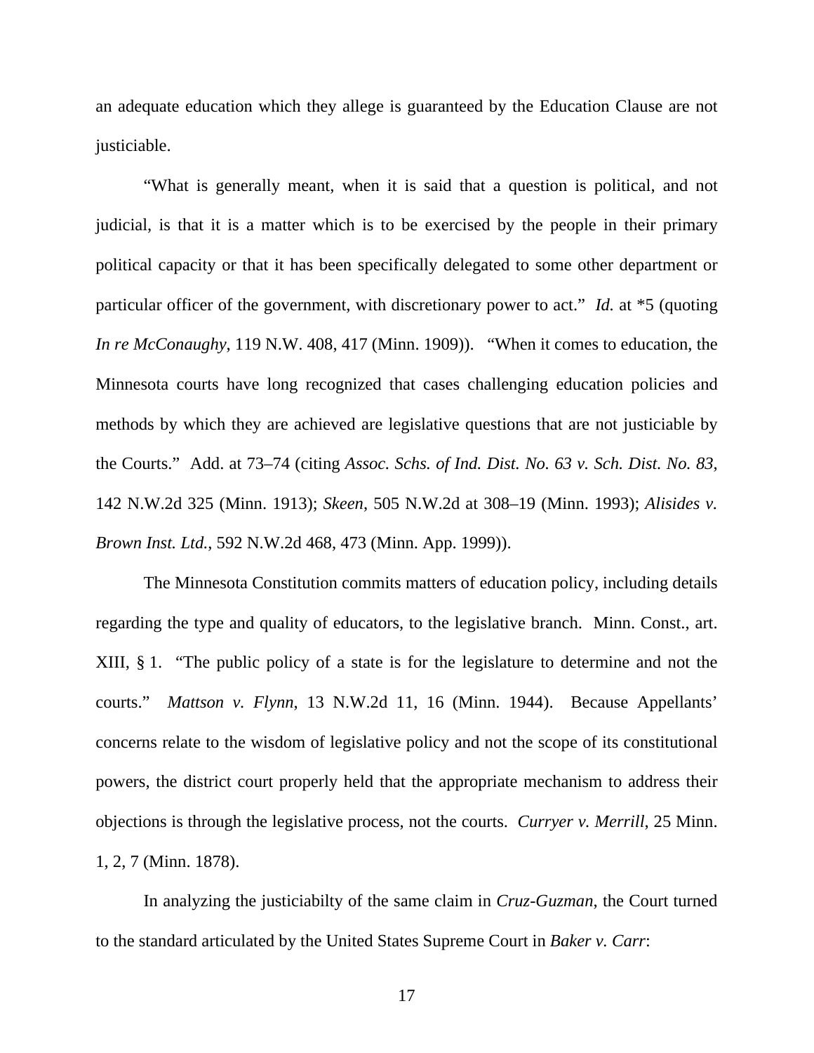an adequate education which they allege is guaranteed by the Education Clause are not justiciable.

"What is generally meant, when it is said that a question is political, and not judicial, is that it is a matter which is to be exercised by the people in their primary political capacity or that it has been specifically delegated to some other department or particular officer of the government, with discretionary power to act." *Id.* at *5 (quoting *In re McConaughy*, 119 N.W. 408, 417 (Minn. 1909)). "When it comes to education, the Minnesota courts have long recognized that cases challenging education policies and methods by which they are achieved are legislative questions that are not justiciable by the Courts." Add. at 73–74 (citing *Assoc. Schs. of Ind. Dist. No. 63 v. Sch. Dist. No. 83*, 142 N.W.2d 325 (Minn. 1913); *Skeen*, 505 N.W.2d at 308–19 (Minn. 1993); *Alisides v. Brown Inst. Ltd.*, 592 N.W.2d 468, 473 (Minn. App. 1999)).

The Minnesota Constitution commits matters of education policy, including details regarding the type and quality of educators, to the legislative branch. Minn. Const., art. XIII, § 1. "The public policy of a state is for the legislature to determine and not the courts." *Mattson v. Flynn*, 13 N.W.2d 11, 16 (Minn. 1944). Because Appellants' concerns relate to the wisdom of legislative policy and not the scope of its constitutional powers, the district court properly held that the appropriate mechanism to address their objections is through the legislative process, not the courts. *Curryer v. Merrill*, 25 Minn. 1, 2, 7 (Minn. 1878).

In analyzing the justiciabilty of the same claim in *Cruz-Guzman*, the Court turned to the standard articulated by the United States Supreme Court in *Baker v. Carr*: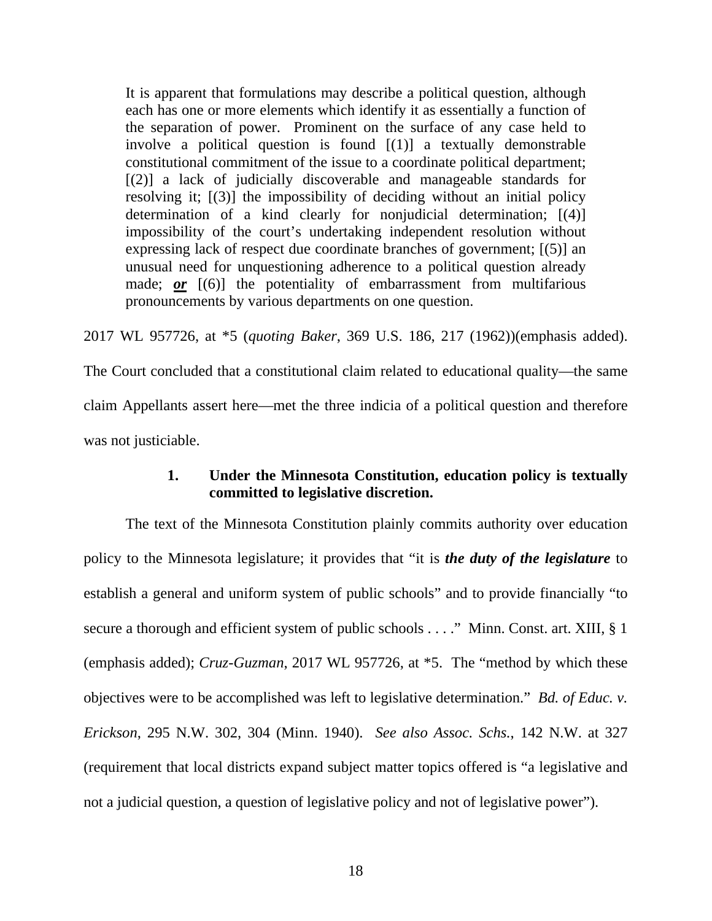> It is apparent that formulations may describe a political question, although each has one or more elements which identify it as essentially a function of the separation of power. Prominent on the surface of any case held to involve a political question is found [(1)] a textually demonstrable constitutional commitment of the issue to a coordinate political department; [(2)] a lack of judicially discoverable and manageable standards for resolving it; [(3)] the impossibility of deciding without an initial policy determination of a kind clearly for nonjudicial determination; [(4)] impossibility of the court's undertaking independent resolution without expressing lack of respect due coordinate branches of government; [(5)] an unusual need for unquestioning adherence to a political question already made; ***or*** [(6)] the potentiality of embarrassment from multifarious pronouncements by various departments on one question.

2017 WL 957726, at *5 (*quoting Baker*, 369 U.S. 186, 217 (1962))(emphasis added). The Court concluded that a constitutional claim related to educational quality—the same claim Appellants assert here—met the three indicia of a political question and therefore was not justiciable.

### 1. Under the Minnesota Constitution, education policy is textually committed to legislative discretion.

The text of the Minnesota Constitution plainly commits authority over education policy to the Minnesota legislature; it provides that "it is ***the duty of the legislature*** to establish a general and uniform system of public schools" and to provide financially "to secure a thorough and efficient system of public schools . . . ." Minn. Const. art. XIII, § 1 (emphasis added); *Cruz-Guzman*, 2017 WL 957726, at *5. The "method by which these objectives were to be accomplished was left to legislative determination." *Bd. of Educ. v. Erickson*, 295 N.W. 302, 304 (Minn. 1940). *See also Assoc. Schs.*, 142 N.W. at 327 (requirement that local districts expand subject matter topics offered is "a legislative and not a judicial question, a question of legislative policy and not of legislative power").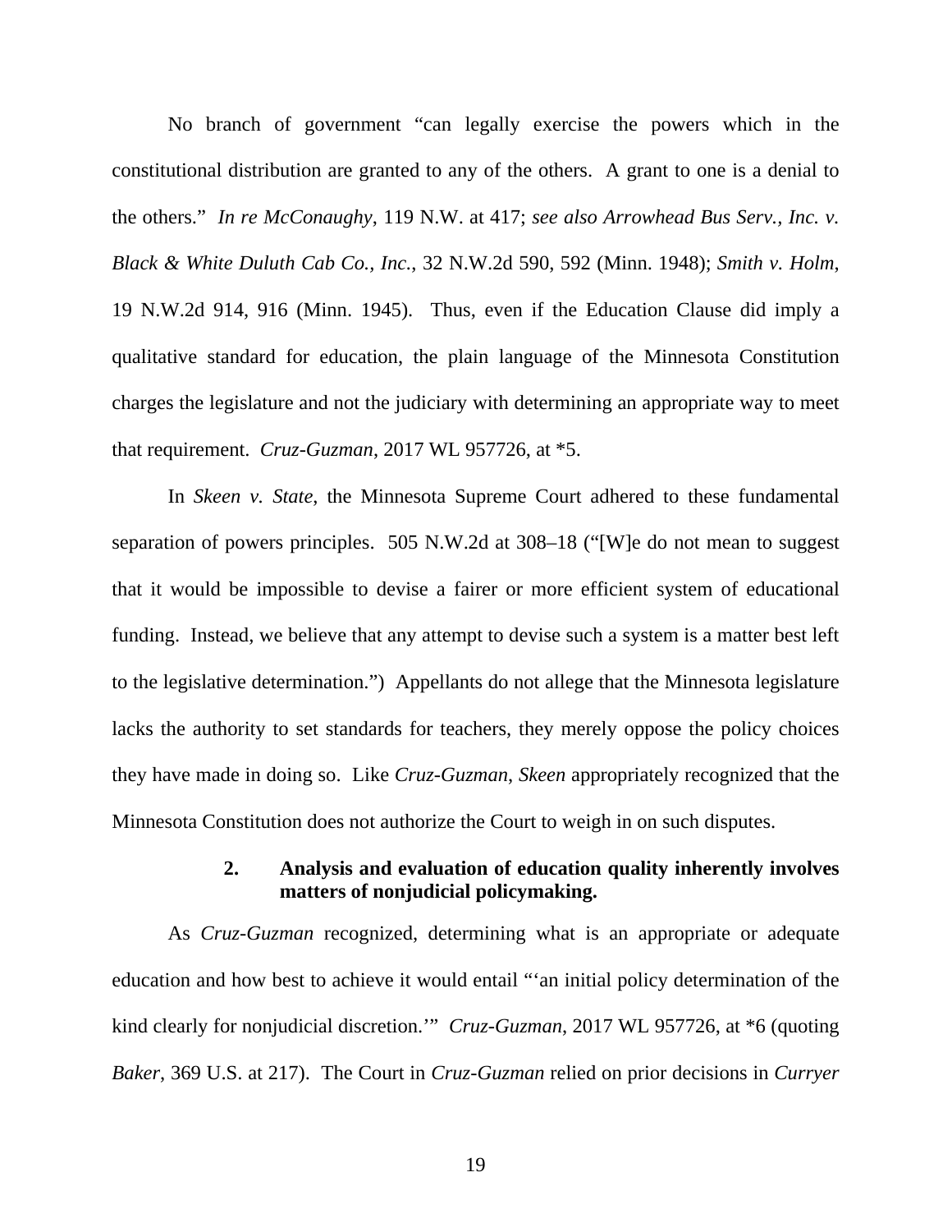No branch of government "can legally exercise the powers which in the constitutional distribution are granted to any of the others. A grant to one is a denial to the others." *In re McConaughy*, 119 N.W. at 417; *see also Arrowhead Bus Serv., Inc. v. Black & White Duluth Cab Co., Inc.*, 32 N.W.2d 590, 592 (Minn. 1948); *Smith v. Holm*, 19 N.W.2d 914, 916 (Minn. 1945). Thus, even if the Education Clause did imply a qualitative standard for education, the plain language of the Minnesota Constitution charges the legislature and not the judiciary with determining an appropriate way to meet that requirement. *Cruz-Guzman*, 2017 WL 957726, at *5.

In *Skeen v. State*, the Minnesota Supreme Court adhered to these fundamental separation of powers principles. 505 N.W.2d at 308–18 ("[W]e do not mean to suggest that it would be impossible to devise a fairer or more efficient system of educational funding. Instead, we believe that any attempt to devise such a system is a matter best left to the legislative determination.") Appellants do not allege that the Minnesota legislature lacks the authority to set standards for teachers, they merely oppose the policy choices they have made in doing so. Like *Cruz-Guzman*, *Skeen* appropriately recognized that the Minnesota Constitution does not authorize the Court to weigh in on such disputes.

### 2. Analysis and evaluation of education quality inherently involves matters of nonjudicial policymaking.

As *Cruz-Guzman* recognized, determining what is an appropriate or adequate education and how best to achieve it would entail "'an initial policy determination of the kind clearly for nonjudicial discretion.'" *Cruz-Guzman*, 2017 WL 957726, at *6 (quoting *Baker*, 369 U.S. at 217). The Court in *Cruz-Guzman* relied on prior decisions in *Curryer*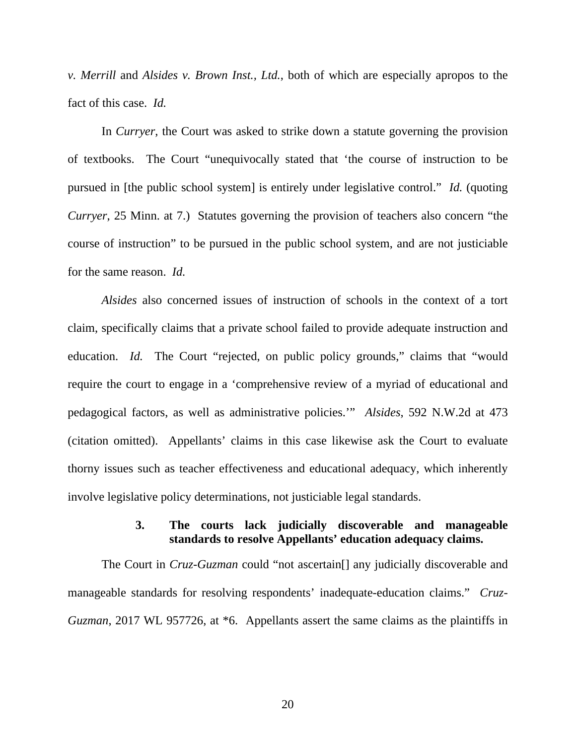*v. Merrill* and *Alsides v. Brown Inst., Ltd.*, both of which are especially apropos to the fact of this case. *Id.*

In *Curryer*, the Court was asked to strike down a statute governing the provision of textbooks. The Court "unequivocally stated that 'the course of instruction to be pursued in [the public school system] is entirely under legislative control." *Id.* (quoting *Curryer*, 25 Minn. at 7.) Statutes governing the provision of teachers also concern "the course of instruction" to be pursued in the public school system, and are not justiciable for the same reason. *Id.*

*Alsides* also concerned issues of instruction of schools in the context of a tort claim, specifically claims that a private school failed to provide adequate instruction and education. *Id.* The Court "rejected, on public policy grounds," claims that "would require the court to engage in a 'comprehensive review of a myriad of educational and pedagogical factors, as well as administrative policies.'" *Alsides*, 592 N.W.2d at 473 (citation omitted). Appellants' claims in this case likewise ask the Court to evaluate thorny issues such as teacher effectiveness and educational adequacy, which inherently involve legislative policy determinations, not justiciable legal standards.

### 3. The courts lack judicially discoverable and manageable standards to resolve Appellants' education adequacy claims.

The Court in *Cruz-Guzman* could "not ascertain[] any judicially discoverable and manageable standards for resolving respondents' inadequate-education claims." *Cruz-Guzman*, 2017 WL 957726, at *6. Appellants assert the same claims as the plaintiffs in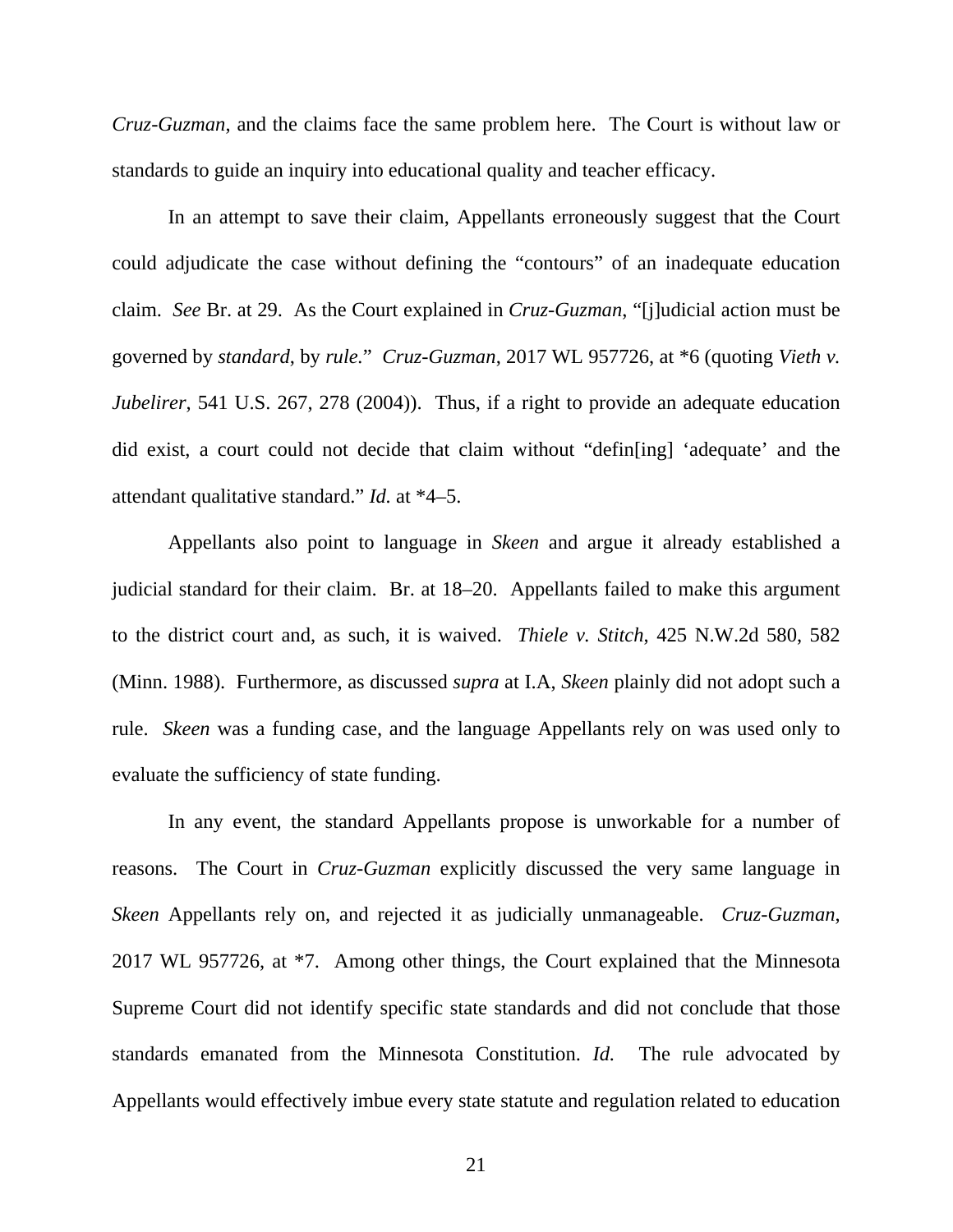*Cruz-Guzman*, and the claims face the same problem here. The Court is without law or standards to guide an inquiry into educational quality and teacher efficacy.

In an attempt to save their claim, Appellants erroneously suggest that the Court could adjudicate the case without defining the "contours" of an inadequate education claim. *See* Br. at 29. As the Court explained in *Cruz-Guzman*, "[j]udicial action must be governed by *standard*, by *rule*." *Cruz-Guzman*, 2017 WL 957726, at *6 (quoting *Vieth v. Jubelirer*, 541 U.S. 267, 278 (2004)). Thus, if a right to provide an adequate education did exist, a court could not decide that claim without "defin[ing] 'adequate' and the attendant qualitative standard." *Id.* at *4–5.

Appellants also point to language in *Skeen* and argue it already established a judicial standard for their claim. Br. at 18–20. Appellants failed to make this argument to the district court and, as such, it is waived. *Thiele v. Stitch*, 425 N.W.2d 580, 582 (Minn. 1988). Furthermore, as discussed *supra* at I.A, *Skeen* plainly did not adopt such a rule. *Skeen* was a funding case, and the language Appellants rely on was used only to evaluate the sufficiency of state funding.

In any event, the standard Appellants propose is unworkable for a number of reasons. The Court in *Cruz-Guzman* explicitly discussed the very same language in *Skeen* Appellants rely on, and rejected it as judicially unmanageable. *Cruz-Guzman*, 2017 WL 957726, at *7. Among other things, the Court explained that the Minnesota Supreme Court did not identify specific state standards and did not conclude that those standards emanated from the Minnesota Constitution. *Id.* The rule advocated by Appellants would effectively imbue every state statute and regulation related to education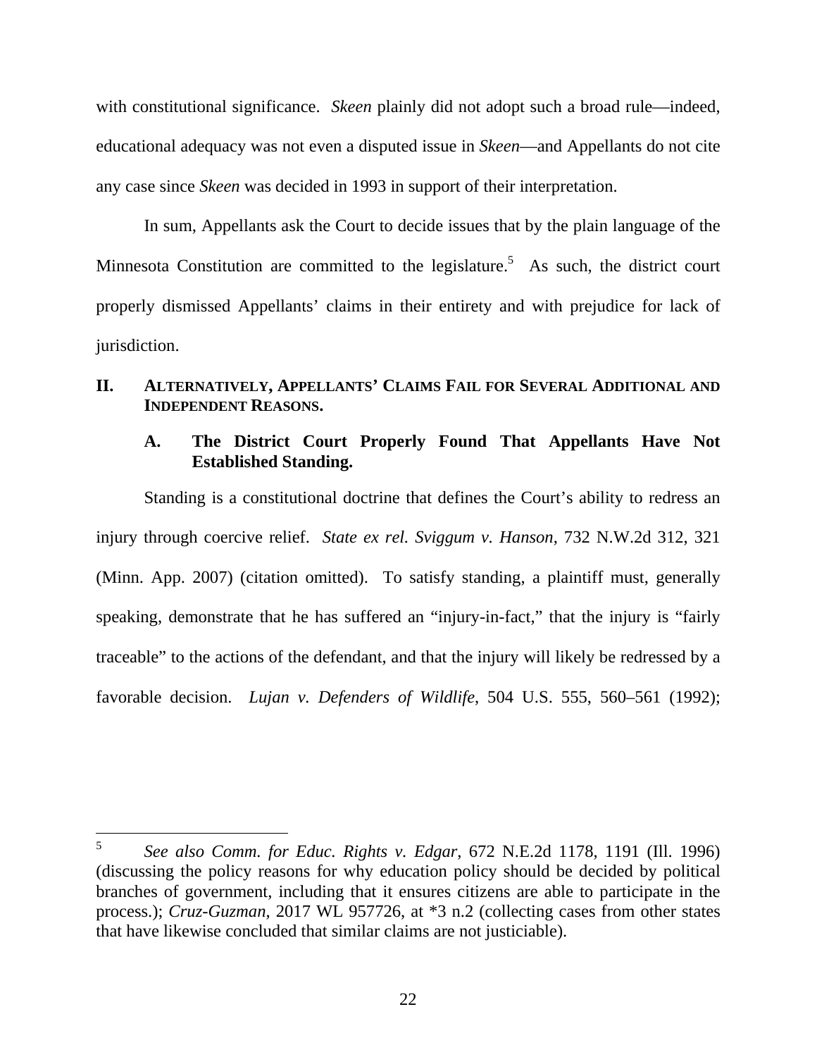with constitutional significance. *Skeen* plainly did not adopt such a broad rule—indeed, educational adequacy was not even a disputed issue in *Skeen*—and Appellants do not cite any case since *Skeen* was decided in 1993 in support of their interpretation.

In sum, Appellants ask the Court to decide issues that by the plain language of the Minnesota Constitution are committed to the legislature.[5] As such, the district court properly dismissed Appellants' claims in their entirety and with prejudice for lack of jurisdiction.

## II. ALTERNATIVELY, APPELLANTS' CLAIMS FAIL FOR SEVERAL ADDITIONAL AND INDEPENDENT REASONS.

### A. The District Court Properly Found That Appellants Have Not Established Standing.

Standing is a constitutional doctrine that defines the Court's ability to redress an injury through coercive relief. *State ex rel. Sviggum v. Hanson*, 732 N.W.2d 312, 321 (Minn. App. 2007) (citation omitted). To satisfy standing, a plaintiff must, generally speaking, demonstrate that he has suffered an "injury-in-fact," that the injury is "fairly traceable" to the actions of the defendant, and that the injury will likely be redressed by a favorable decision. *Lujan v. Defenders of Wildlife*, 504 U.S. 555, 560–561 (1992);

---

[5] *See also Comm. for Educ. Rights v. Edgar*, 672 N.E.2d 1178, 1191 (Ill. 1996) (discussing the policy reasons for why education policy should be decided by political branches of government, including that it ensures citizens are able to participate in the process.); *Cruz-Guzman*, 2017 WL 957726, at *3 n.2 (collecting cases from other states that have likewise concluded that similar claims are not justiciable).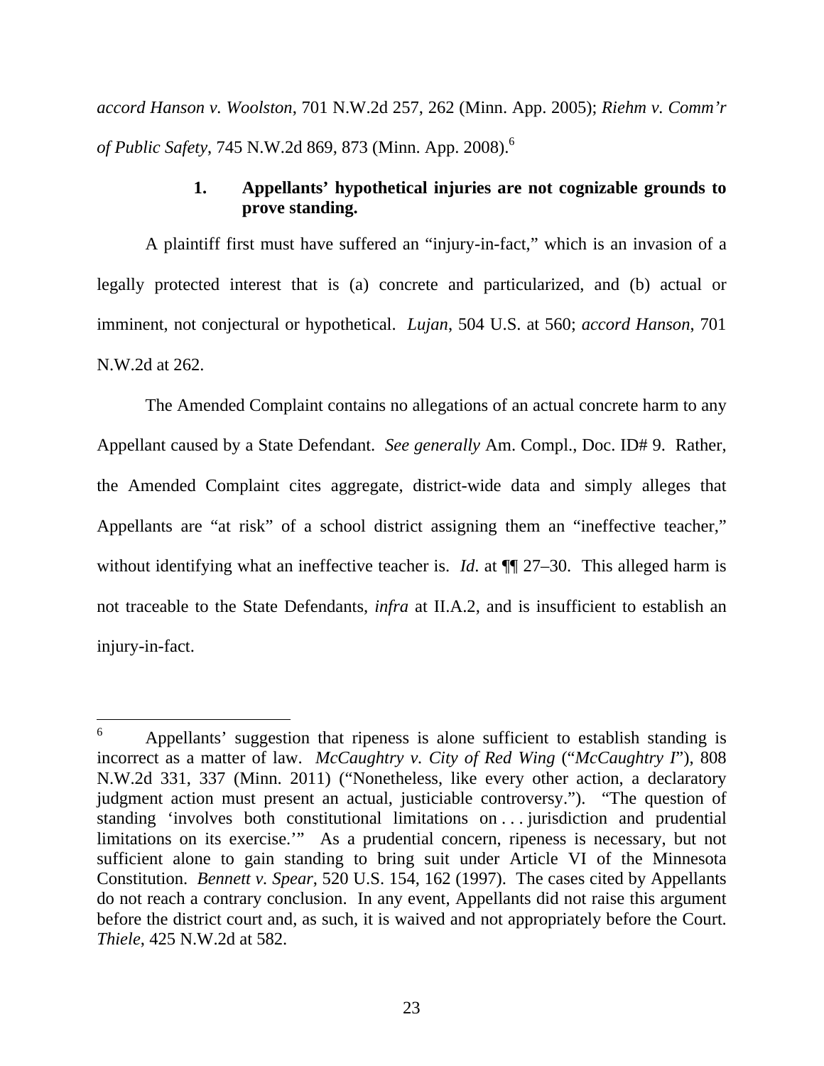*accord Hanson v. Woolston*, 701 N.W.2d 257, 262 (Minn. App. 2005); *Riehm v. Comm'r of Public Safety*, 745 N.W.2d 869, 873 (Minn. App. 2008).[6]

### 1. Appellants' hypothetical injuries are not cognizable grounds to prove standing.

A plaintiff first must have suffered an "injury-in-fact," which is an invasion of a legally protected interest that is (a) concrete and particularized, and (b) actual or imminent, not conjectural or hypothetical. *Lujan*, 504 U.S. at 560; *accord Hanson*, 701 N.W.2d at 262.

The Amended Complaint contains no allegations of an actual concrete harm to any Appellant caused by a State Defendant. *See generally* Am. Compl., Doc. ID# 9. Rather, the Amended Complaint cites aggregate, district-wide data and simply alleges that Appellants are "at risk" of a school district assigning them an "ineffective teacher," without identifying what an ineffective teacher is. *Id*. at ¶¶ 27–30. This alleged harm is not traceable to the State Defendants, *infra* at II.A.2, and is insufficient to establish an injury-in-fact.

---

[6] Appellants' suggestion that ripeness is alone sufficient to establish standing is incorrect as a matter of law. *McCaughtry v. City of Red Wing* ("*McCaughtry I*"), 808 N.W.2d 331, 337 (Minn. 2011) ("Nonetheless, like every other action, a declaratory judgment action must present an actual, justiciable controversy."). "The question of standing 'involves both constitutional limitations on . . . jurisdiction and prudential limitations on its exercise.'" As a prudential concern, ripeness is necessary, but not sufficient alone to gain standing to bring suit under Article VI of the Minnesota Constitution. *Bennett v. Spear*, 520 U.S. 154, 162 (1997). The cases cited by Appellants do not reach a contrary conclusion. In any event, Appellants did not raise this argument before the district court and, as such, it is waived and not appropriately before the Court. *Thiele*, 425 N.W.2d at 582.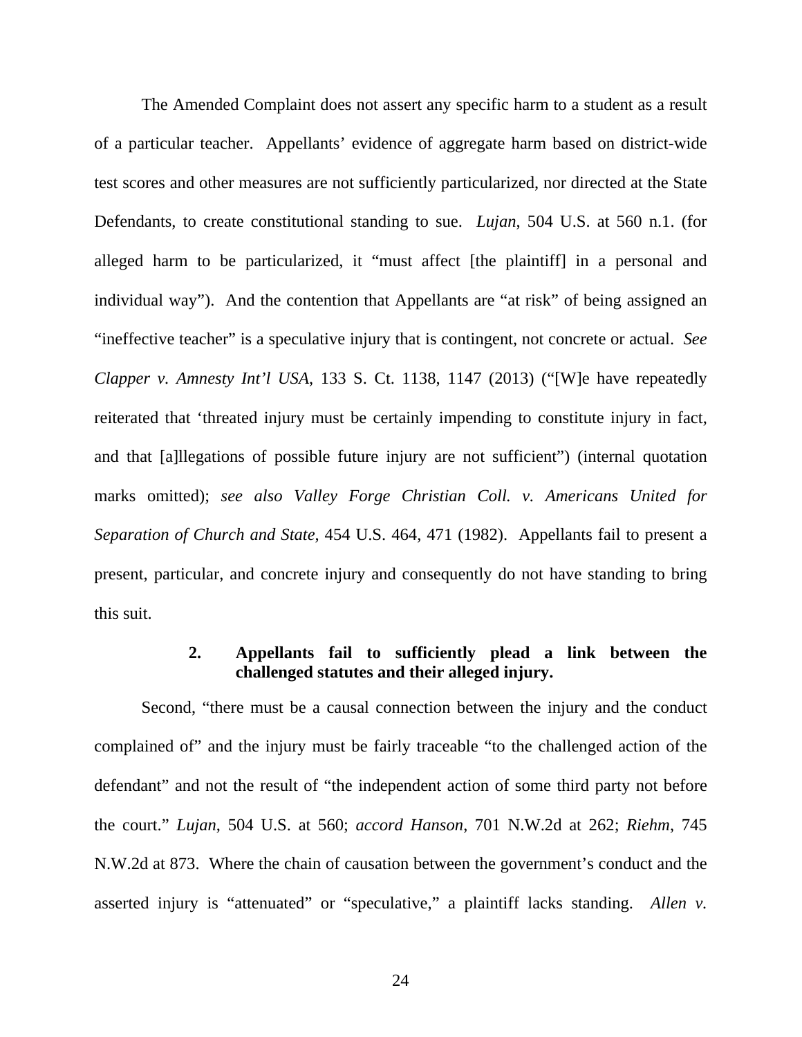The Amended Complaint does not assert any specific harm to a student as a result of a particular teacher. Appellants' evidence of aggregate harm based on district-wide test scores and other measures are not sufficiently particularized, nor directed at the State Defendants, to create constitutional standing to sue. *Lujan*, 504 U.S. at 560 n.1. (for alleged harm to be particularized, it "must affect [the plaintiff] in a personal and individual way"). And the contention that Appellants are "at risk" of being assigned an "ineffective teacher" is a speculative injury that is contingent, not concrete or actual. *See Clapper v. Amnesty Int'l USA*, 133 S. Ct. 1138, 1147 (2013) ("[W]e have repeatedly reiterated that 'threated injury must be certainly impending to constitute injury in fact, and that [a]llegations of possible future injury are not sufficient") (internal quotation marks omitted); *see also Valley Forge Christian Coll. v. Americans United for Separation of Church and State*, 454 U.S. 464, 471 (1982). Appellants fail to present a present, particular, and concrete injury and consequently do not have standing to bring this suit.

#### 2. Appellants fail to sufficiently plead a link between the challenged statutes and their alleged injury.

Second, "there must be a causal connection between the injury and the conduct complained of" and the injury must be fairly traceable "to the challenged action of the defendant" and not the result of "the independent action of some third party not before the court." *Lujan*, 504 U.S. at 560; *accord Hanson*, 701 N.W.2d at 262; *Riehm*, 745 N.W.2d at 873. Where the chain of causation between the government's conduct and the asserted injury is "attenuated" or "speculative," a plaintiff lacks standing. *Allen v.*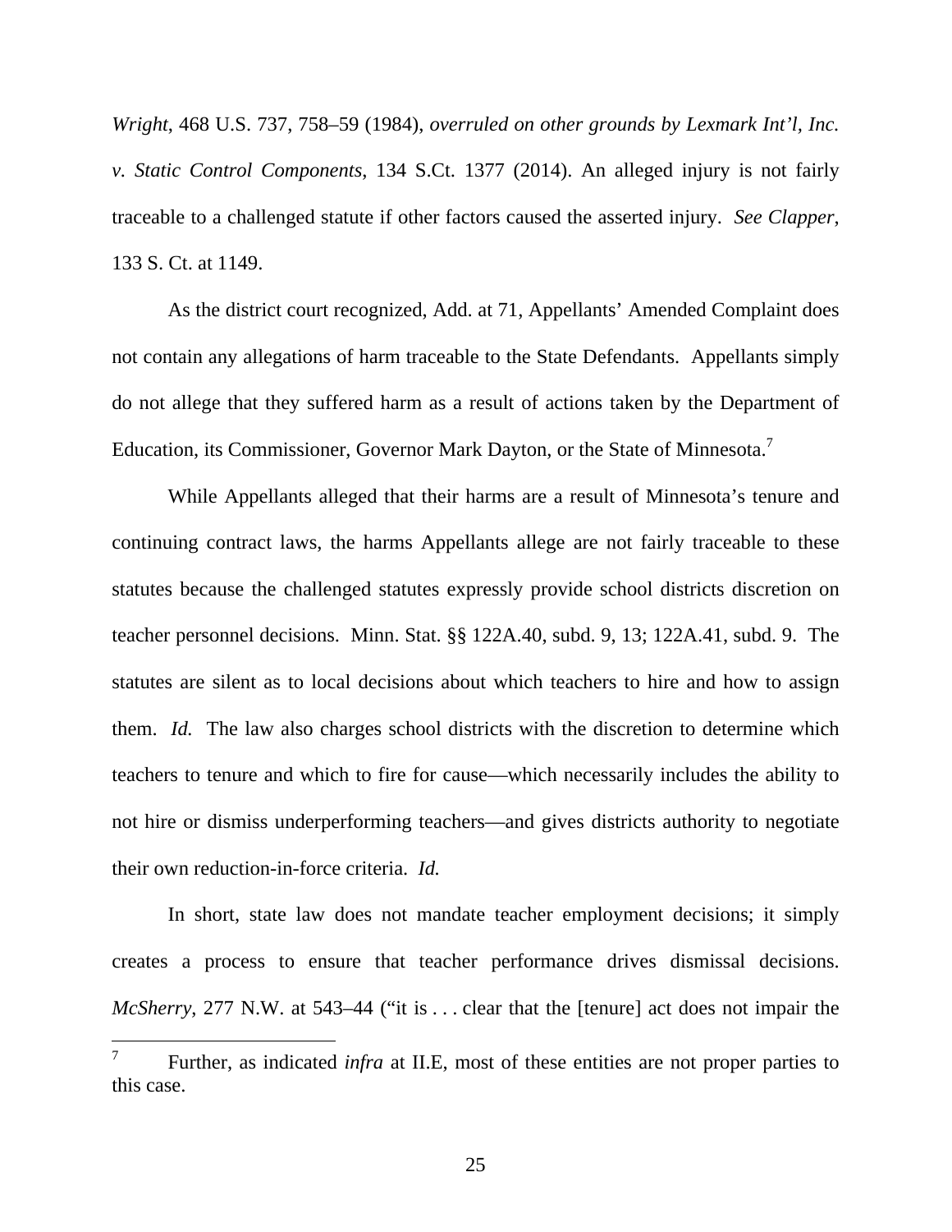*Wright*, 468 U.S. 737, 758–59 (1984), *overruled on other grounds by Lexmark Int'l, Inc. v. Static Control Components*, 134 S.Ct. 1377 (2014). An alleged injury is not fairly traceable to a challenged statute if other factors caused the asserted injury. *See Clapper*, 133 S. Ct. at 1149.

As the district court recognized, Add. at 71, Appellants' Amended Complaint does not contain any allegations of harm traceable to the State Defendants. Appellants simply do not allege that they suffered harm as a result of actions taken by the Department of Education, its Commissioner, Governor Mark Dayton, or the State of Minnesota.[7]

While Appellants alleged that their harms are a result of Minnesota's tenure and continuing contract laws, the harms Appellants allege are not fairly traceable to these statutes because the challenged statutes expressly provide school districts discretion on teacher personnel decisions. Minn. Stat. §§ 122A.40, subd. 9, 13; 122A.41, subd. 9. The statutes are silent as to local decisions about which teachers to hire and how to assign them. *Id.* The law also charges school districts with the discretion to determine which teachers to tenure and which to fire for cause—which necessarily includes the ability to not hire or dismiss underperforming teachers—and gives districts authority to negotiate their own reduction-in-force criteria. *Id.*

In short, state law does not mandate teacher employment decisions; it simply creates a process to ensure that teacher performance drives dismissal decisions. *McSherry*, 277 N.W. at 543–44 ("it is . . . clear that the [tenure] act does not impair the

---

[7] Further, as indicated *infra* at II.E, most of these entities are not proper parties to this case.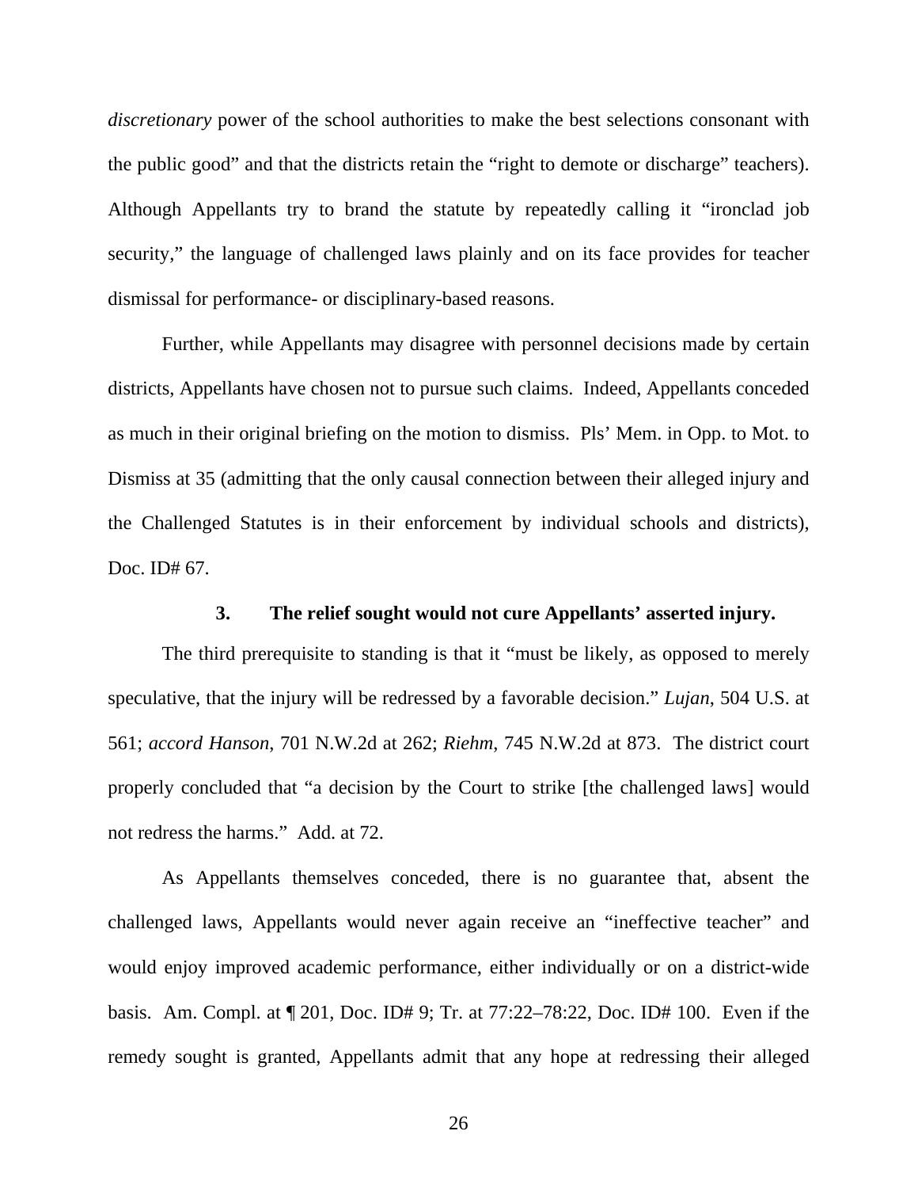*discretionary* power of the school authorities to make the best selections consonant with the public good" and that the districts retain the "right to demote or discharge" teachers). Although Appellants try to brand the statute by repeatedly calling it "ironclad job security," the language of challenged laws plainly and on its face provides for teacher dismissal for performance- or disciplinary-based reasons.

Further, while Appellants may disagree with personnel decisions made by certain districts, Appellants have chosen not to pursue such claims. Indeed, Appellants conceded as much in their original briefing on the motion to dismiss. Pls' Mem. in Opp. to Mot. to Dismiss at 35 (admitting that the only causal connection between their alleged injury and the Challenged Statutes is in their enforcement by individual schools and districts), Doc. ID# 67.

### 3. The relief sought would not cure Appellants' asserted injury.

The third prerequisite to standing is that it "must be likely, as opposed to merely speculative, that the injury will be redressed by a favorable decision." *Lujan*, 504 U.S. at 561; *accord Hanson*, 701 N.W.2d at 262; *Riehm*, 745 N.W.2d at 873. The district court properly concluded that "a decision by the Court to strike [the challenged laws] would not redress the harms." Add. at 72.

As Appellants themselves conceded, there is no guarantee that, absent the challenged laws, Appellants would never again receive an "ineffective teacher" and would enjoy improved academic performance, either individually or on a district-wide basis. Am. Compl. at ¶ 201, Doc. ID# 9; Tr. at 77:22–78:22, Doc. ID# 100. Even if the remedy sought is granted, Appellants admit that any hope at redressing their alleged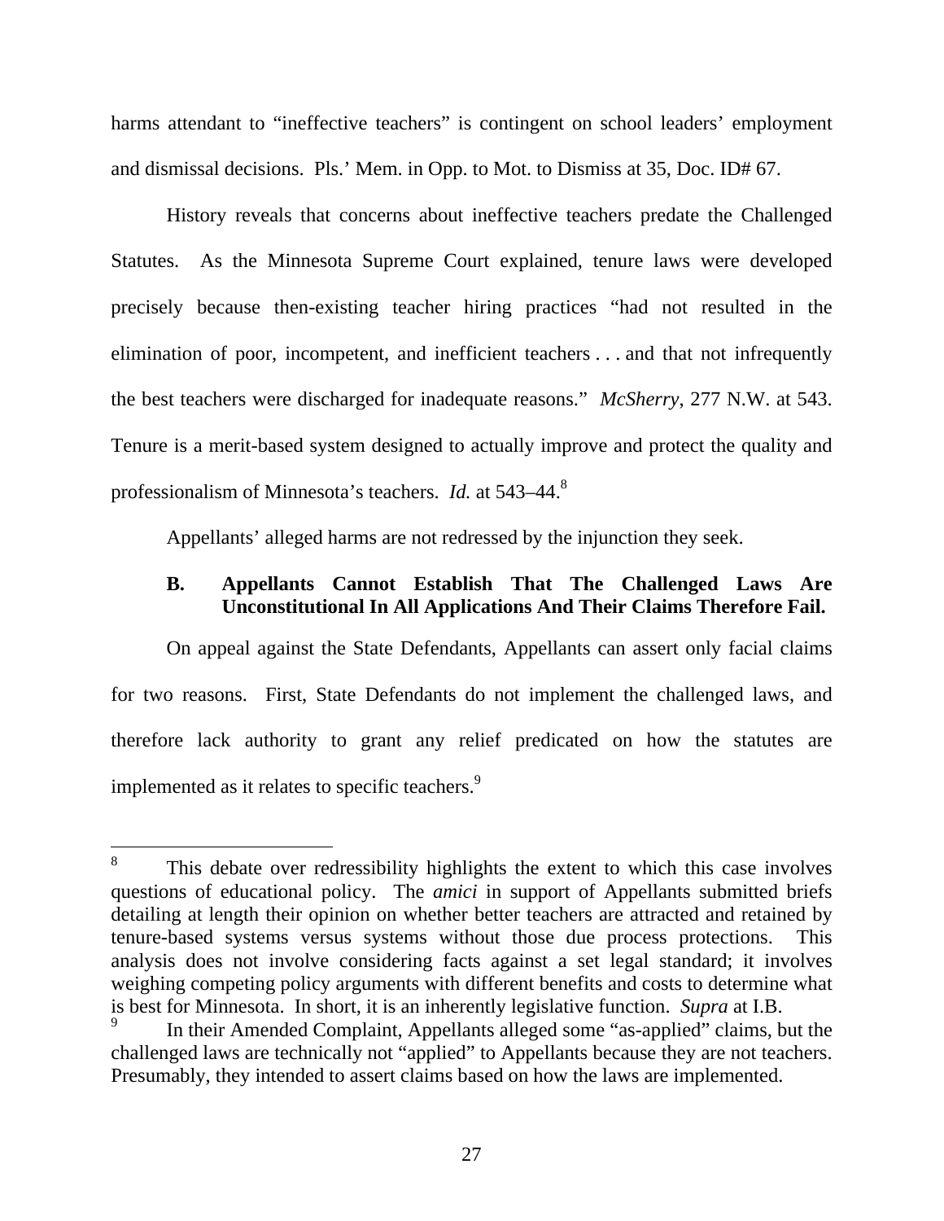harms attendant to "ineffective teachers" is contingent on school leaders' employment and dismissal decisions. Pls.' Mem. in Opp. to Mot. to Dismiss at 35, Doc. ID# 67.

History reveals that concerns about ineffective teachers predate the Challenged Statutes. As the Minnesota Supreme Court explained, tenure laws were developed precisely because then-existing teacher hiring practices "had not resulted in the elimination of poor, incompetent, and inefficient teachers . . . and that not infrequently the best teachers were discharged for inadequate reasons." *McSherry*, 277 N.W. at 543. Tenure is a merit-based system designed to actually improve and protect the quality and professionalism of Minnesota's teachers. *Id.* at 543–44.[8]

Appellants' alleged harms are not redressed by the injunction they seek.

### B. Appellants Cannot Establish That The Challenged Laws Are Unconstitutional In All Applications And Their Claims Therefore Fail.

On appeal against the State Defendants, Appellants can assert only facial claims for two reasons. First, State Defendants do not implement the challenged laws, and therefore lack authority to grant any relief predicated on how the statutes are implemented as it relates to specific teachers.[9]

---

[8] This debate over redressibility highlights the extent to which this case involves questions of educational policy. The *amici* in support of Appellants submitted briefs detailing at length their opinion on whether better teachers are attracted and retained by tenure-based systems versus systems without those due process protections. This analysis does not involve considering facts against a set legal standard; it involves weighing competing policy arguments with different benefits and costs to determine what is best for Minnesota. In short, it is an inherently legislative function. *Supra* at I.B.

[9] In their Amended Complaint, Appellants alleged some "as-applied" claims, but the challenged laws are technically not "applied" to Appellants because they are not teachers. Presumably, they intended to assert claims based on how the laws are implemented.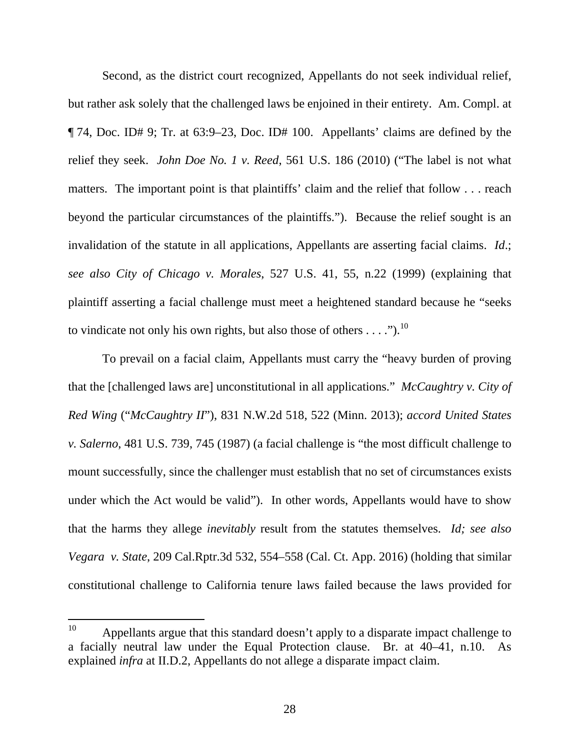Second, as the district court recognized, Appellants do not seek individual relief, but rather ask solely that the challenged laws be enjoined in their entirety. Am. Compl. at ¶ 74, Doc. ID# 9; Tr. at 63:9–23, Doc. ID# 100. Appellants' claims are defined by the relief they seek. *John Doe No. 1 v. Reed*, 561 U.S. 186 (2010) ("The label is not what matters. The important point is that plaintiffs' claim and the relief that follow . . . reach beyond the particular circumstances of the plaintiffs."). Because the relief sought is an invalidation of the statute in all applications, Appellants are asserting facial claims. *Id*.; *see also City of Chicago v. Morales*, 527 U.S. 41, 55, n.22 (1999) (explaining that plaintiff asserting a facial challenge must meet a heightened standard because he "seeks to vindicate not only his own rights, but also those of others . . . .").[10]

To prevail on a facial claim, Appellants must carry the "heavy burden of proving that the [challenged laws are] unconstitutional in all applications." *McCaughtry v. City of Red Wing* ("*McCaughtry II*"), 831 N.W.2d 518, 522 (Minn. 2013); *accord United States v. Salerno*, 481 U.S. 739, 745 (1987) (a facial challenge is "the most difficult challenge to mount successfully, since the challenger must establish that no set of circumstances exists under which the Act would be valid"). In other words, Appellants would have to show that the harms they allege *inevitably* result from the statutes themselves. *Id; see also Vegara v. State*, 209 Cal.Rptr.3d 532, 554–558 (Cal. Ct. App. 2016) (holding that similar constitutional challenge to California tenure laws failed because the laws provided for

---

[10] Appellants argue that this standard doesn't apply to a disparate impact challenge to a facially neutral law under the Equal Protection clause. Br. at 40–41, n.10. As explained *infra* at II.D.2, Appellants do not allege a disparate impact claim.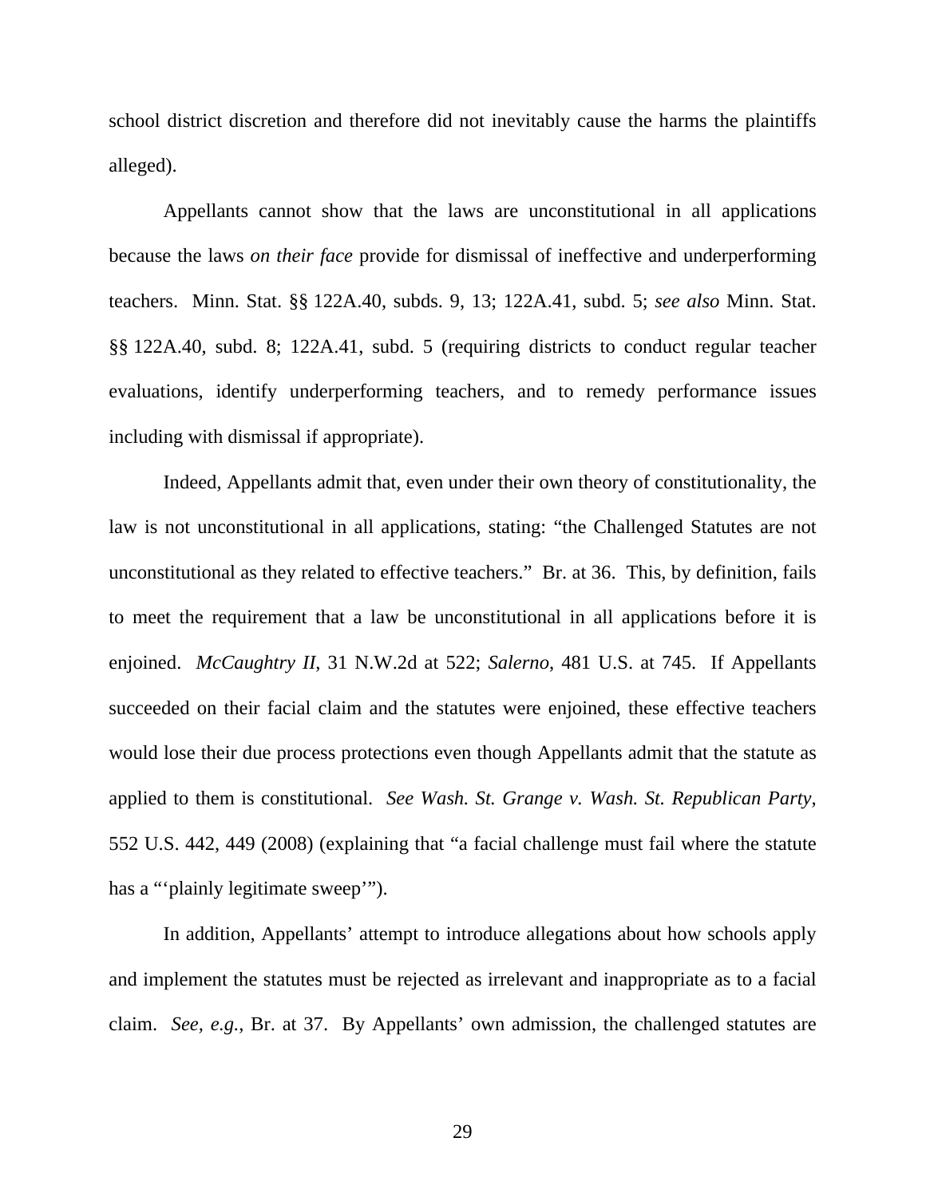school district discretion and therefore did not inevitably cause the harms the plaintiffs alleged).

Appellants cannot show that the laws are unconstitutional in all applications because the laws *on their face* provide for dismissal of ineffective and underperforming teachers. Minn. Stat. §§ 122A.40, subds. 9, 13; 122A.41, subd. 5; *see also* Minn. Stat. §§ 122A.40, subd. 8; 122A.41, subd. 5 (requiring districts to conduct regular teacher evaluations, identify underperforming teachers, and to remedy performance issues including with dismissal if appropriate).

Indeed, Appellants admit that, even under their own theory of constitutionality, the law is not unconstitutional in all applications, stating: "the Challenged Statutes are not unconstitutional as they related to effective teachers." Br. at 36. This, by definition, fails to meet the requirement that a law be unconstitutional in all applications before it is enjoined. *McCaughtry II*, 31 N.W.2d at 522; *Salerno*, 481 U.S. at 745. If Appellants succeeded on their facial claim and the statutes were enjoined, these effective teachers would lose their due process protections even though Appellants admit that the statute as applied to them is constitutional. *See Wash. St. Grange v. Wash. St. Republican Party*, 552 U.S. 442, 449 (2008) (explaining that "a facial challenge must fail where the statute has a "'plainly legitimate sweep'").

In addition, Appellants' attempt to introduce allegations about how schools apply and implement the statutes must be rejected as irrelevant and inappropriate as to a facial claim. *See, e.g.*, Br. at 37. By Appellants' own admission, the challenged statutes are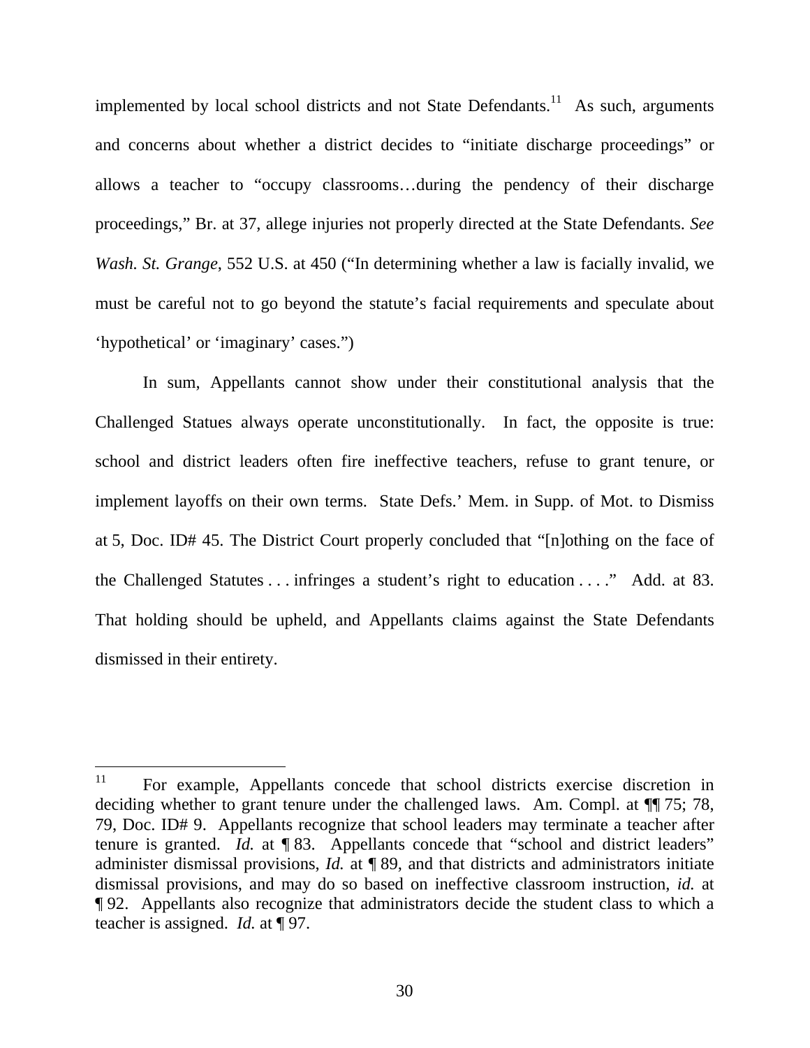implemented by local school districts and not State Defendants.[11] As such, arguments and concerns about whether a district decides to "initiate discharge proceedings" or allows a teacher to "occupy classrooms…during the pendency of their discharge proceedings," Br. at 37, allege injuries not properly directed at the State Defendants. *See Wash. St. Grange*, 552 U.S. at 450 ("In determining whether a law is facially invalid, we must be careful not to go beyond the statute's facial requirements and speculate about 'hypothetical' or 'imaginary' cases.")

In sum, Appellants cannot show under their constitutional analysis that the Challenged Statues always operate unconstitutionally. In fact, the opposite is true: school and district leaders often fire ineffective teachers, refuse to grant tenure, or implement layoffs on their own terms. State Defs.' Mem. in Supp. of Mot. to Dismiss at 5, Doc. ID# 45. The District Court properly concluded that "[n]othing on the face of the Challenged Statutes . . . infringes a student's right to education . . . ." Add. at 83. That holding should be upheld, and Appellants claims against the State Defendants dismissed in their entirety.

---

[11] For example, Appellants concede that school districts exercise discretion in deciding whether to grant tenure under the challenged laws. Am. Compl. at ¶¶ 75; 78, 79, Doc. ID# 9. Appellants recognize that school leaders may terminate a teacher after tenure is granted. *Id.* at ¶ 83. Appellants concede that "school and district leaders" administer dismissal provisions, *Id.* at ¶ 89, and that districts and administrators initiate dismissal provisions, and may do so based on ineffective classroom instruction, *id.* at ¶ 92. Appellants also recognize that administrators decide the student class to which a teacher is assigned. *Id.* at ¶ 97.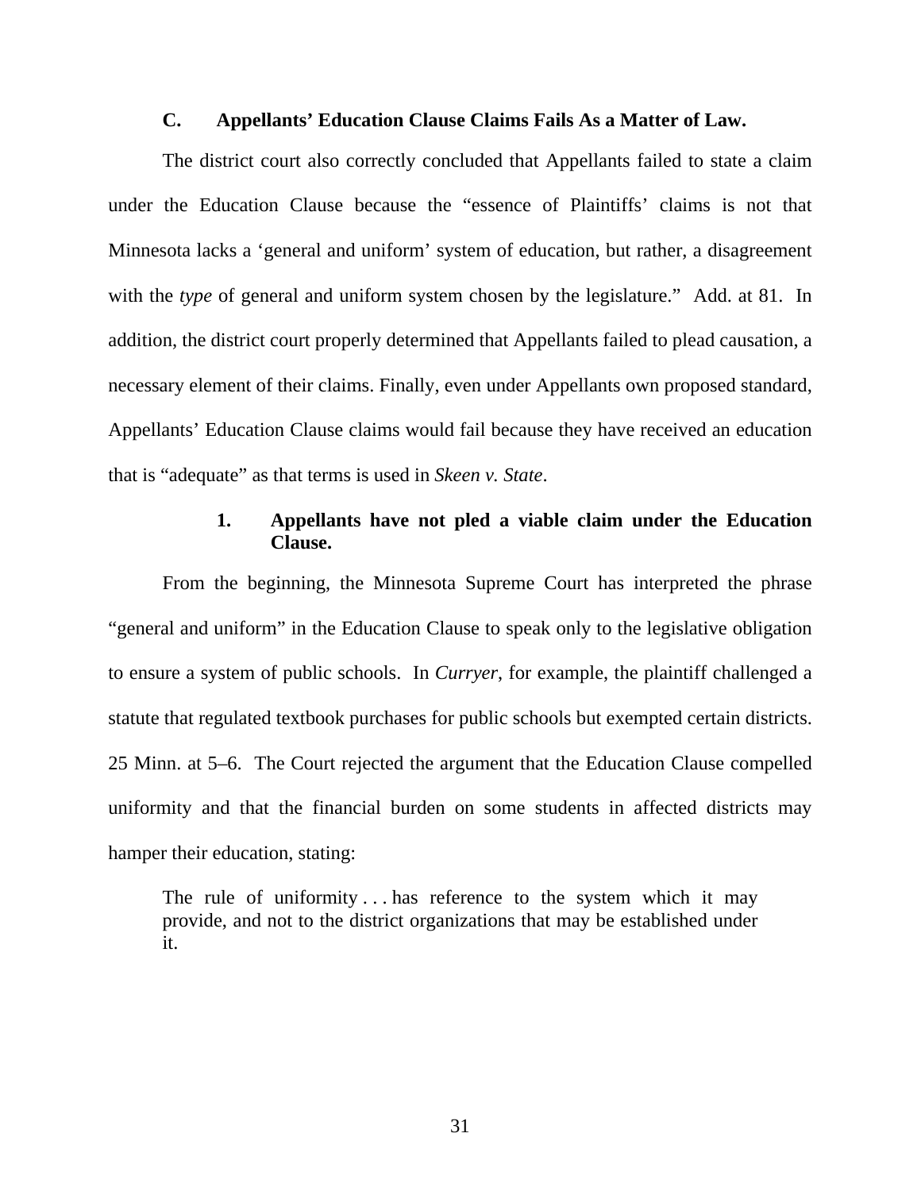### C. Appellants' Education Clause Claims Fails As a Matter of Law.

The district court also correctly concluded that Appellants failed to state a claim under the Education Clause because the "essence of Plaintiffs' claims is not that Minnesota lacks a 'general and uniform' system of education, but rather, a disagreement with the *type* of general and uniform system chosen by the legislature." Add. at 81. In addition, the district court properly determined that Appellants failed to plead causation, a necessary element of their claims. Finally, even under Appellants own proposed standard, Appellants' Education Clause claims would fail because they have received an education that is "adequate" as that terms is used in *Skeen v. State*.

#### 1. Appellants have not pled a viable claim under the Education Clause.

From the beginning, the Minnesota Supreme Court has interpreted the phrase "general and uniform" in the Education Clause to speak only to the legislative obligation to ensure a system of public schools. In *Curryer*, for example, the plaintiff challenged a statute that regulated textbook purchases for public schools but exempted certain districts. 25 Minn. at 5–6. The Court rejected the argument that the Education Clause compelled uniformity and that the financial burden on some students in affected districts may hamper their education, stating:

> The rule of uniformity . . . has reference to the system which it may provide, and not to the district organizations that may be established under it.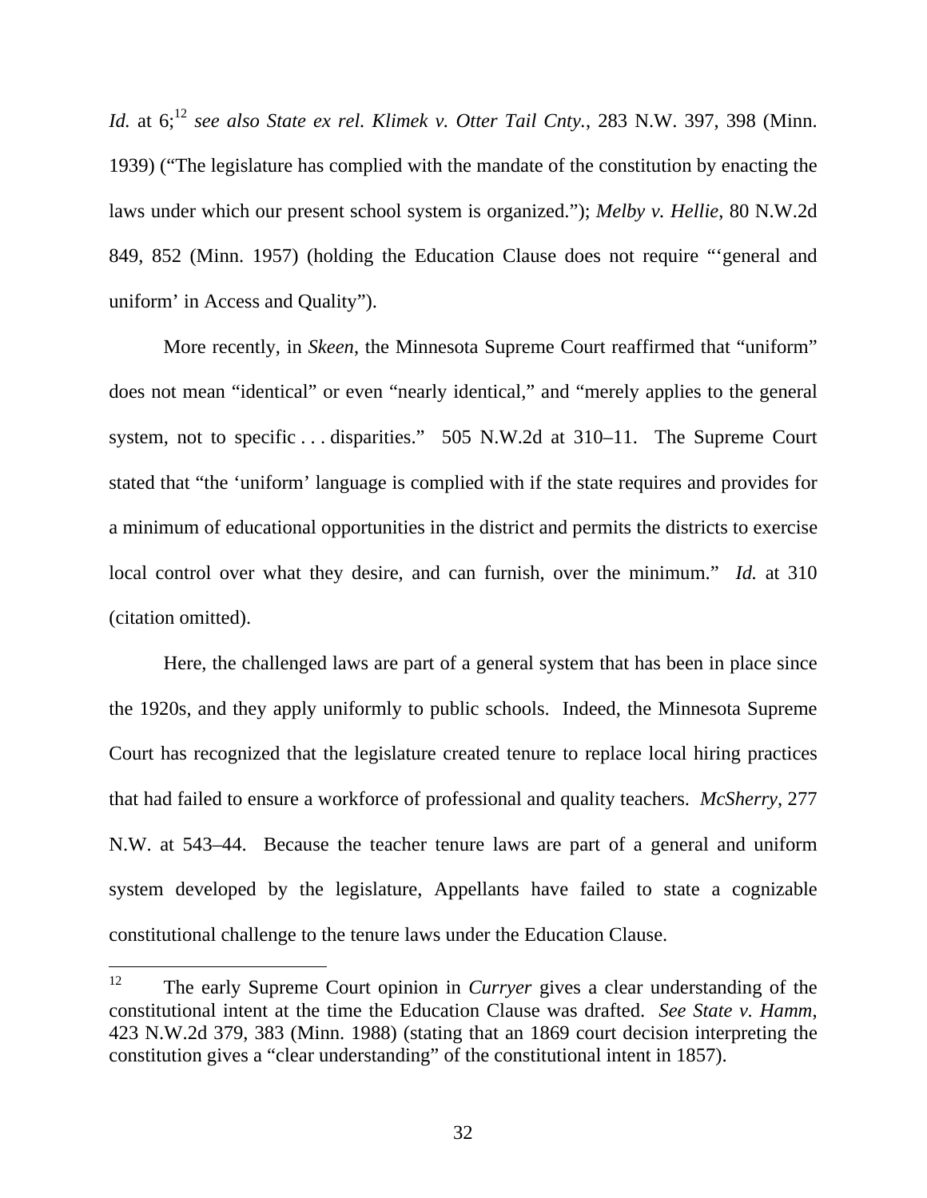*Id.* at 6;[12] *see also State ex rel. Klimek v. Otter Tail Cnty.*, 283 N.W. 397, 398 (Minn. 1939) ("The legislature has complied with the mandate of the constitution by enacting the laws under which our present school system is organized."); *Melby v. Hellie*, 80 N.W.2d 849, 852 (Minn. 1957) (holding the Education Clause does not require "'general and uniform' in Access and Quality").

More recently, in *Skeen*, the Minnesota Supreme Court reaffirmed that "uniform" does not mean "identical" or even "nearly identical," and "merely applies to the general system, not to specific . . . disparities." 505 N.W.2d at 310–11. The Supreme Court stated that "the 'uniform' language is complied with if the state requires and provides for a minimum of educational opportunities in the district and permits the districts to exercise local control over what they desire, and can furnish, over the minimum." *Id.* at 310 (citation omitted).

Here, the challenged laws are part of a general system that has been in place since the 1920s, and they apply uniformly to public schools. Indeed, the Minnesota Supreme Court has recognized that the legislature created tenure to replace local hiring practices that had failed to ensure a workforce of professional and quality teachers. *McSherry*, 277 N.W. at 543–44. Because the teacher tenure laws are part of a general and uniform system developed by the legislature, Appellants have failed to state a cognizable constitutional challenge to the tenure laws under the Education Clause.

---

[12] The early Supreme Court opinion in *Curryer* gives a clear understanding of the constitutional intent at the time the Education Clause was drafted. *See State v. Hamm*, 423 N.W.2d 379, 383 (Minn. 1988) (stating that an 1869 court decision interpreting the constitution gives a "clear understanding" of the constitutional intent in 1857).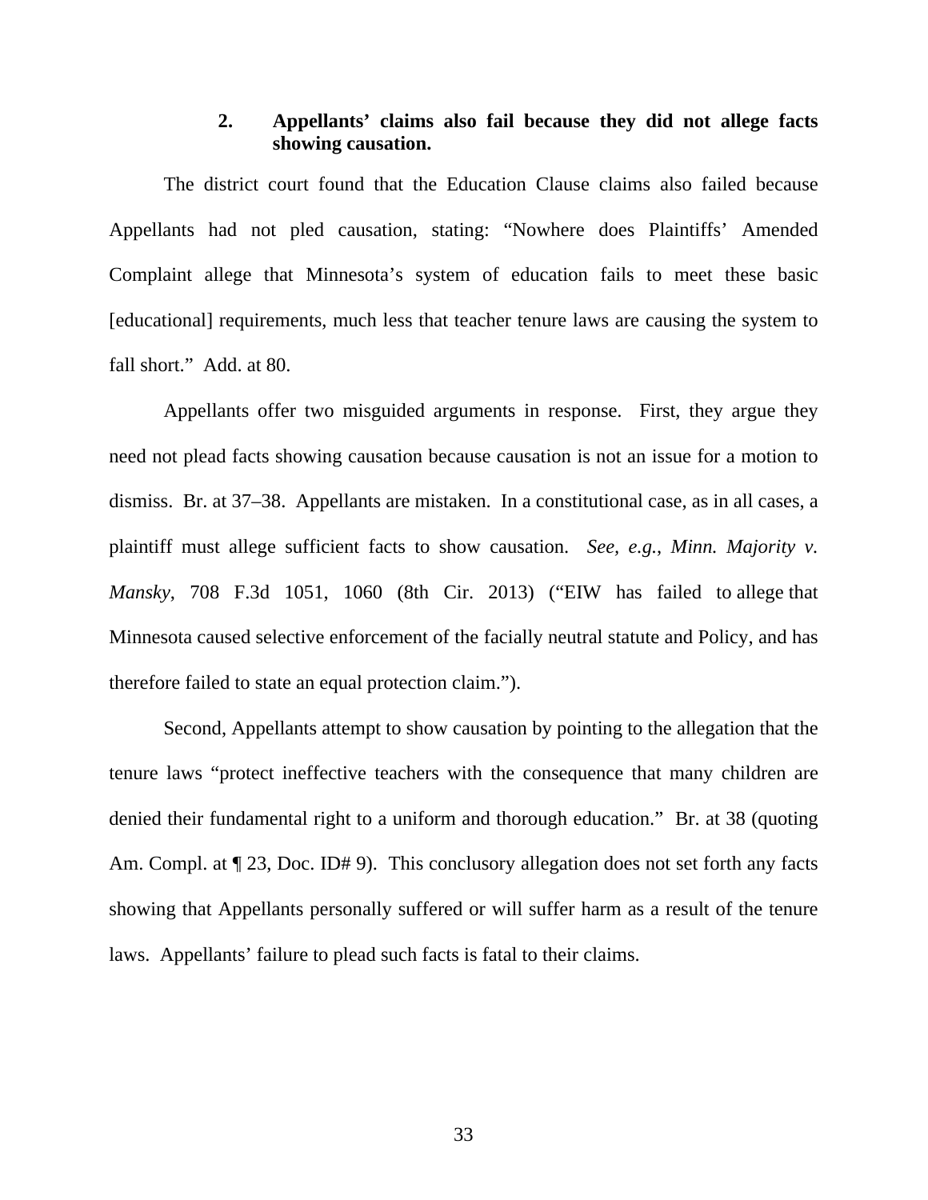### 2. Appellants' claims also fail because they did not allege facts showing causation.

The district court found that the Education Clause claims also failed because Appellants had not pled causation, stating: "Nowhere does Plaintiffs' Amended Complaint allege that Minnesota's system of education fails to meet these basic [educational] requirements, much less that teacher tenure laws are causing the system to fall short." Add. at 80.

Appellants offer two misguided arguments in response. First, they argue they need not plead facts showing causation because causation is not an issue for a motion to dismiss. Br. at 37–38. Appellants are mistaken. In a constitutional case, as in all cases, a plaintiff must allege sufficient facts to show causation. *See, e.g.*, *Minn. Majority v. Mansky*, 708 F.3d 1051, 1060 (8th Cir. 2013) ("EIW has failed to allege that Minnesota caused selective enforcement of the facially neutral statute and Policy, and has therefore failed to state an equal protection claim.").

Second, Appellants attempt to show causation by pointing to the allegation that the tenure laws "protect ineffective teachers with the consequence that many children are denied their fundamental right to a uniform and thorough education." Br. at 38 (quoting Am. Compl. at ¶ 23, Doc. ID# 9). This conclusory allegation does not set forth any facts showing that Appellants personally suffered or will suffer harm as a result of the tenure laws. Appellants' failure to plead such facts is fatal to their claims.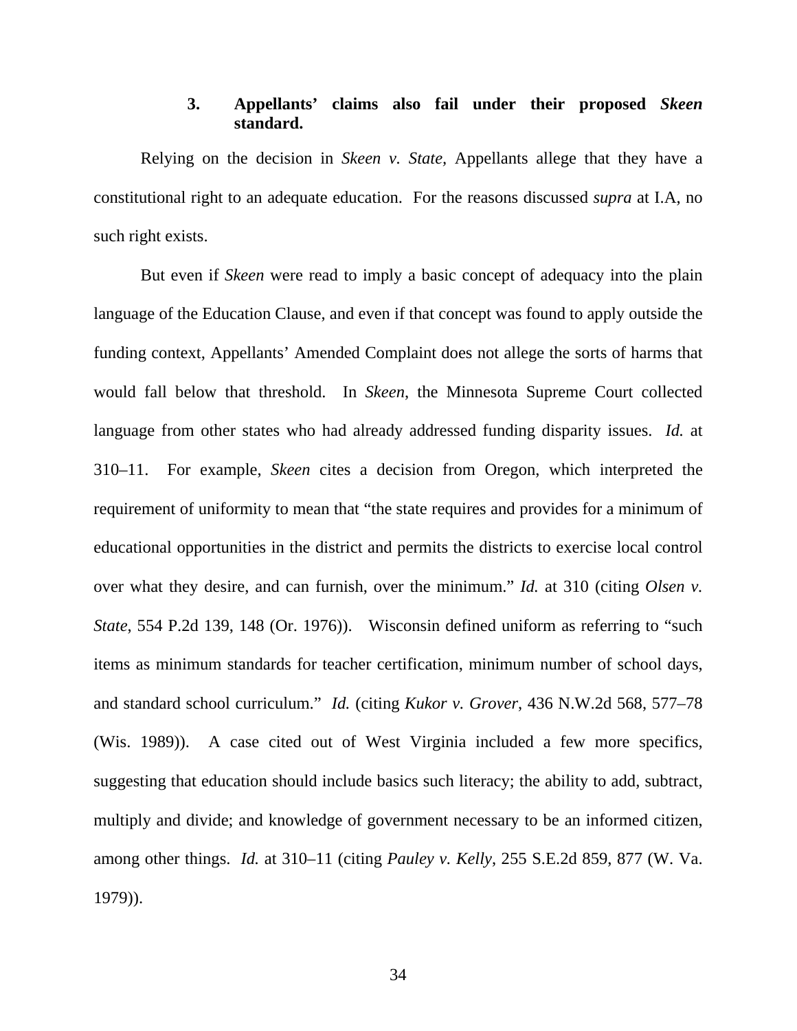### 3. Appellants' claims also fail under their proposed *Skeen* standard.

Relying on the decision in *Skeen v. State*, Appellants allege that they have a constitutional right to an adequate education. For the reasons discussed *supra* at I.A, no such right exists.

But even if *Skeen* were read to imply a basic concept of adequacy into the plain language of the Education Clause, and even if that concept was found to apply outside the funding context, Appellants' Amended Complaint does not allege the sorts of harms that would fall below that threshold. In *Skeen*, the Minnesota Supreme Court collected language from other states who had already addressed funding disparity issues. *Id.* at 310–11. For example, *Skeen* cites a decision from Oregon, which interpreted the requirement of uniformity to mean that "the state requires and provides for a minimum of educational opportunities in the district and permits the districts to exercise local control over what they desire, and can furnish, over the minimum." *Id.* at 310 (citing *Olsen v. State*, 554 P.2d 139, 148 (Or. 1976)). Wisconsin defined uniform as referring to "such items as minimum standards for teacher certification, minimum number of school days, and standard school curriculum." *Id.* (citing *Kukor v. Grover*, 436 N.W.2d 568, 577–78 (Wis. 1989)). A case cited out of West Virginia included a few more specifics, suggesting that education should include basics such literacy; the ability to add, subtract, multiply and divide; and knowledge of government necessary to be an informed citizen, among other things. *Id.* at 310–11 (citing *Pauley v. Kelly*, 255 S.E.2d 859, 877 (W. Va. 1979)).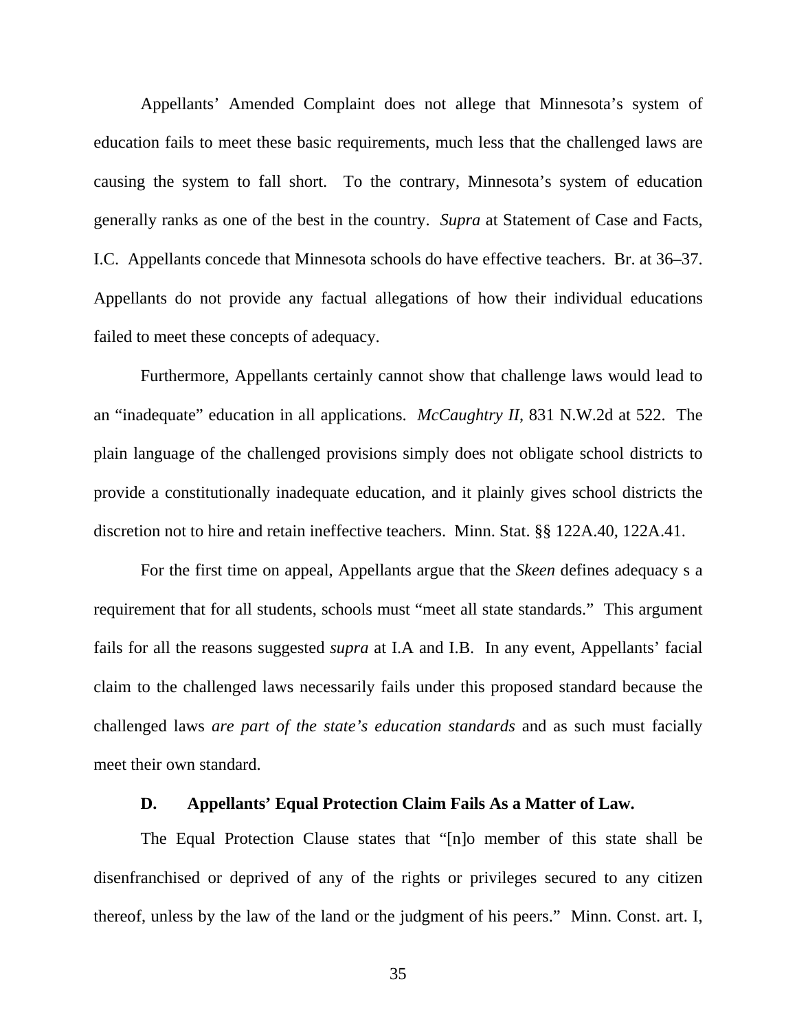Appellants' Amended Complaint does not allege that Minnesota's system of education fails to meet these basic requirements, much less that the challenged laws are causing the system to fall short. To the contrary, Minnesota's system of education generally ranks as one of the best in the country. *Supra* at Statement of Case and Facts, I.C. Appellants concede that Minnesota schools do have effective teachers. Br. at 36–37. Appellants do not provide any factual allegations of how their individual educations failed to meet these concepts of adequacy.

Furthermore, Appellants certainly cannot show that challenge laws would lead to an "inadequate" education in all applications. *McCaughtry II*, 831 N.W.2d at 522. The plain language of the challenged provisions simply does not obligate school districts to provide a constitutionally inadequate education, and it plainly gives school districts the discretion not to hire and retain ineffective teachers. Minn. Stat. §§ 122A.40, 122A.41.

For the first time on appeal, Appellants argue that the *Skeen* defines adequacy s a requirement that for all students, schools must "meet all state standards." This argument fails for all the reasons suggested *supra* at I.A and I.B. In any event, Appellants' facial claim to the challenged laws necessarily fails under this proposed standard because the challenged laws *are part of the state's education standards* and as such must facially meet their own standard.

### D. Appellants' Equal Protection Claim Fails As a Matter of Law.

The Equal Protection Clause states that "[n]o member of this state shall be disenfranchised or deprived of any of the rights or privileges secured to any citizen thereof, unless by the law of the land or the judgment of his peers." Minn. Const. art. I,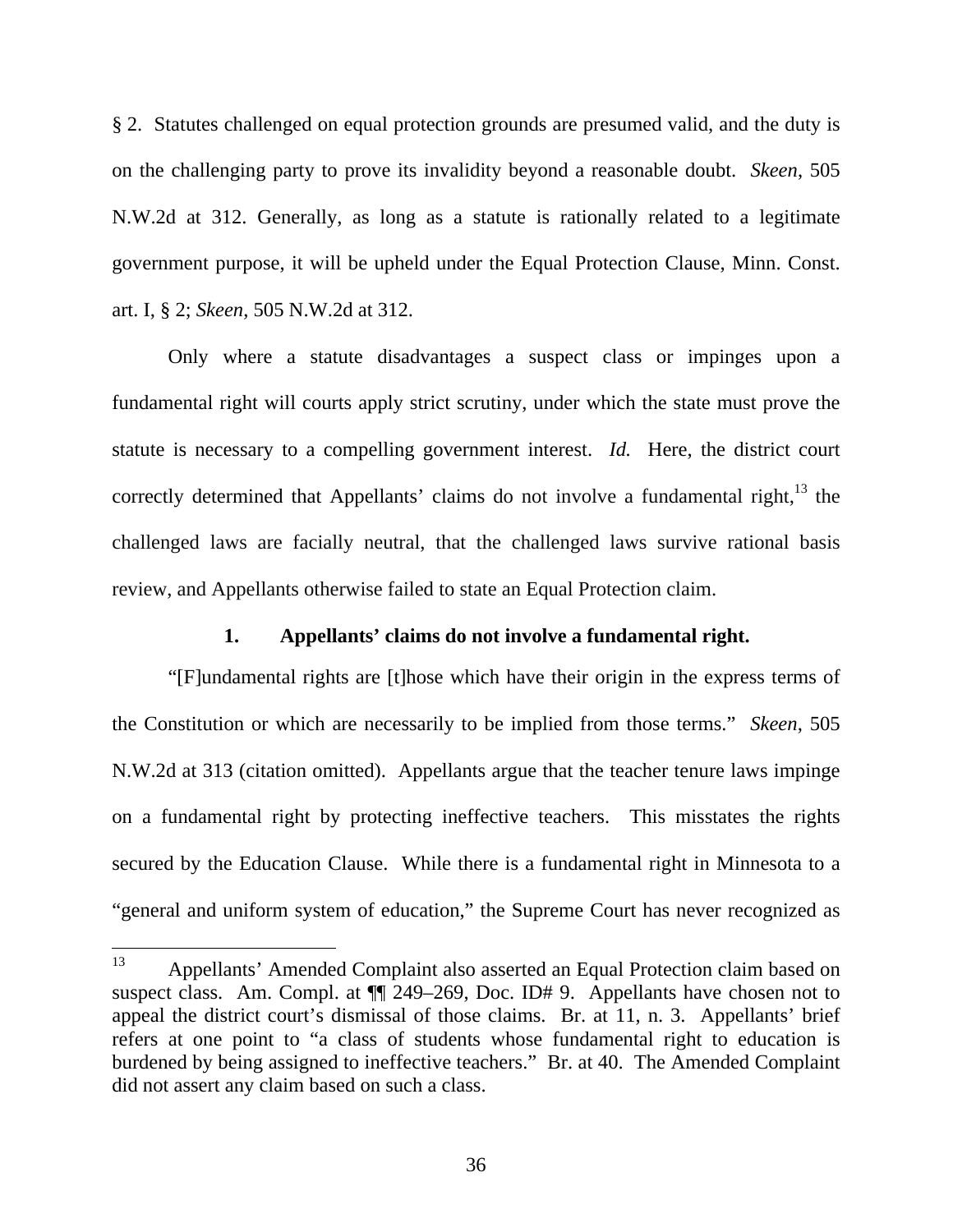§ 2. Statutes challenged on equal protection grounds are presumed valid, and the duty is on the challenging party to prove its invalidity beyond a reasonable doubt. *Skeen*, 505 N.W.2d at 312. Generally, as long as a statute is rationally related to a legitimate government purpose, it will be upheld under the Equal Protection Clause, Minn. Const. art. I, § 2; *Skeen*, 505 N.W.2d at 312.

Only where a statute disadvantages a suspect class or impinges upon a fundamental right will courts apply strict scrutiny, under which the state must prove the statute is necessary to a compelling government interest. *Id.* Here, the district court correctly determined that Appellants' claims do not involve a fundamental right,[13] the challenged laws are facially neutral, that the challenged laws survive rational basis review, and Appellants otherwise failed to state an Equal Protection claim.

### 1. Appellants' claims do not involve a fundamental right.

"[F]undamental rights are [t]hose which have their origin in the express terms of the Constitution or which are necessarily to be implied from those terms." *Skeen*, 505 N.W.2d at 313 (citation omitted). Appellants argue that the teacher tenure laws impinge on a fundamental right by protecting ineffective teachers. This misstates the rights secured by the Education Clause. While there is a fundamental right in Minnesota to a "general and uniform system of education," the Supreme Court has never recognized as

---

[13] Appellants' Amended Complaint also asserted an Equal Protection claim based on suspect class. Am. Compl. at ¶¶ 249–269, Doc. ID# 9. Appellants have chosen not to appeal the district court's dismissal of those claims. Br. at 11, n. 3. Appellants' brief refers at one point to "a class of students whose fundamental right to education is burdened by being assigned to ineffective teachers." Br. at 40. The Amended Complaint did not assert any claim based on such a class.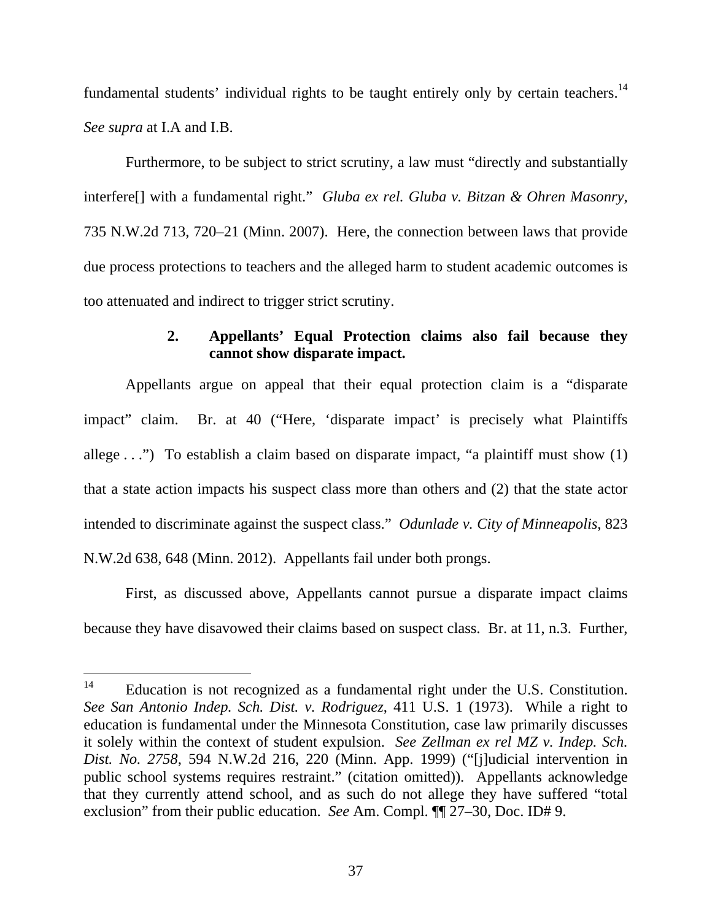fundamental students' individual rights to be taught entirely only by certain teachers.[14] *See supra* at I.A and I.B.

Furthermore, to be subject to strict scrutiny, a law must "directly and substantially interfere[] with a fundamental right." *Gluba ex rel. Gluba v. Bitzan & Ohren Masonry*, 735 N.W.2d 713, 720–21 (Minn. 2007). Here, the connection between laws that provide due process protections to teachers and the alleged harm to student academic outcomes is too attenuated and indirect to trigger strict scrutiny.

#### 2. Appellants' Equal Protection claims also fail because they cannot show disparate impact.

Appellants argue on appeal that their equal protection claim is a "disparate impact" claim. Br. at 40 ("Here, 'disparate impact' is precisely what Plaintiffs allege . . .") To establish a claim based on disparate impact, "a plaintiff must show (1) that a state action impacts his suspect class more than others and (2) that the state actor intended to discriminate against the suspect class." *Odunlade v. City of Minneapolis*, 823 N.W.2d 638, 648 (Minn. 2012). Appellants fail under both prongs.

First, as discussed above, Appellants cannot pursue a disparate impact claims because they have disavowed their claims based on suspect class. Br. at 11, n.3. Further,

---

[14] Education is not recognized as a fundamental right under the U.S. Constitution. *See San Antonio Indep. Sch. Dist. v. Rodriguez*, 411 U.S. 1 (1973). While a right to education is fundamental under the Minnesota Constitution, case law primarily discusses it solely within the context of student expulsion. *See Zellman ex rel MZ v. Indep. Sch. Dist. No. 2758*, 594 N.W.2d 216, 220 (Minn. App. 1999) ("[j]udicial intervention in public school systems requires restraint." (citation omitted)). Appellants acknowledge that they currently attend school, and as such do not allege they have suffered "total exclusion" from their public education. *See* Am. Compl. ¶¶ 27–30, Doc. ID# 9.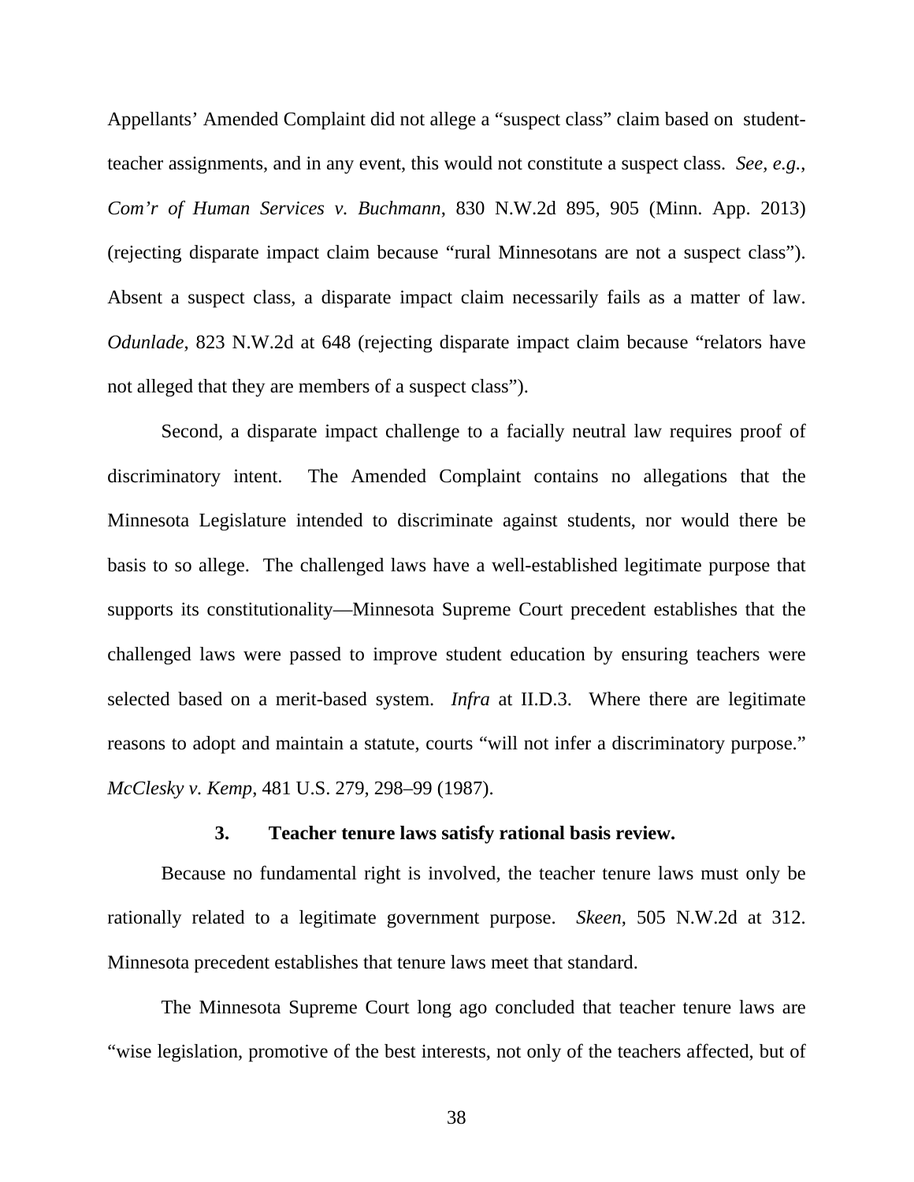Appellants' Amended Complaint did not allege a "suspect class" claim based on student-teacher assignments, and in any event, this would not constitute a suspect class. *See, e.g.*, *Com'r of Human Services v. Buchmann*, 830 N.W.2d 895, 905 (Minn. App. 2013) (rejecting disparate impact claim because "rural Minnesotans are not a suspect class"). Absent a suspect class, a disparate impact claim necessarily fails as a matter of law. *Odunlade*, 823 N.W.2d at 648 (rejecting disparate impact claim because "relators have not alleged that they are members of a suspect class").

Second, a disparate impact challenge to a facially neutral law requires proof of discriminatory intent. The Amended Complaint contains no allegations that the Minnesota Legislature intended to discriminate against students, nor would there be basis to so allege. The challenged laws have a well-established legitimate purpose that supports its constitutionality—Minnesota Supreme Court precedent establishes that the challenged laws were passed to improve student education by ensuring teachers were selected based on a merit-based system. *Infra* at II.D.3. Where there are legitimate reasons to adopt and maintain a statute, courts "will not infer a discriminatory purpose." *McClesky v. Kemp*, 481 U.S. 279, 298–99 (1987).

### 3. Teacher tenure laws satisfy rational basis review.

Because no fundamental right is involved, the teacher tenure laws must only be rationally related to a legitimate government purpose. *Skeen*, 505 N.W.2d at 312. Minnesota precedent establishes that tenure laws meet that standard.

The Minnesota Supreme Court long ago concluded that teacher tenure laws are "wise legislation, promotive of the best interests, not only of the teachers affected, but of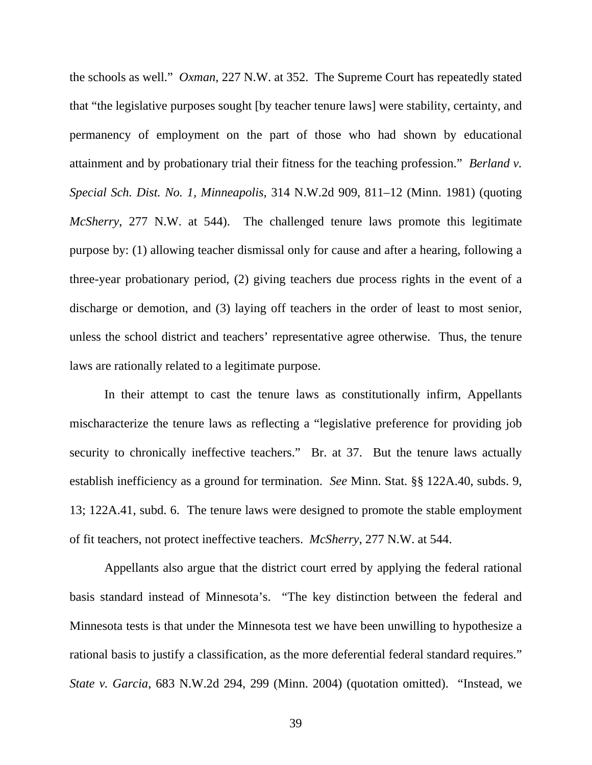the schools as well." *Oxman*, 227 N.W. at 352. The Supreme Court has repeatedly stated that "the legislative purposes sought [by teacher tenure laws] were stability, certainty, and permanency of employment on the part of those who had shown by educational attainment and by probationary trial their fitness for the teaching profession." *Berland v. Special Sch. Dist. No. 1, Minneapolis*, 314 N.W.2d 909, 811–12 (Minn. 1981) (quoting *McSherry*, 277 N.W. at 544). The challenged tenure laws promote this legitimate purpose by: (1) allowing teacher dismissal only for cause and after a hearing, following a three-year probationary period, (2) giving teachers due process rights in the event of a discharge or demotion, and (3) laying off teachers in the order of least to most senior, unless the school district and teachers' representative agree otherwise. Thus, the tenure laws are rationally related to a legitimate purpose.

In their attempt to cast the tenure laws as constitutionally infirm, Appellants mischaracterize the tenure laws as reflecting a "legislative preference for providing job security to chronically ineffective teachers." Br. at 37. But the tenure laws actually establish inefficiency as a ground for termination. *See* Minn. Stat. §§ 122A.40, subds. 9, 13; 122A.41, subd. 6. The tenure laws were designed to promote the stable employment of fit teachers, not protect ineffective teachers. *McSherry*, 277 N.W. at 544.

Appellants also argue that the district court erred by applying the federal rational basis standard instead of Minnesota's. "The key distinction between the federal and Minnesota tests is that under the Minnesota test we have been unwilling to hypothesize a rational basis to justify a classification, as the more deferential federal standard requires." *State v. Garcia*, 683 N.W.2d 294, 299 (Minn. 2004) (quotation omitted). "Instead, we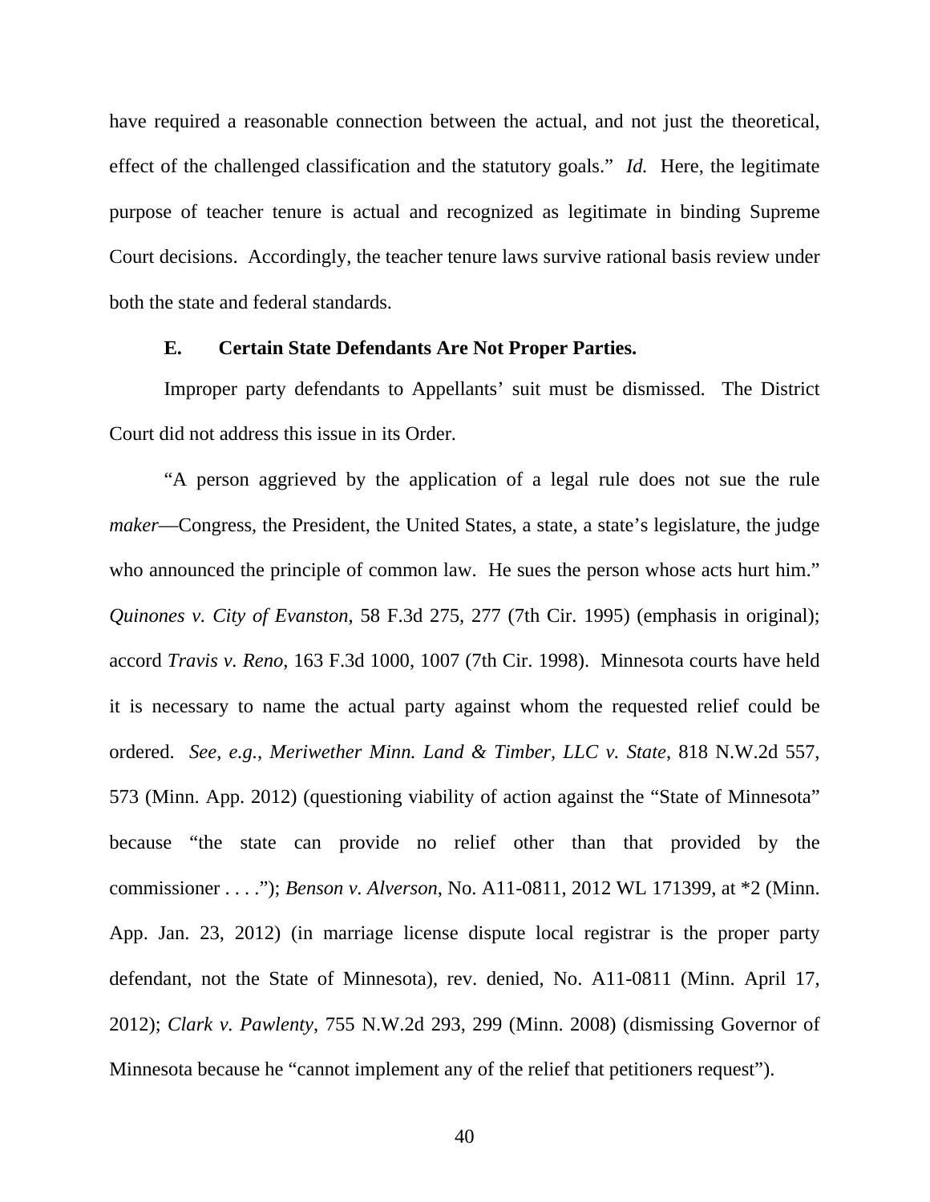have required a reasonable connection between the actual, and not just the theoretical, effect of the challenged classification and the statutory goals." *Id.* Here, the legitimate purpose of teacher tenure is actual and recognized as legitimate in binding Supreme Court decisions. Accordingly, the teacher tenure laws survive rational basis review under both the state and federal standards.

### E. Certain State Defendants Are Not Proper Parties.

Improper party defendants to Appellants' suit must be dismissed. The District Court did not address this issue in its Order.

"A person aggrieved by the application of a legal rule does not sue the rule *maker*—Congress, the President, the United States, a state, a state's legislature, the judge who announced the principle of common law. He sues the person whose acts hurt him." *Quinones v. City of Evanston*, 58 F.3d 275, 277 (7th Cir. 1995) (emphasis in original); accord *Travis v. Reno*, 163 F.3d 1000, 1007 (7th Cir. 1998). Minnesota courts have held it is necessary to name the actual party against whom the requested relief could be ordered. *See, e.g.*, *Meriwether Minn. Land & Timber, LLC v. State*, 818 N.W.2d 557, 573 (Minn. App. 2012) (questioning viability of action against the "State of Minnesota" because "the state can provide no relief other than that provided by the commissioner . . . ."); *Benson v. Alverson*, No. A11-0811, 2012 WL 171399, at *2 (Minn. App. Jan. 23, 2012) (in marriage license dispute local registrar is the proper party defendant, not the State of Minnesota), rev. denied, No. A11-0811 (Minn. April 17, 2012); *Clark v. Pawlenty*, 755 N.W.2d 293, 299 (Minn. 2008) (dismissing Governor of Minnesota because he "cannot implement any of the relief that petitioners request").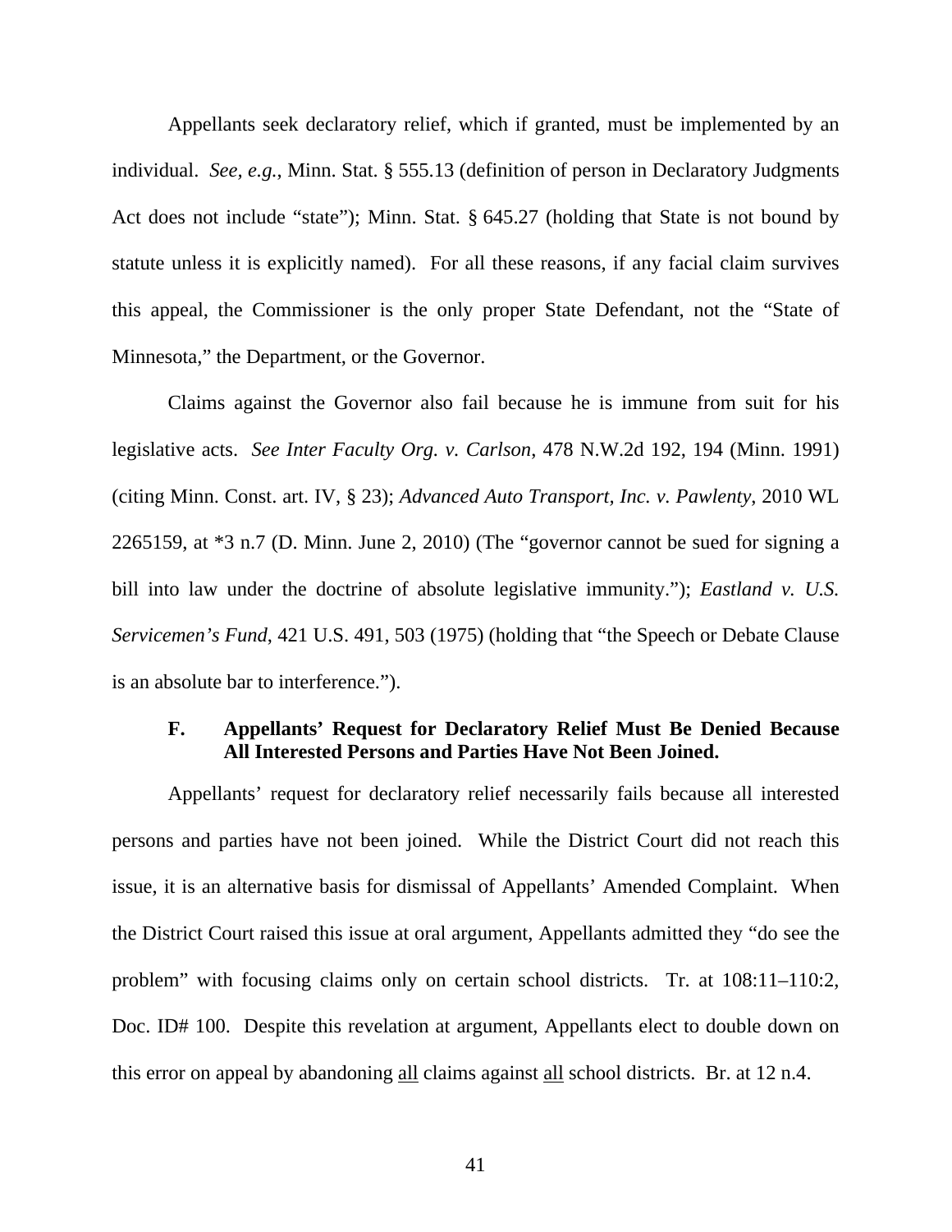Appellants seek declaratory relief, which if granted, must be implemented by an individual. *See, e.g.*, Minn. Stat. § 555.13 (definition of person in Declaratory Judgments Act does not include "state"); Minn. Stat. § 645.27 (holding that State is not bound by statute unless it is explicitly named). For all these reasons, if any facial claim survives this appeal, the Commissioner is the only proper State Defendant, not the "State of Minnesota," the Department, or the Governor.

Claims against the Governor also fail because he is immune from suit for his legislative acts. *See Inter Faculty Org. v. Carlson*, 478 N.W.2d 192, 194 (Minn. 1991) (citing Minn. Const. art. IV, § 23); *Advanced Auto Transport, Inc. v. Pawlenty*, 2010 WL 2265159, at *3 n.7 (D. Minn. June 2, 2010) (The "governor cannot be sued for signing a bill into law under the doctrine of absolute legislative immunity."); *Eastland v. U.S. Servicemen's Fund*, 421 U.S. 491, 503 (1975) (holding that "the Speech or Debate Clause is an absolute bar to interference.").

### F. Appellants' Request for Declaratory Relief Must Be Denied Because All Interested Persons and Parties Have Not Been Joined.

Appellants' request for declaratory relief necessarily fails because all interested persons and parties have not been joined. While the District Court did not reach this issue, it is an alternative basis for dismissal of Appellants' Amended Complaint. When the District Court raised this issue at oral argument, Appellants admitted they "do see the problem" with focusing claims only on certain school districts. Tr. at 108:11–110:2, Doc. ID# 100. Despite this revelation at argument, Appellants elect to double down on this error on appeal by abandoning <u>all</u> claims against <u>all</u> school districts. Br. at 12 n.4.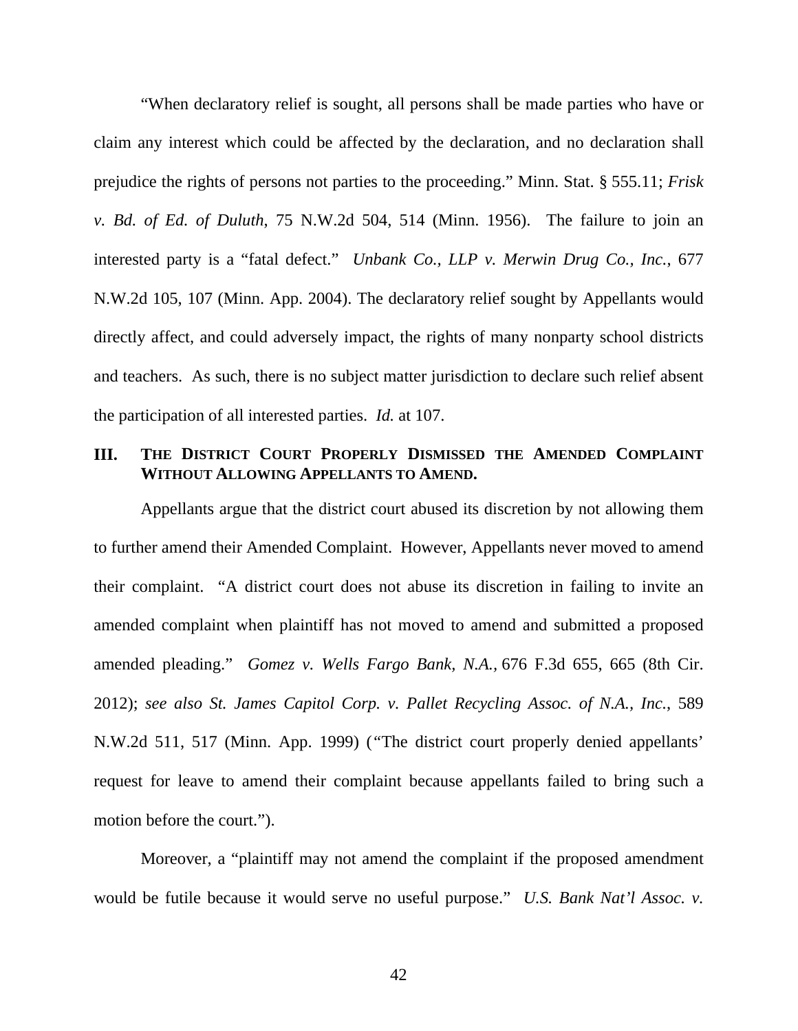"When declaratory relief is sought, all persons shall be made parties who have or claim any interest which could be affected by the declaration, and no declaration shall prejudice the rights of persons not parties to the proceeding." Minn. Stat. § 555.11; *Frisk v. Bd. of Ed. of Duluth*, 75 N.W.2d 504, 514 (Minn. 1956). The failure to join an interested party is a "fatal defect." *Unbank Co., LLP v. Merwin Drug Co., Inc.*, 677 N.W.2d 105, 107 (Minn. App. 2004). The declaratory relief sought by Appellants would directly affect, and could adversely impact, the rights of many nonparty school districts and teachers. As such, there is no subject matter jurisdiction to declare such relief absent the participation of all interested parties. *Id.* at 107.

## III. THE DISTRICT COURT PROPERLY DISMISSED THE AMENDED COMPLAINT WITHOUT ALLOWING APPELLANTS TO AMEND.

Appellants argue that the district court abused its discretion by not allowing them to further amend their Amended Complaint. However, Appellants never moved to amend their complaint. "A district court does not abuse its discretion in failing to invite an amended complaint when plaintiff has not moved to amend and submitted a proposed amended pleading." *Gomez v. Wells Fargo Bank, N.A.*, 676 F.3d 655, 665 (8th Cir. 2012); *see also St. James Capitol Corp. v. Pallet Recycling Assoc. of N.A., Inc.*, 589 N.W.2d 511, 517 (Minn. App. 1999) ("The district court properly denied appellants' request for leave to amend their complaint because appellants failed to bring such a motion before the court.").

Moreover, a "plaintiff may not amend the complaint if the proposed amendment would be futile because it would serve no useful purpose." *U.S. Bank Nat'l Assoc. v.*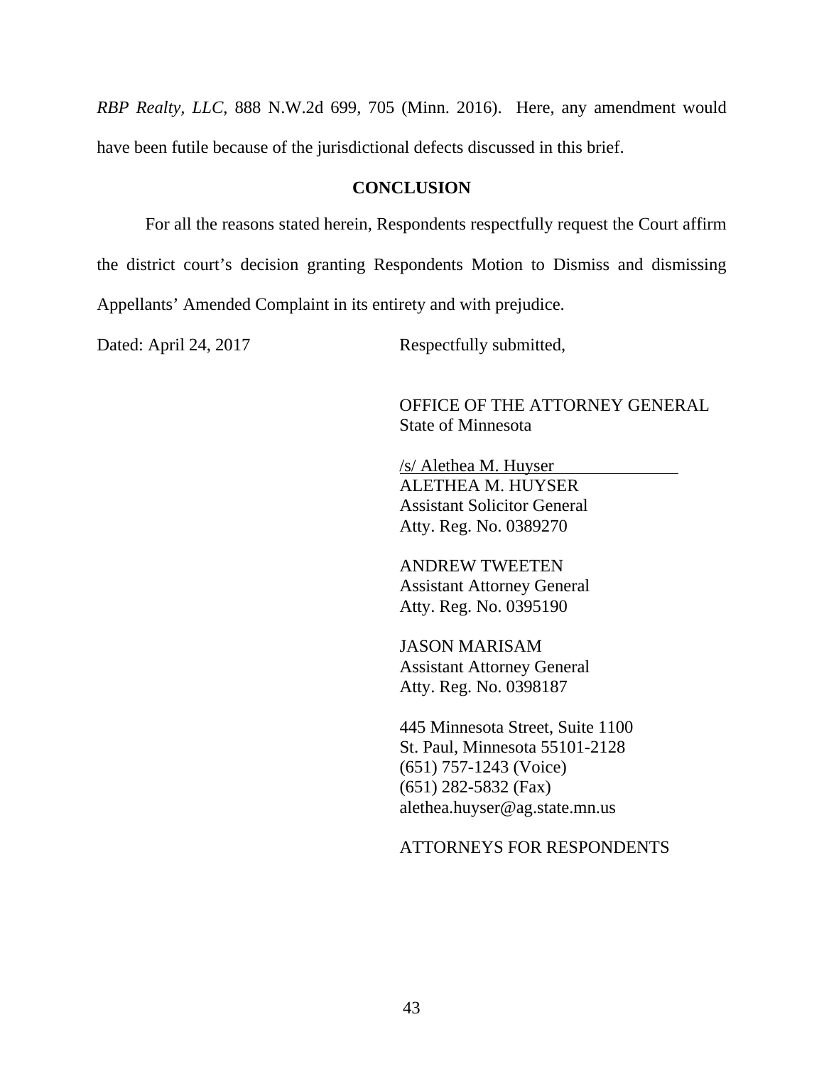*RBP Realty, LLC*, 888 N.W.2d 699, 705 (Minn. 2016). Here, any amendment would have been futile because of the jurisdictional defects discussed in this brief.

## CONCLUSION

For all the reasons stated herein, Respondents respectfully request the Court affirm the district court's decision granting Respondents Motion to Dismiss and dismissing Appellants' Amended Complaint in its entirety and with prejudice.

Dated: April 24, 2017

Respectfully submitted,

OFFICE OF THE ATTORNEY GENERAL
State of Minnesota

/s/ Alethea M. Huyser
ALETHEA M. HUYSER
Assistant Solicitor General
Atty. Reg. No. 0389270

ANDREW TWEETEN
Assistant Attorney General
Atty. Reg. No. 0395190

JASON MARISAM
Assistant Attorney General
Atty. Reg. No. 0398187

445 Minnesota Street, Suite 1100
St. Paul, Minnesota 55101-2128
(651) 757-1243 (Voice)
(651) 282-5832 (Fax)
alethea.huyser@ag.state.mn.us

ATTORNEYS FOR RESPONDENTS